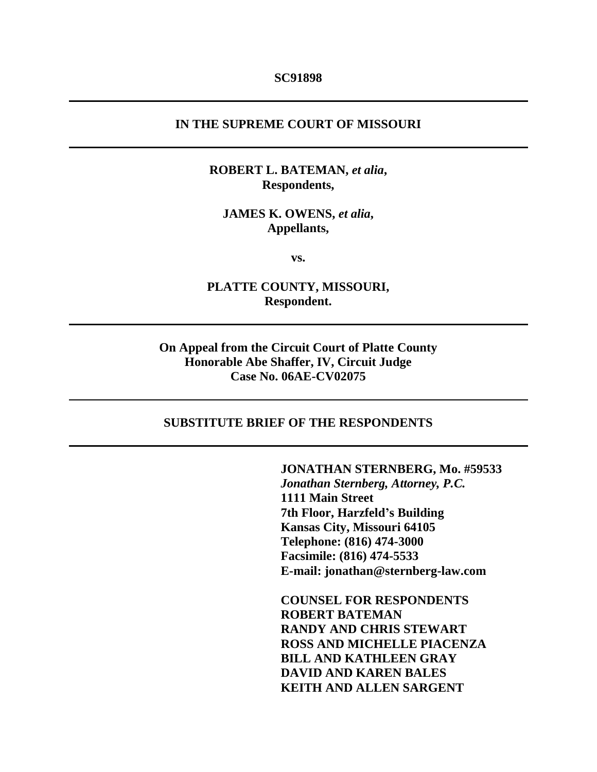**SC91898**

---

**IN THE SUPREME COURT OF MISSOURI**

---

**ROBERT L. BATEMAN, *et alia*,**
**Respondents,**

**JAMES K. OWENS, *et alia*,**
**Appellants,**

**vs.**

**PLATTE COUNTY, MISSOURI,**
**Respondent.**

---

**On Appeal from the Circuit Court of Platte County**
**Honorable Abe Shaffer, IV, Circuit Judge**
**Case No. 06AE-CV02075**

---

**SUBSTITUTE BRIEF OF THE RESPONDENTS**

---

**JONATHAN STERNBERG, Mo. #59533**
***Jonathan Sternberg, Attorney, P.C.***
**1111 Main Street**
**7th Floor, Harzfeld's Building**
**Kansas City, Missouri 64105**
**Telephone: (816) 474-3000**
**Facsimile: (816) 474-5533**
**E-mail: jonathan@sternberg-law.com**

**COUNSEL FOR RESPONDENTS**
**ROBERT BATEMAN**
**RANDY AND CHRIS STEWART**
**ROSS AND MICHELLE PIACENZA**
**BILL AND KATHLEEN GRAY**
**DAVID AND KAREN BALES**
**KEITH AND ALLEN SARGENT**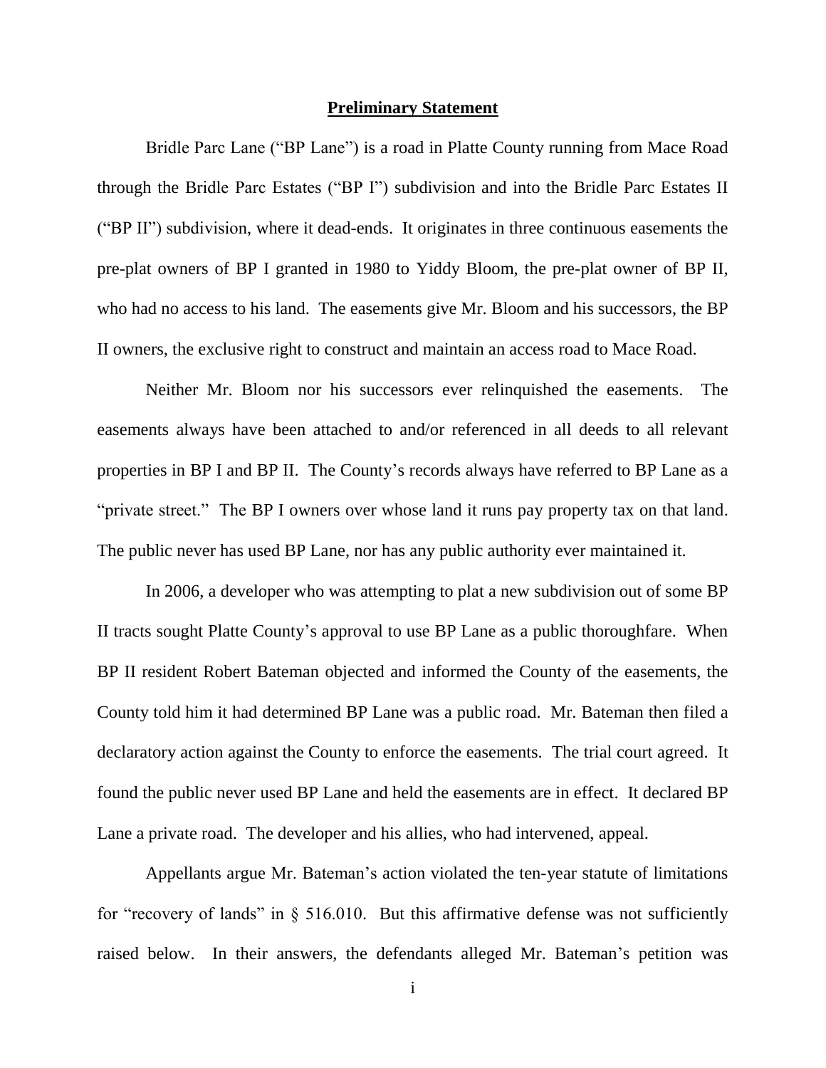## Preliminary Statement

Bridle Parc Lane ("BP Lane") is a road in Platte County running from Mace Road through the Bridle Parc Estates ("BP I") subdivision and into the Bridle Parc Estates II ("BP II") subdivision, where it dead-ends. It originates in three continuous easements the pre-plat owners of BP I granted in 1980 to Yiddy Bloom, the pre-plat owner of BP II, who had no access to his land. The easements give Mr. Bloom and his successors, the BP II owners, the exclusive right to construct and maintain an access road to Mace Road.

Neither Mr. Bloom nor his successors ever relinquished the easements. The easements always have been attached to and/or referenced in all deeds to all relevant properties in BP I and BP II. The County's records always have referred to BP Lane as a "private street." The BP I owners over whose land it runs pay property tax on that land. The public never has used BP Lane, nor has any public authority ever maintained it.

In 2006, a developer who was attempting to plat a new subdivision out of some BP II tracts sought Platte County's approval to use BP Lane as a public thoroughfare. When BP II resident Robert Bateman objected and informed the County of the easements, the County told him it had determined BP Lane was a public road. Mr. Bateman then filed a declaratory action against the County to enforce the easements. The trial court agreed. It found the public never used BP Lane and held the easements are in effect. It declared BP Lane a private road. The developer and his allies, who had intervened, appeal.

Appellants argue Mr. Bateman's action violated the ten-year statute of limitations for "recovery of lands" in § 516.010. But this affirmative defense was not sufficiently raised below. In their answers, the defendants alleged Mr. Bateman's petition was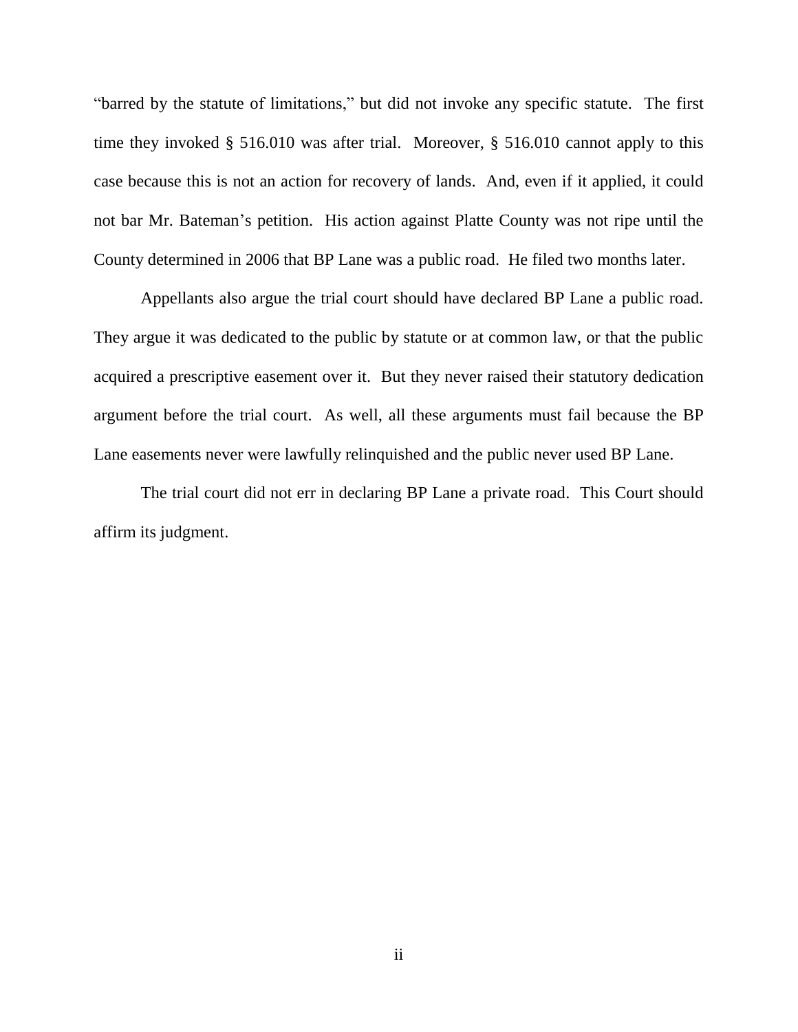"barred by the statute of limitations," but did not invoke any specific statute. The first time they invoked § 516.010 was after trial. Moreover, § 516.010 cannot apply to this case because this is not an action for recovery of lands. And, even if it applied, it could not bar Mr. Bateman's petition. His action against Platte County was not ripe until the County determined in 2006 that BP Lane was a public road. He filed two months later.

Appellants also argue the trial court should have declared BP Lane a public road. They argue it was dedicated to the public by statute or at common law, or that the public acquired a prescriptive easement over it. But they never raised their statutory dedication argument before the trial court. As well, all these arguments must fail because the BP Lane easements never were lawfully relinquished and the public never used BP Lane.

The trial court did not err in declaring BP Lane a private road. This Court should affirm its judgment.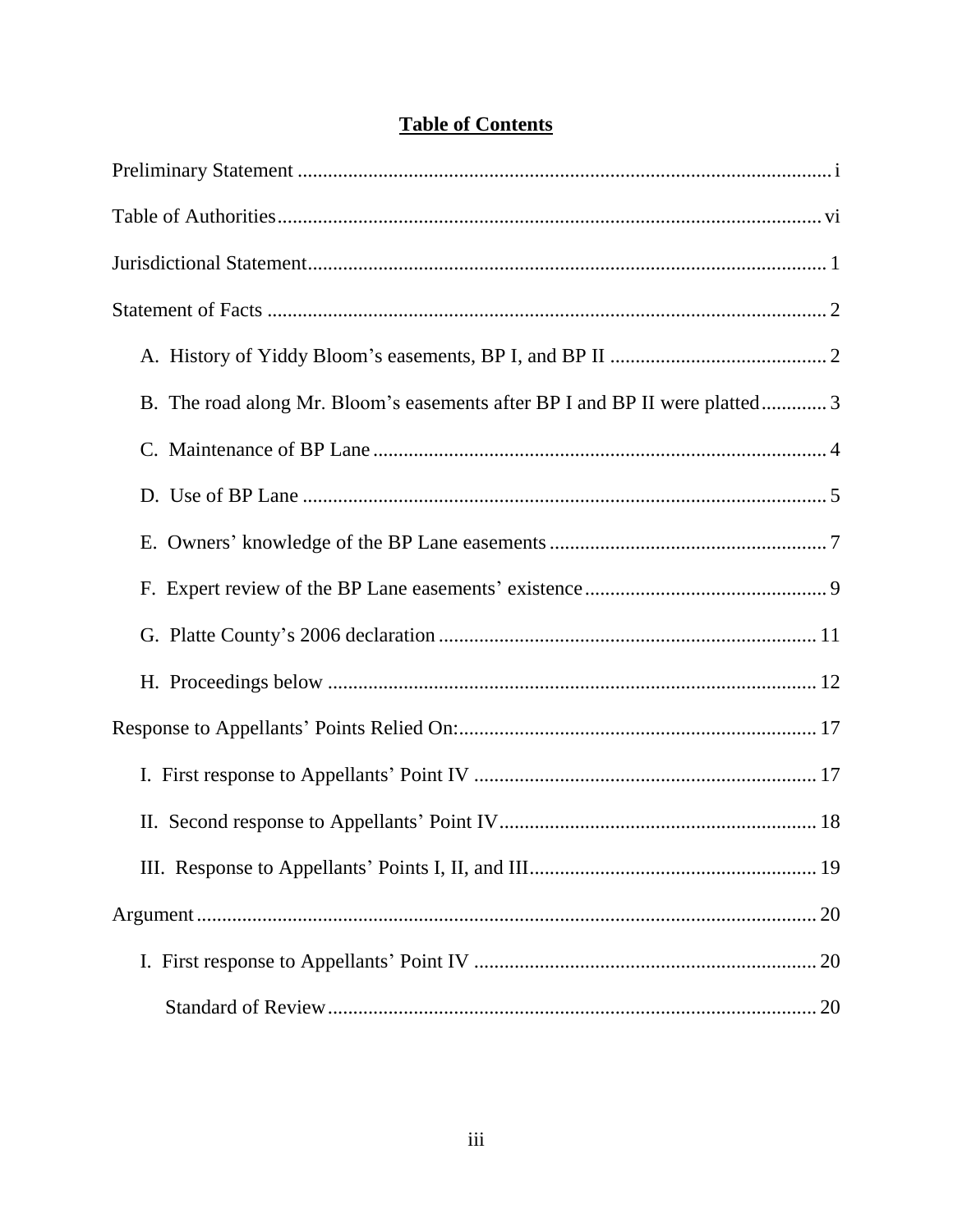# Table of Contents

Preliminary Statement ........................................................................................................ i

Table of Authorities .......................................................................................................... vi

Jurisdictional Statement ..................................................................................................... 1

Statement of Facts ............................................................................................................. 2

A. History of Yiddy Bloom's easements, BP I, and BP II ........................................... 2

B. The road along Mr. Bloom's easements after BP I and BP II were platted ............. 3

C. Maintenance of BP Lane ......................................................................................... 4

D. Use of BP Lane ....................................................................................................... 5

E. Owners' knowledge of the BP Lane easements ....................................................... 7

F. Expert review of the BP Lane easements' existence ................................................ 9

G. Platte County's 2006 declaration .......................................................................... 11

H. Proceedings below ................................................................................................ 12

Response to Appellants' Points Relied On: ...................................................................... 17

I. First response to Appellants' Point IV .................................................................... 17

II. Second response to Appellants' Point IV .............................................................. 18

III. Response to Appellants' Points I, II, and III ......................................................... 19

Argument .......................................................................................................................... 20

I. First response to Appellants' Point IV .................................................................... 20

Standard of Review ................................................................................................. 20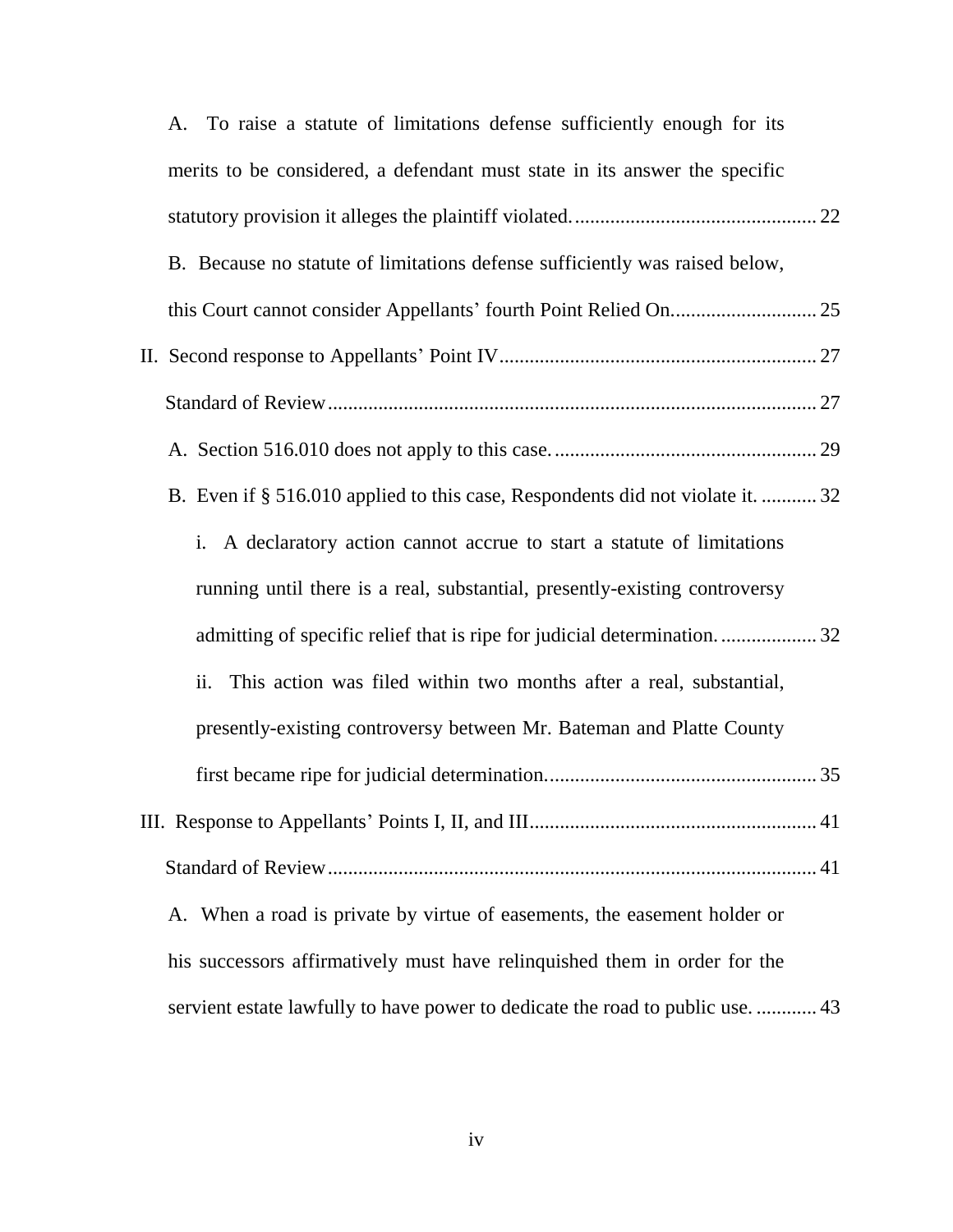A. To raise a statute of limitations defense sufficiently enough for its merits to be considered, a defendant must state in its answer the specific statutory provision it alleges the plaintiff violated. ... 22

B. Because no statute of limitations defense sufficiently was raised below, this Court cannot consider Appellants' fourth Point Relied On. ... 25

II. Second response to Appellants' Point IV ... 27

Standard of Review ... 27

A. Section 516.010 does not apply to this case. ... 29

B. Even if § 516.010 applied to this case, Respondents did not violate it. ... 32

i. A declaratory action cannot accrue to start a statute of limitations running until there is a real, substantial, presently-existing controversy admitting of specific relief that is ripe for judicial determination. ... 32

ii. This action was filed within two months after a real, substantial, presently-existing controversy between Mr. Bateman and Platte County first became ripe for judicial determination. ... 35

III. Response to Appellants' Points I, II, and III ... 41

Standard of Review ... 41

A. When a road is private by virtue of easements, the easement holder or his successors affirmatively must have relinquished them in order for the servient estate lawfully to have power to dedicate the road to public use. ... 43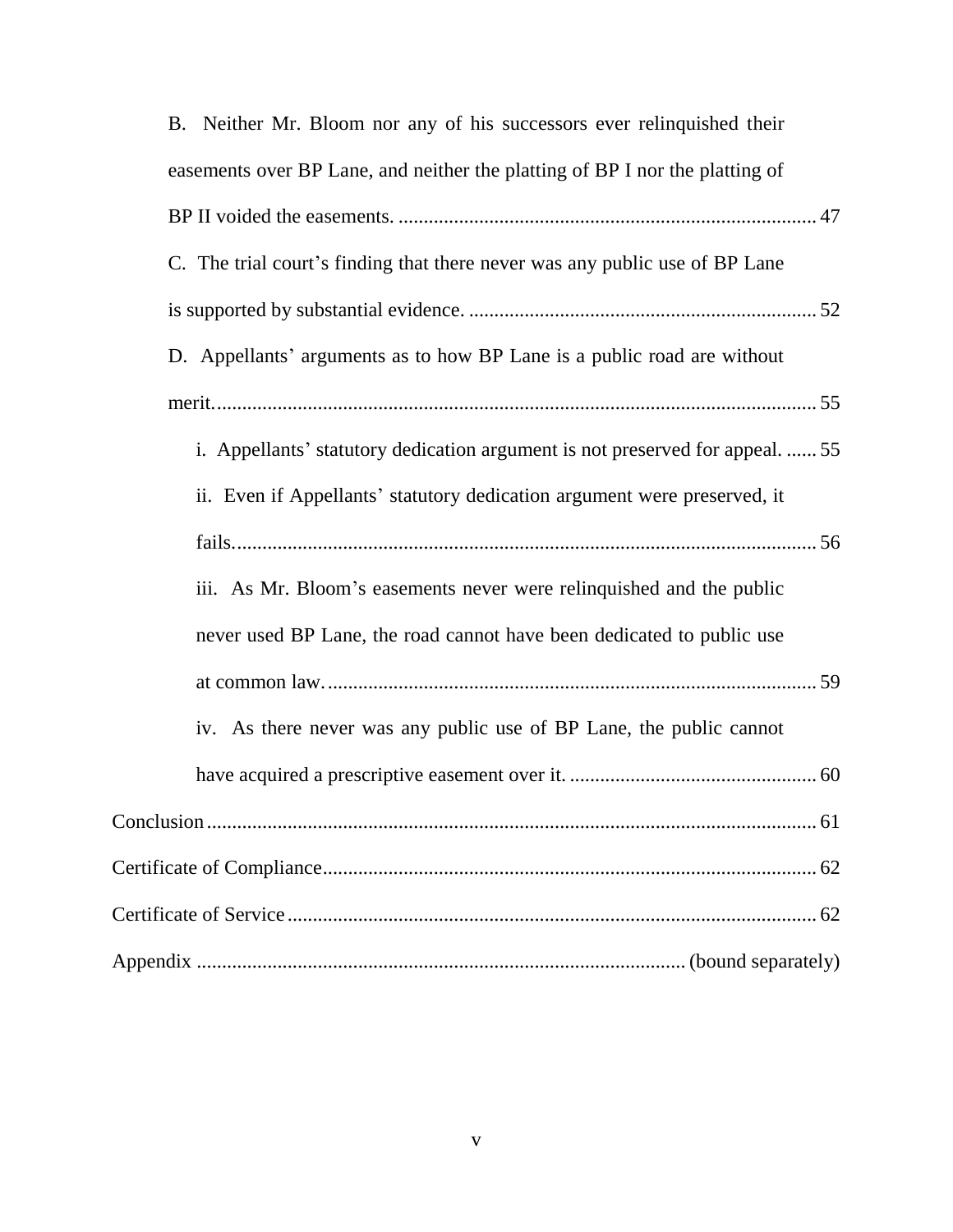B. Neither Mr. Bloom nor any of his successors ever relinquished their easements over BP Lane, and neither the platting of BP I nor the platting of BP II voided the easements. .................................................................................. 47

C. The trial court's finding that there never was any public use of BP Lane is supported by substantial evidence. .................................................................... 52

D. Appellants' arguments as to how BP Lane is a public road are without merit....................................................................................................................... 55

i. Appellants' statutory dedication argument is not preserved for appeal. ...... 55

ii. Even if Appellants' statutory dedication argument were preserved, it fails.................................................................................................................. 56

iii. As Mr. Bloom's easements never were relinquished and the public never used BP Lane, the road cannot have been dedicated to public use at common law. ................................................................................................ 59

iv. As there never was any public use of BP Lane, the public cannot have acquired a prescriptive easement over it. ................................................. 60

Conclusion ......................................................................................................... 61

Certificate of Compliance................................................................................. 62

Certificate of Service ......................................................................................... 62

Appendix ................................................................................................ (bound separately)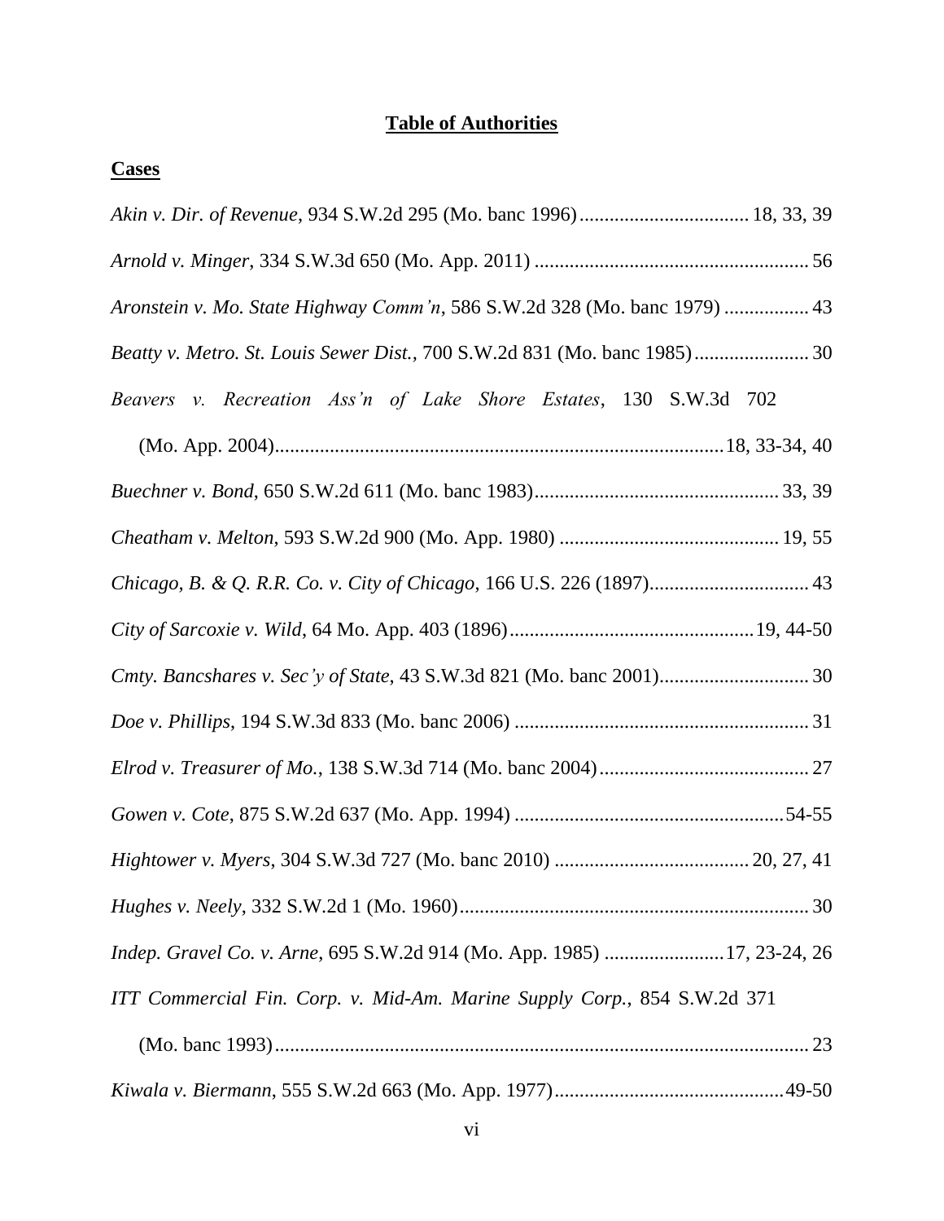**Table of Authorities**

**Cases**

*Akin v. Dir. of Revenue*, 934 S.W.2d 295 (Mo. banc 1996) .................................. 18, 33, 39

*Arnold v. Minger*, 334 S.W.3d 650 (Mo. App. 2011) ....................................................... 56

*Aronstein v. Mo. State Highway Comm'n*, 586 S.W.2d 328 (Mo. banc 1979) ................. 43

*Beatty v. Metro. St. Louis Sewer Dist.*, 700 S.W.2d 831 (Mo. banc 1985)....................... 30

*Beavers v. Recreation Ass'n of Lake Shore Estates*, 130 S.W.3d 702 (Mo. App. 2004).........................................................................................18, 33-34, 40

*Buechner v. Bond*, 650 S.W.2d 611 (Mo. banc 1983)................................................. 33, 39

*Cheatham v. Melton*, 593 S.W.2d 900 (Mo. App. 1980) ............................................ 19, 55

*Chicago, B. & Q. R.R. Co. v. City of Chicago*, 166 U.S. 226 (1897)................................ 43

*City of Sarcoxie v. Wild*, 64 Mo. App. 403 (1896).................................................19, 44-50

*Cmty. Bancshares v. Sec'y of State*, 43 S.W.3d 821 (Mo. banc 2001).............................. 30

*Doe v. Phillips*, 194 S.W.3d 833 (Mo. banc 2006) ........................................................... 31

*Elrod v. Treasurer of Mo.*, 138 S.W.3d 714 (Mo. banc 2004).......................................... 27

*Gowen v. Cote*, 875 S.W.2d 637 (Mo. App. 1994) ......................................................54-55

*Hightower v. Myers*, 304 S.W.3d 727 (Mo. banc 2010) ....................................... 20, 27, 41

*Hughes v. Neely*, 332 S.W.2d 1 (Mo. 1960)...................................................................... 30

*Indep. Gravel Co. v. Arne*, 695 S.W.2d 914 (Mo. App. 1985) ........................17, 23-24, 26

*ITT Commercial Fin. Corp. v. Mid-Am. Marine Supply Corp.*, 854 S.W.2d 371 (Mo. banc 1993)........................................................................................................... 23

*Kiwala v. Biermann*, 555 S.W.2d 663 (Mo. App. 1977)..............................................49-50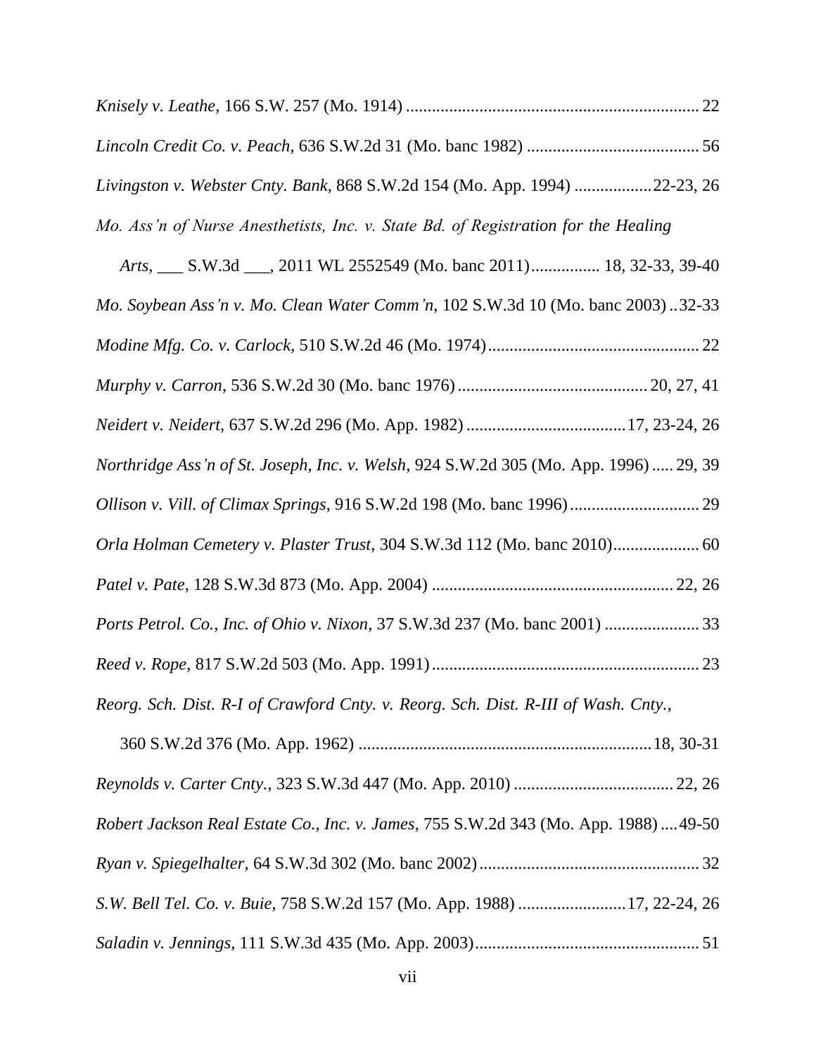*Knisely v. Leathe*, 166 S.W. 257 (Mo. 1914) .................................................................... 22

*Lincoln Credit Co. v. Peach*, 636 S.W.2d 31 (Mo. banc 1982) ........................................ 56

*Livingston v. Webster Cnty. Bank*, 868 S.W.2d 154 (Mo. App. 1994) .................22-23, 26

*Mo. Ass'n of Nurse Anesthetists, Inc. v. State Bd. of Registration for the Healing Arts*, ___ S.W.3d ___, 2011 WL 2552549 (Mo. banc 2011)................ 18, 32-33, 39-40

*Mo. Soybean Ass'n v. Mo. Clean Water Comm'n*, 102 S.W.3d 10 (Mo. banc 2003) ..32-33

*Modine Mfg. Co. v. Carlock*, 510 S.W.2d 46 (Mo. 1974)................................................. 22

*Murphy v. Carron*, 536 S.W.2d 30 (Mo. banc 1976)............................................ 20, 27, 41

*Neidert v. Neidert*, 637 S.W.2d 296 (Mo. App. 1982) .....................................17, 23-24, 26

*Northridge Ass'n of St. Joseph, Inc. v. Welsh*, 924 S.W.2d 305 (Mo. App. 1996) ..... 29, 39

*Ollison v. Vill. of Climax Springs*, 916 S.W.2d 198 (Mo. banc 1996).............................. 29

*Orla Holman Cemetery v. Plaster Trust*, 304 S.W.3d 112 (Mo. banc 2010).................... 60

*Patel v. Pate*, 128 S.W.3d 873 (Mo. App. 2004) ........................................................ 22, 26

*Ports Petrol. Co., Inc. of Ohio v. Nixon*, 37 S.W.3d 237 (Mo. banc 2001) ...................... 33

*Reed v. Rope*, 817 S.W.2d 503 (Mo. App. 1991).............................................................. 23

*Reorg. Sch. Dist. R-I of Crawford Cnty. v. Reorg. Sch. Dist. R-III of Wash. Cnty.*, 360 S.W.2d 376 (Mo. App. 1962) ....................................................................18, 30-31

*Reynolds v. Carter Cnty.*, 323 S.W.3d 447 (Mo. App. 2010) ..................................... 22, 26

*Robert Jackson Real Estate Co., Inc. v. James*, 755 S.W.2d 343 (Mo. App. 1988) ....49-50

*Ryan v. Spiegelhalter*, 64 S.W.3d 302 (Mo. banc 2002)................................................... 32

*S.W. Bell Tel. Co. v. Buie*, 758 S.W.2d 157 (Mo. App. 1988) .........................17, 22-24, 26

*Saladin v. Jennings*, 111 S.W.3d 435 (Mo. App. 2003).................................................... 51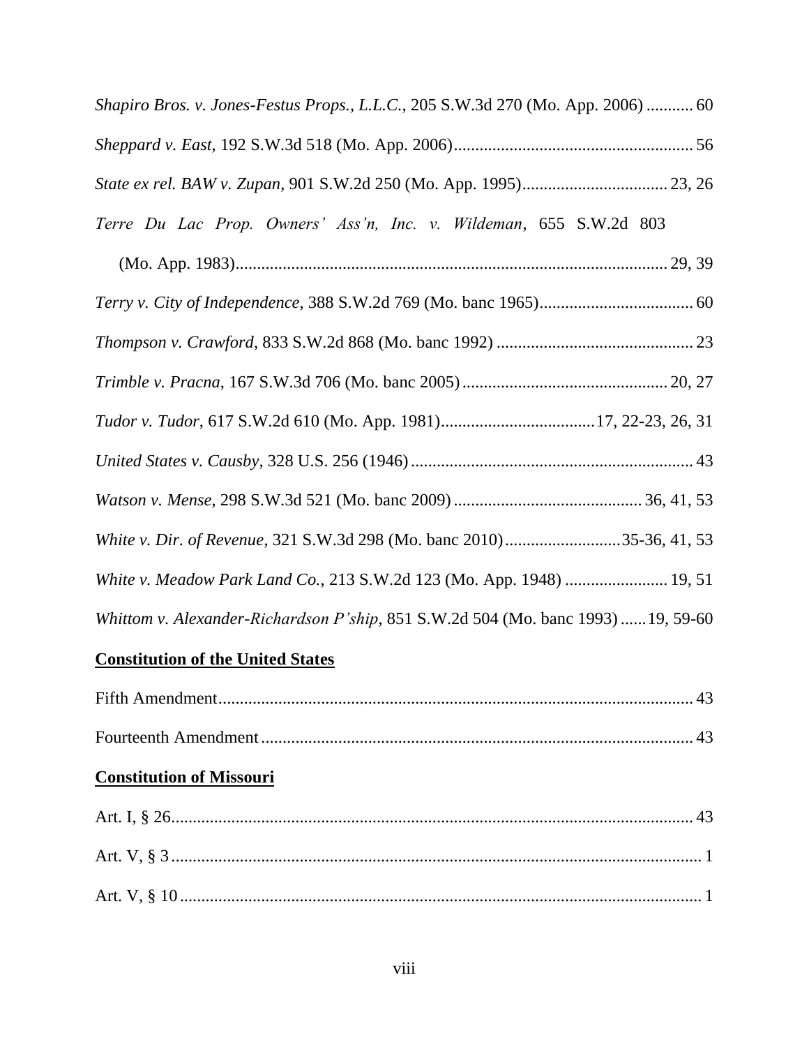*Shapiro Bros. v. Jones-Festus Props., L.L.C.*, 205 S.W.3d 270 (Mo. App. 2006) ........... 60

*Sheppard v. East*, 192 S.W.3d 518 (Mo. App. 2006)........................................................ 56

*State ex rel. BAW v. Zupan*, 901 S.W.2d 250 (Mo. App. 1995).................................. 23, 26

*Terre Du Lac Prop. Owners' Ass'n, Inc. v. Wildeman*, 655 S.W.2d 803 (Mo. App. 1983)................................................................................................... 29, 39

*Terry v. City of Independence*, 388 S.W.2d 769 (Mo. banc 1965).................................... 60

*Thompson v. Crawford*, 833 S.W.2d 868 (Mo. banc 1992) .............................................. 23

*Trimble v. Pracna*, 167 S.W.3d 706 (Mo. banc 2005)................................................ 20, 27

*Tudor v. Tudor*, 617 S.W.2d 610 (Mo. App. 1981)....................................17, 22-23, 26, 31

*United States v. Causby*, 328 U.S. 256 (1946) .................................................................. 43

*Watson v. Mense*, 298 S.W.3d 521 (Mo. banc 2009) ............................................ 36, 41, 53

*White v. Dir. of Revenue*, 321 S.W.3d 298 (Mo. banc 2010)...........................35-36, 41, 53

*White v. Meadow Park Land Co.*, 213 S.W.2d 123 (Mo. App. 1948) ........................ 19, 51

*Whittom v. Alexander-Richardson P'ship*, 851 S.W.2d 504 (Mo. banc 1993) ......19, 59-60

**Constitution of the United States**

Fifth Amendment................................................................................................................ 43

Fourteenth Amendment ...................................................................................................... 43

**Constitution of Missouri**

Art. I, § 26........................................................................................................................... 43

Art. V, § 3 ............................................................................................................................. 1

Art. V, § 10 ........................................................................................................................... 1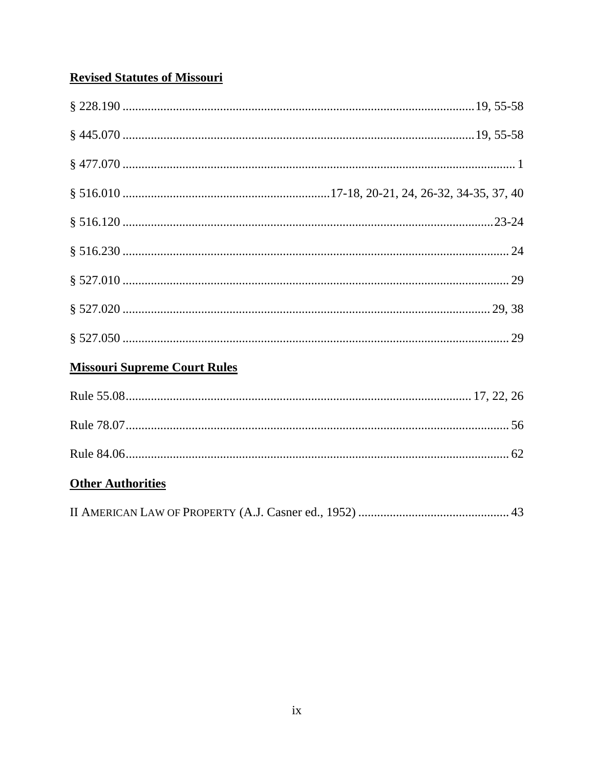**Revised Statutes of Missouri**

§ 228.190 .......... 19, 55-58

§ 445.070 .......... 19, 55-58

§ 477.070 .......... 1

§ 516.010 .......... 17-18, 20-21, 24, 26-32, 34-35, 37, 40

§ 516.120 .......... 23-24

§ 516.230 .......... 24

§ 527.010 .......... 29

§ 527.020 .......... 29, 38

§ 527.050 .......... 29

**Missouri Supreme Court Rules**

Rule 55.08 .......... 17, 22, 26

Rule 78.07 .......... 56

Rule 84.06 .......... 62

**Other Authorities**

II AMERICAN LAW OF PROPERTY (A.J. Casner ed., 1952) .......... 43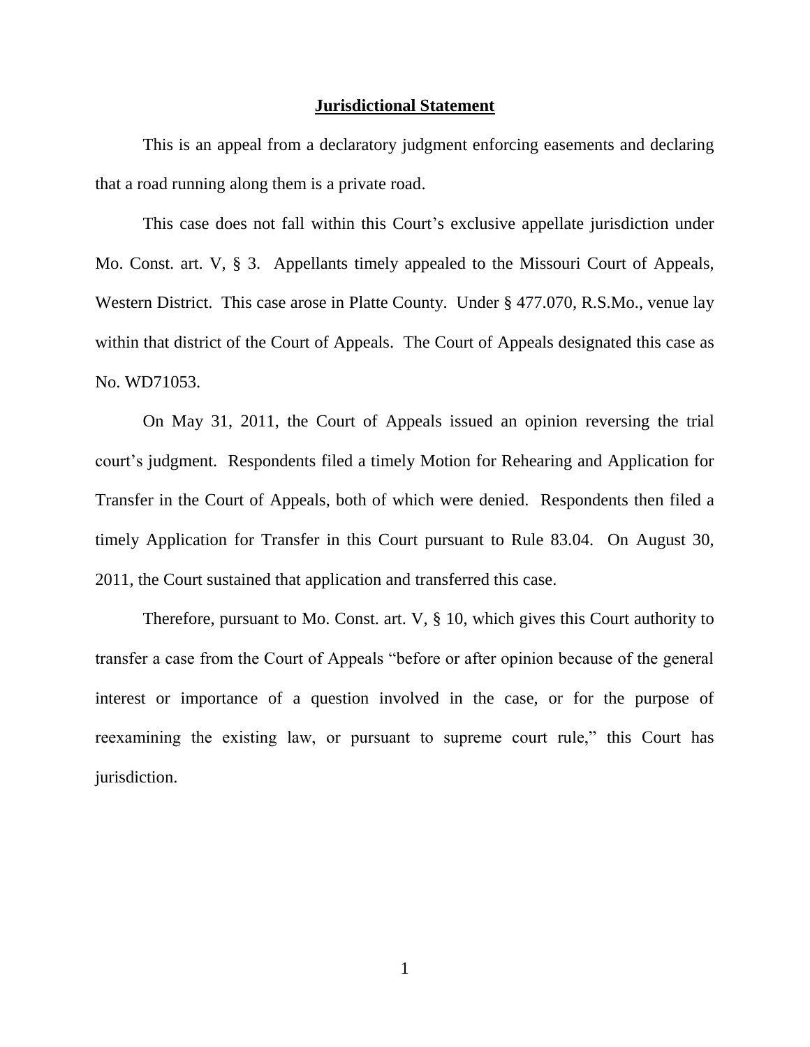## Jurisdictional Statement

This is an appeal from a declaratory judgment enforcing easements and declaring that a road running along them is a private road.

This case does not fall within this Court's exclusive appellate jurisdiction under Mo. Const. art. V, § 3. Appellants timely appealed to the Missouri Court of Appeals, Western District. This case arose in Platte County. Under § 477.070, R.S.Mo., venue lay within that district of the Court of Appeals. The Court of Appeals designated this case as No. WD71053.

On May 31, 2011, the Court of Appeals issued an opinion reversing the trial court's judgment. Respondents filed a timely Motion for Rehearing and Application for Transfer in the Court of Appeals, both of which were denied. Respondents then filed a timely Application for Transfer in this Court pursuant to Rule 83.04. On August 30, 2011, the Court sustained that application and transferred this case.

Therefore, pursuant to Mo. Const. art. V, § 10, which gives this Court authority to transfer a case from the Court of Appeals "before or after opinion because of the general interest or importance of a question involved in the case, or for the purpose of reexamining the existing law, or pursuant to supreme court rule," this Court has jurisdiction.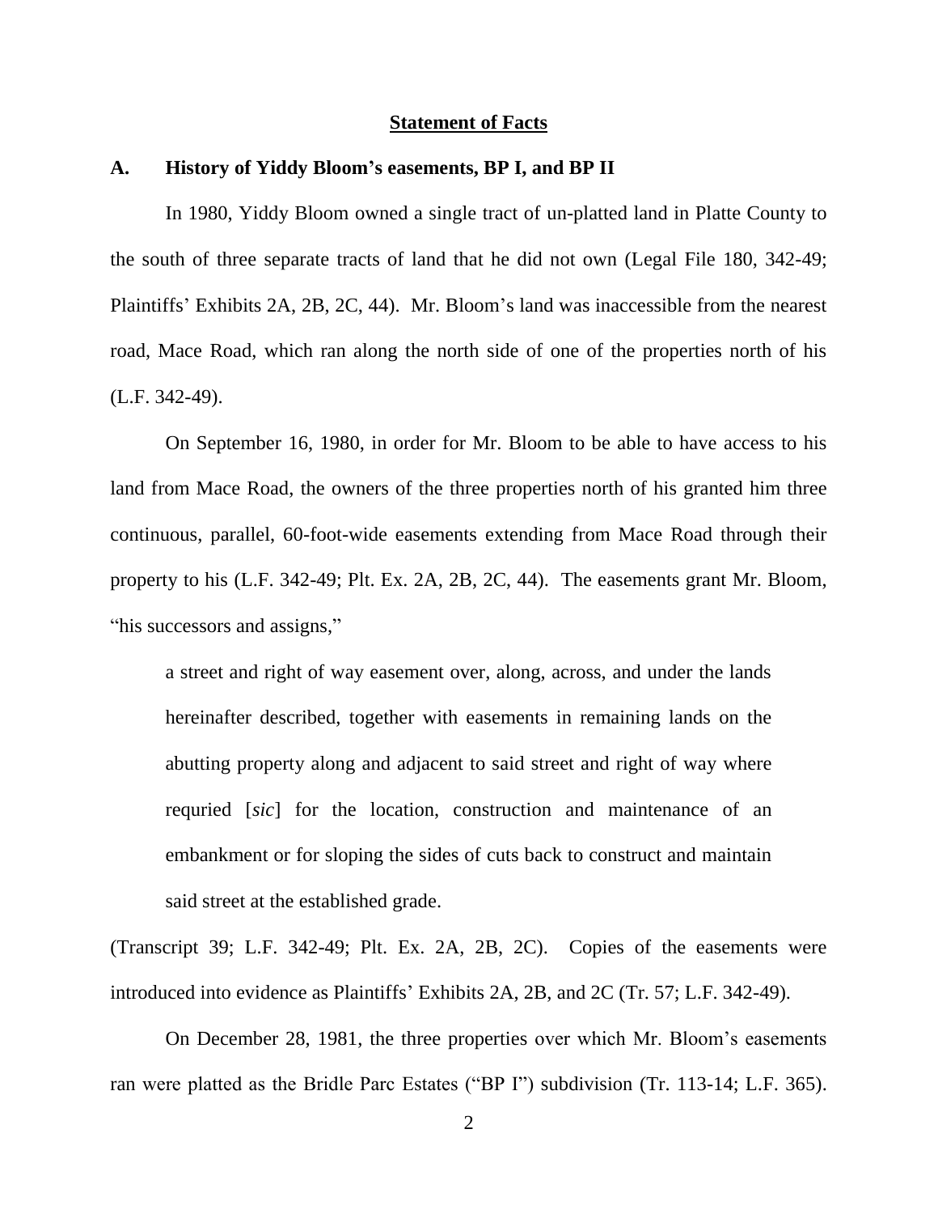## Statement of Facts

### A. History of Yiddy Bloom's easements, BP I, and BP II

In 1980, Yiddy Bloom owned a single tract of un-platted land in Platte County to the south of three separate tracts of land that he did not own (Legal File 180, 342-49; Plaintiffs' Exhibits 2A, 2B, 2C, 44). Mr. Bloom's land was inaccessible from the nearest road, Mace Road, which ran along the north side of one of the properties north of his (L.F. 342-49).

On September 16, 1980, in order for Mr. Bloom to be able to have access to his land from Mace Road, the owners of the three properties north of his granted him three continuous, parallel, 60-foot-wide easements extending from Mace Road through their property to his (L.F. 342-49; Plt. Ex. 2A, 2B, 2C, 44). The easements grant Mr. Bloom, "his successors and assigns,"

> a street and right of way easement over, along, across, and under the lands hereinafter described, together with easements in remaining lands on the abutting property along and adjacent to said street and right of way where requried [*sic*] for the location, construction and maintenance of an embankment or for sloping the sides of cuts back to construct and maintain said street at the established grade.

(Transcript 39; L.F. 342-49; Plt. Ex. 2A, 2B, 2C). Copies of the easements were introduced into evidence as Plaintiffs' Exhibits 2A, 2B, and 2C (Tr. 57; L.F. 342-49).

On December 28, 1981, the three properties over which Mr. Bloom's easements ran were platted as the Bridle Parc Estates ("BP I") subdivision (Tr. 113-14; L.F. 365).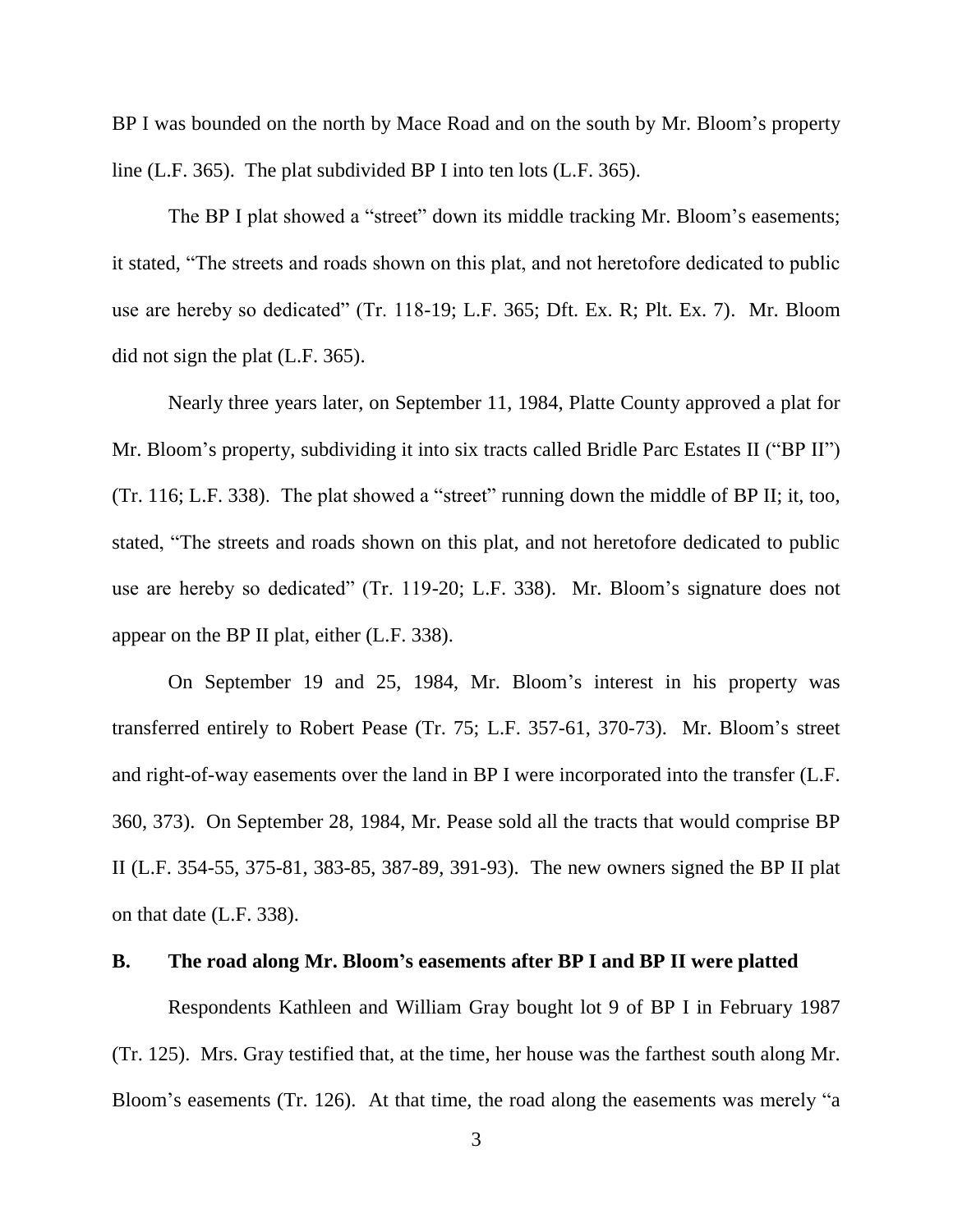BP I was bounded on the north by Mace Road and on the south by Mr. Bloom's property line (L.F. 365). The plat subdivided BP I into ten lots (L.F. 365).

The BP I plat showed a "street" down its middle tracking Mr. Bloom's easements; it stated, "The streets and roads shown on this plat, and not heretofore dedicated to public use are hereby so dedicated" (Tr. 118-19; L.F. 365; Dft. Ex. R; Plt. Ex. 7). Mr. Bloom did not sign the plat (L.F. 365).

Nearly three years later, on September 11, 1984, Platte County approved a plat for Mr. Bloom's property, subdividing it into six tracts called Bridle Parc Estates II ("BP II") (Tr. 116; L.F. 338). The plat showed a "street" running down the middle of BP II; it, too, stated, "The streets and roads shown on this plat, and not heretofore dedicated to public use are hereby so dedicated" (Tr. 119-20; L.F. 338). Mr. Bloom's signature does not appear on the BP II plat, either (L.F. 338).

On September 19 and 25, 1984, Mr. Bloom's interest in his property was transferred entirely to Robert Pease (Tr. 75; L.F. 357-61, 370-73). Mr. Bloom's street and right-of-way easements over the land in BP I were incorporated into the transfer (L.F. 360, 373). On September 28, 1984, Mr. Pease sold all the tracts that would comprise BP II (L.F. 354-55, 375-81, 383-85, 387-89, 391-93). The new owners signed the BP II plat on that date (L.F. 338).

**B. The road along Mr. Bloom's easements after BP I and BP II were platted**

Respondents Kathleen and William Gray bought lot 9 of BP I in February 1987 (Tr. 125). Mrs. Gray testified that, at the time, her house was the farthest south along Mr. Bloom's easements (Tr. 126). At that time, the road along the easements was merely "a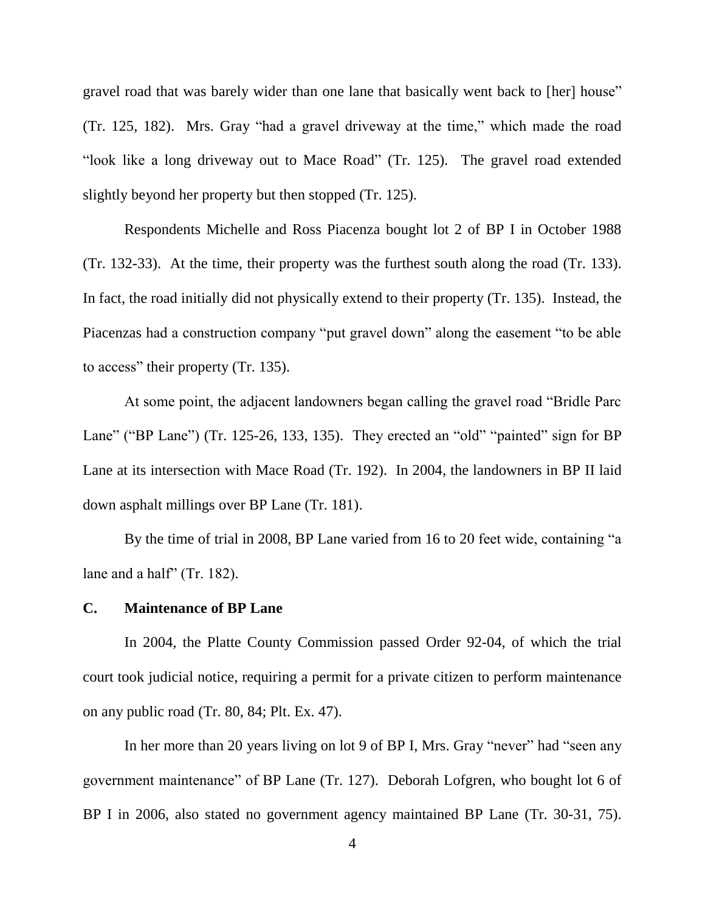gravel road that was barely wider than one lane that basically went back to [her] house" (Tr. 125, 182). Mrs. Gray "had a gravel driveway at the time," which made the road "look like a long driveway out to Mace Road" (Tr. 125). The gravel road extended slightly beyond her property but then stopped (Tr. 125).

Respondents Michelle and Ross Piacenza bought lot 2 of BP I in October 1988 (Tr. 132-33). At the time, their property was the furthest south along the road (Tr. 133). In fact, the road initially did not physically extend to their property (Tr. 135). Instead, the Piacenzas had a construction company "put gravel down" along the easement "to be able to access" their property (Tr. 135).

At some point, the adjacent landowners began calling the gravel road "Bridle Parc Lane" ("BP Lane") (Tr. 125-26, 133, 135). They erected an "old" "painted" sign for BP Lane at its intersection with Mace Road (Tr. 192). In 2004, the landowners in BP II laid down asphalt millings over BP Lane (Tr. 181).

By the time of trial in 2008, BP Lane varied from 16 to 20 feet wide, containing "a lane and a half" (Tr. 182).

## C. Maintenance of BP Lane

In 2004, the Platte County Commission passed Order 92-04, of which the trial court took judicial notice, requiring a permit for a private citizen to perform maintenance on any public road (Tr. 80, 84; Plt. Ex. 47).

In her more than 20 years living on lot 9 of BP I, Mrs. Gray "never" had "seen any government maintenance" of BP Lane (Tr. 127). Deborah Lofgren, who bought lot 6 of BP I in 2006, also stated no government agency maintained BP Lane (Tr. 30-31, 75).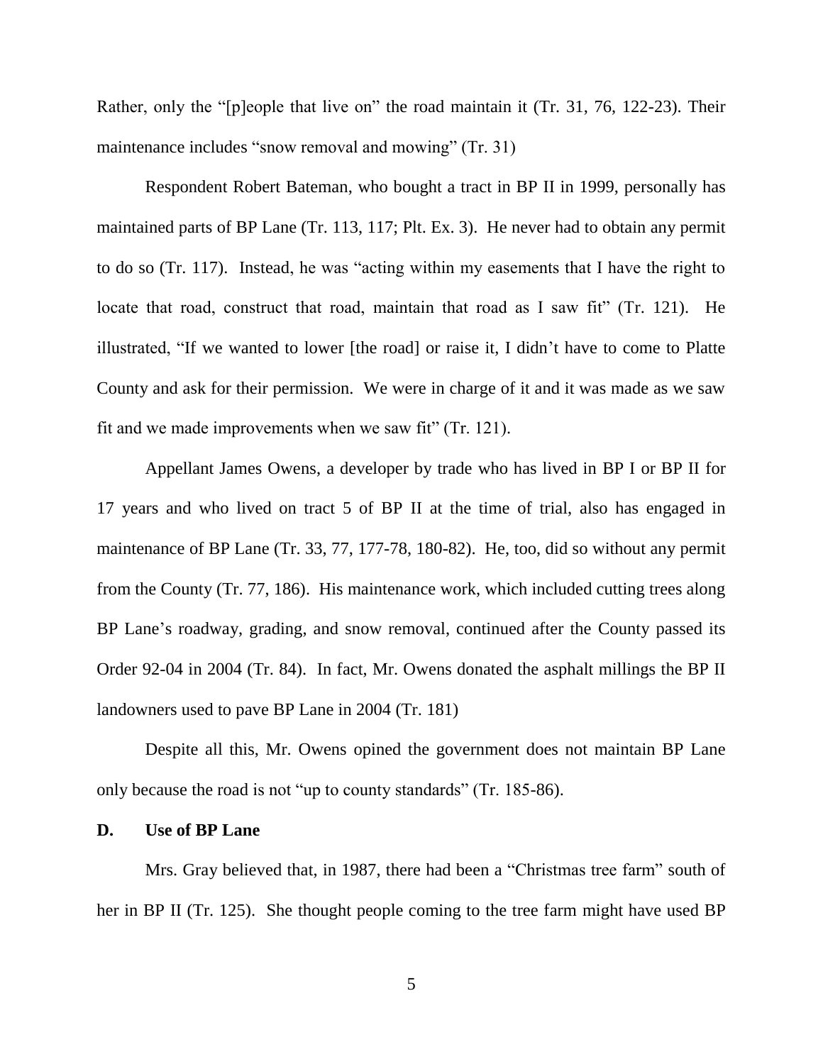Rather, only the "[p]eople that live on" the road maintain it (Tr. 31, 76, 122-23). Their maintenance includes "snow removal and mowing" (Tr. 31)

Respondent Robert Bateman, who bought a tract in BP II in 1999, personally has maintained parts of BP Lane (Tr. 113, 117; Plt. Ex. 3). He never had to obtain any permit to do so (Tr. 117). Instead, he was "acting within my easements that I have the right to locate that road, construct that road, maintain that road as I saw fit" (Tr. 121). He illustrated, "If we wanted to lower [the road] or raise it, I didn't have to come to Platte County and ask for their permission. We were in charge of it and it was made as we saw fit and we made improvements when we saw fit" (Tr. 121).

Appellant James Owens, a developer by trade who has lived in BP I or BP II for 17 years and who lived on tract 5 of BP II at the time of trial, also has engaged in maintenance of BP Lane (Tr. 33, 77, 177-78, 180-82). He, too, did so without any permit from the County (Tr. 77, 186). His maintenance work, which included cutting trees along BP Lane's roadway, grading, and snow removal, continued after the County passed its Order 92-04 in 2004 (Tr. 84). In fact, Mr. Owens donated the asphalt millings the BP II landowners used to pave BP Lane in 2004 (Tr. 181)

Despite all this, Mr. Owens opined the government does not maintain BP Lane only because the road is not "up to county standards" (Tr. 185-86).

**D. Use of BP Lane**

Mrs. Gray believed that, in 1987, there had been a "Christmas tree farm" south of her in BP II (Tr. 125). She thought people coming to the tree farm might have used BP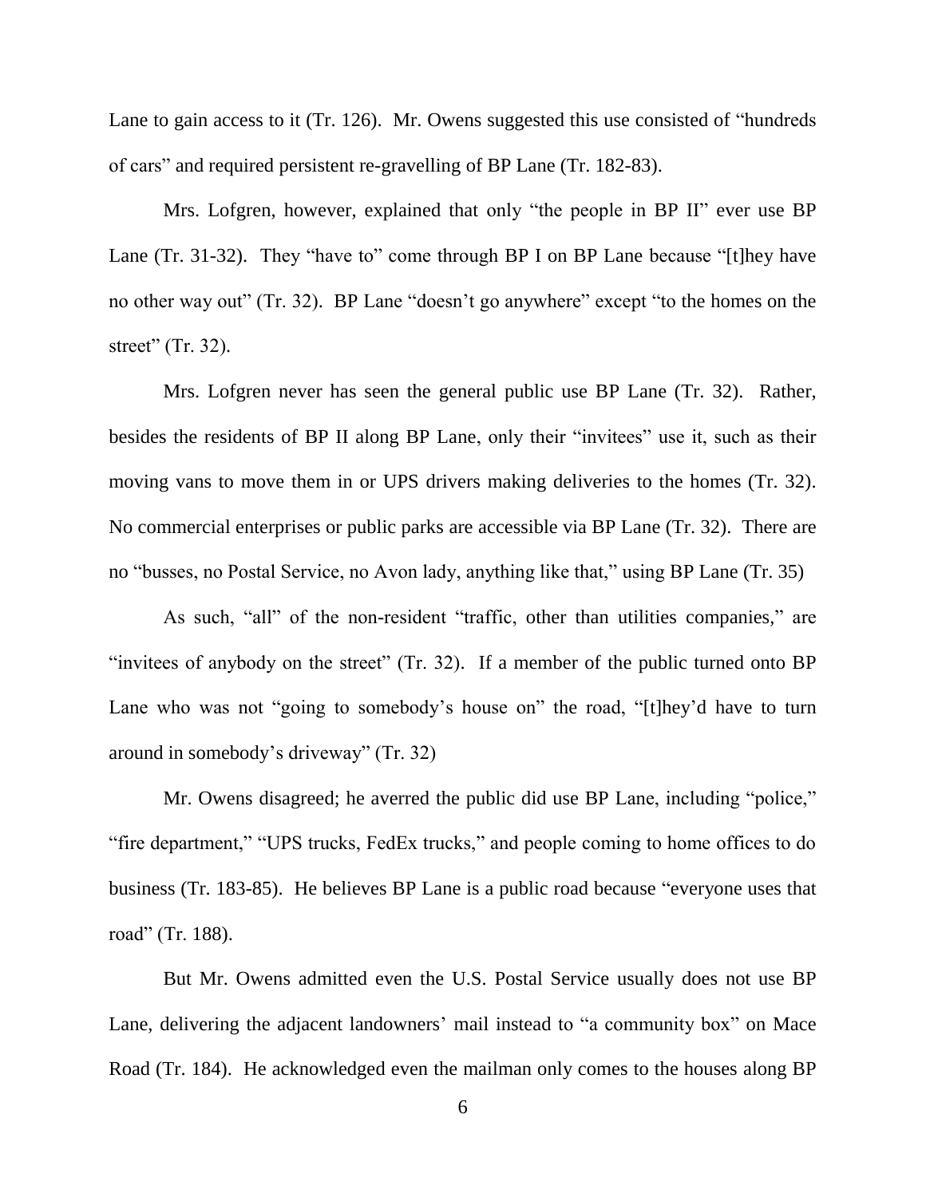Lane to gain access to it (Tr. 126). Mr. Owens suggested this use consisted of "hundreds of cars" and required persistent re-gravelling of BP Lane (Tr. 182-83).

Mrs. Lofgren, however, explained that only "the people in BP II" ever use BP Lane (Tr. 31-32). They "have to" come through BP I on BP Lane because "[t]hey have no other way out" (Tr. 32). BP Lane "doesn't go anywhere" except "to the homes on the street" (Tr. 32).

Mrs. Lofgren never has seen the general public use BP Lane (Tr. 32). Rather, besides the residents of BP II along BP Lane, only their "invitees" use it, such as their moving vans to move them in or UPS drivers making deliveries to the homes (Tr. 32). No commercial enterprises or public parks are accessible via BP Lane (Tr. 32). There are no "busses, no Postal Service, no Avon lady, anything like that," using BP Lane (Tr. 35)

As such, "all" of the non-resident "traffic, other than utilities companies," are "invitees of anybody on the street" (Tr. 32). If a member of the public turned onto BP Lane who was not "going to somebody's house on" the road, "[t]hey'd have to turn around in somebody's driveway" (Tr. 32)

Mr. Owens disagreed; he averred the public did use BP Lane, including "police," "fire department," "UPS trucks, FedEx trucks," and people coming to home offices to do business (Tr. 183-85). He believes BP Lane is a public road because "everyone uses that road" (Tr. 188).

But Mr. Owens admitted even the U.S. Postal Service usually does not use BP Lane, delivering the adjacent landowners' mail instead to "a community box" on Mace Road (Tr. 184). He acknowledged even the mailman only comes to the houses along BP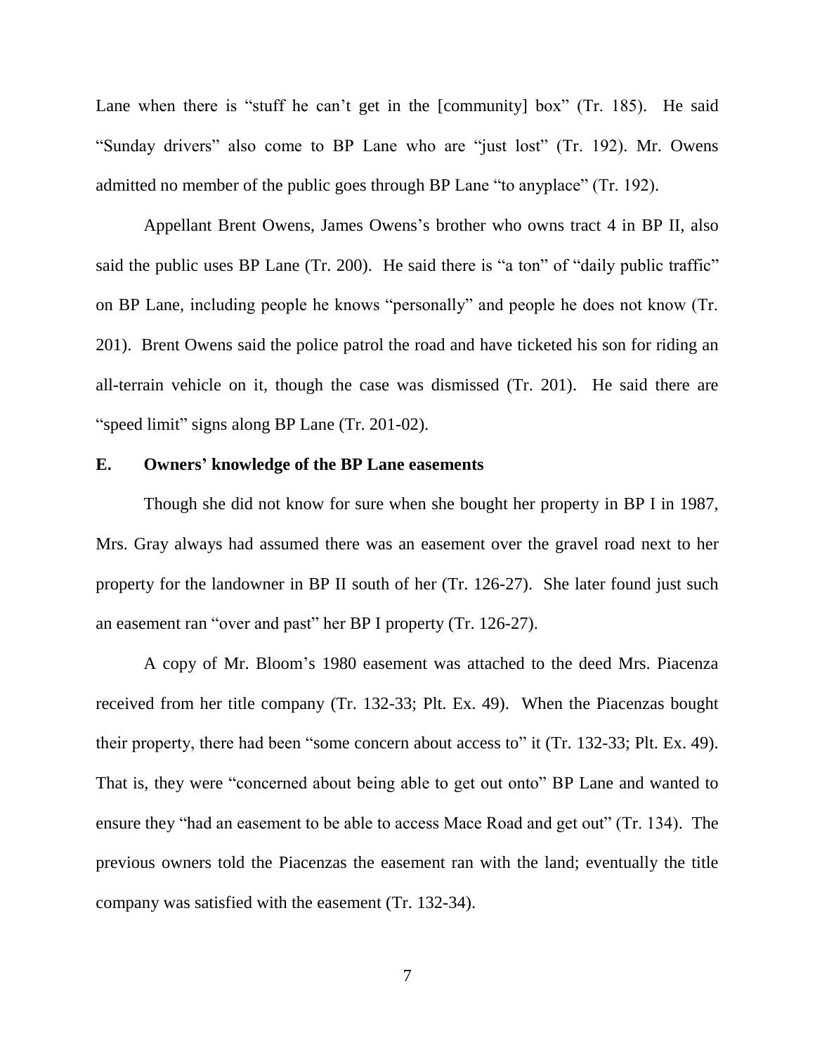Lane when there is "stuff he can't get in the [community] box" (Tr. 185). He said "Sunday drivers" also come to BP Lane who are "just lost" (Tr. 192). Mr. Owens admitted no member of the public goes through BP Lane "to anyplace" (Tr. 192).

Appellant Brent Owens, James Owens's brother who owns tract 4 in BP II, also said the public uses BP Lane (Tr. 200). He said there is "a ton" of "daily public traffic" on BP Lane, including people he knows "personally" and people he does not know (Tr. 201). Brent Owens said the police patrol the road and have ticketed his son for riding an all-terrain vehicle on it, though the case was dismissed (Tr. 201). He said there are "speed limit" signs along BP Lane (Tr. 201-02).

## E. Owners' knowledge of the BP Lane easements

Though she did not know for sure when she bought her property in BP I in 1987, Mrs. Gray always had assumed there was an easement over the gravel road next to her property for the landowner in BP II south of her (Tr. 126-27). She later found just such an easement ran "over and past" her BP I property (Tr. 126-27).

A copy of Mr. Bloom's 1980 easement was attached to the deed Mrs. Piacenza received from her title company (Tr. 132-33; Plt. Ex. 49). When the Piacenzas bought their property, there had been "some concern about access to" it (Tr. 132-33; Plt. Ex. 49). That is, they were "concerned about being able to get out onto" BP Lane and wanted to ensure they "had an easement to be able to access Mace Road and get out" (Tr. 134). The previous owners told the Piacenzas the easement ran with the land; eventually the title company was satisfied with the easement (Tr. 132-34).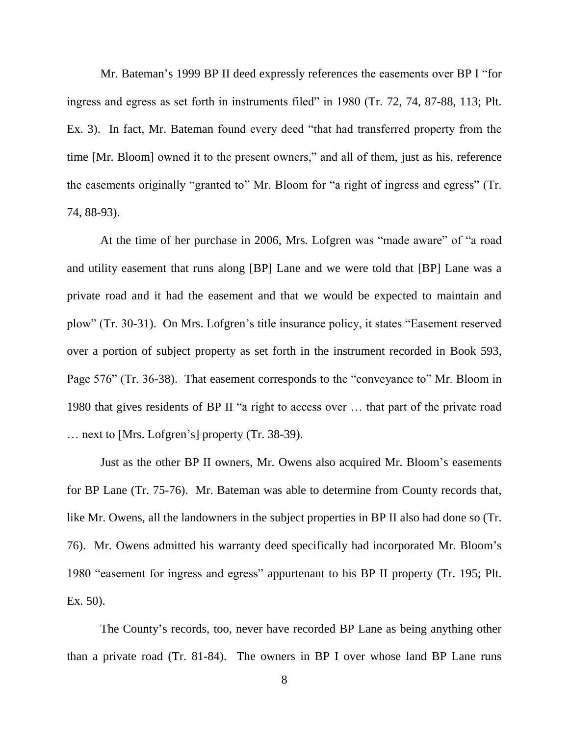Mr. Bateman's 1999 BP II deed expressly references the easements over BP I "for ingress and egress as set forth in instruments filed" in 1980 (Tr. 72, 74, 87-88, 113; Plt. Ex. 3). In fact, Mr. Bateman found every deed "that had transferred property from the time [Mr. Bloom] owned it to the present owners," and all of them, just as his, reference the easements originally "granted to" Mr. Bloom for "a right of ingress and egress" (Tr. 74, 88-93).

At the time of her purchase in 2006, Mrs. Lofgren was "made aware" of "a road and utility easement that runs along [BP] Lane and we were told that [BP] Lane was a private road and it had the easement and that we would be expected to maintain and plow" (Tr. 30-31). On Mrs. Lofgren's title insurance policy, it states "Easement reserved over a portion of subject property as set forth in the instrument recorded in Book 593, Page 576" (Tr. 36-38). That easement corresponds to the "conveyance to" Mr. Bloom in 1980 that gives residents of BP II "a right to access over … that part of the private road … next to [Mrs. Lofgren's] property (Tr. 38-39).

Just as the other BP II owners, Mr. Owens also acquired Mr. Bloom's easements for BP Lane (Tr. 75-76). Mr. Bateman was able to determine from County records that, like Mr. Owens, all the landowners in the subject properties in BP II also had done so (Tr. 76). Mr. Owens admitted his warranty deed specifically had incorporated Mr. Bloom's 1980 "easement for ingress and egress" appurtenant to his BP II property (Tr. 195; Plt. Ex. 50).

The County's records, too, never have recorded BP Lane as being anything other than a private road (Tr. 81-84). The owners in BP I over whose land BP Lane runs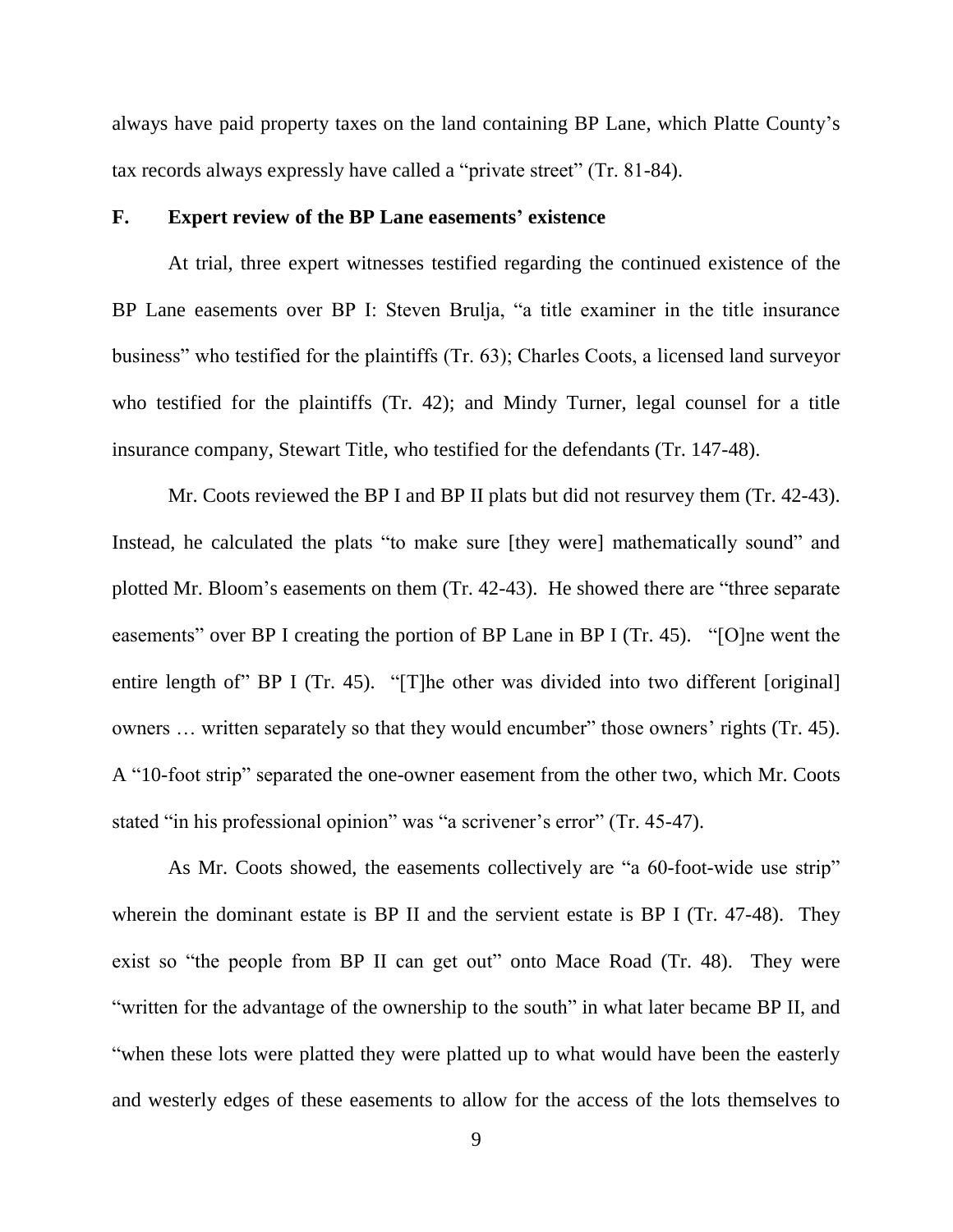always have paid property taxes on the land containing BP Lane, which Platte County's tax records always expressly have called a "private street" (Tr. 81-84).

### F. Expert review of the BP Lane easements' existence

At trial, three expert witnesses testified regarding the continued existence of the BP Lane easements over BP I: Steven Brulja, "a title examiner in the title insurance business" who testified for the plaintiffs (Tr. 63); Charles Coots, a licensed land surveyor who testified for the plaintiffs (Tr. 42); and Mindy Turner, legal counsel for a title insurance company, Stewart Title, who testified for the defendants (Tr. 147-48).

Mr. Coots reviewed the BP I and BP II plats but did not resurvey them (Tr. 42-43). Instead, he calculated the plats "to make sure [they were] mathematically sound" and plotted Mr. Bloom's easements on them (Tr. 42-43). He showed there are "three separate easements" over BP I creating the portion of BP Lane in BP I (Tr. 45). "[O]ne went the entire length of" BP I (Tr. 45). "[T]he other was divided into two different [original] owners … written separately so that they would encumber" those owners' rights (Tr. 45). A "10-foot strip" separated the one-owner easement from the other two, which Mr. Coots stated "in his professional opinion" was "a scrivener's error" (Tr. 45-47).

As Mr. Coots showed, the easements collectively are "a 60-foot-wide use strip" wherein the dominant estate is BP II and the servient estate is BP I (Tr. 47-48). They exist so "the people from BP II can get out" onto Mace Road (Tr. 48). They were "written for the advantage of the ownership to the south" in what later became BP II, and "when these lots were platted they were platted up to what would have been the easterly and westerly edges of these easements to allow for the access of the lots themselves to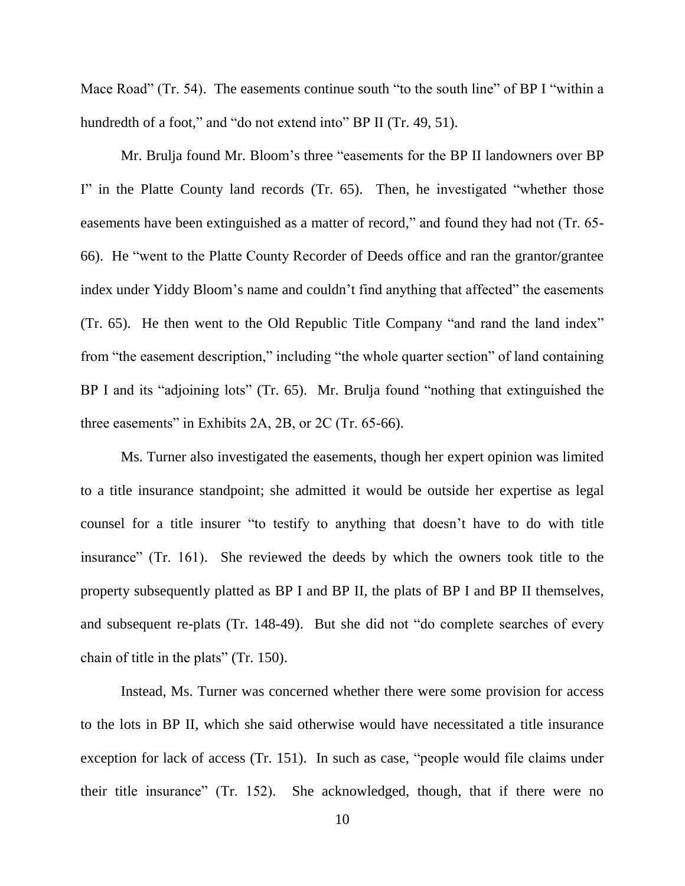Mace Road" (Tr. 54). The easements continue south "to the south line" of BP I "within a hundredth of a foot," and "do not extend into" BP II (Tr. 49, 51).

Mr. Brulja found Mr. Bloom's three "easements for the BP II landowners over BP I" in the Platte County land records (Tr. 65). Then, he investigated "whether those easements have been extinguished as a matter of record," and found they had not (Tr. 65-66). He "went to the Platte County Recorder of Deeds office and ran the grantor/grantee index under Yiddy Bloom's name and couldn't find anything that affected" the easements (Tr. 65). He then went to the Old Republic Title Company "and rand the land index" from "the easement description," including "the whole quarter section" of land containing BP I and its "adjoining lots" (Tr. 65). Mr. Brulja found "nothing that extinguished the three easements" in Exhibits 2A, 2B, or 2C (Tr. 65-66).

Ms. Turner also investigated the easements, though her expert opinion was limited to a title insurance standpoint; she admitted it would be outside her expertise as legal counsel for a title insurer "to testify to anything that doesn't have to do with title insurance" (Tr. 161). She reviewed the deeds by which the owners took title to the property subsequently platted as BP I and BP II, the plats of BP I and BP II themselves, and subsequent re-plats (Tr. 148-49). But she did not "do complete searches of every chain of title in the plats" (Tr. 150).

Instead, Ms. Turner was concerned whether there were some provision for access to the lots in BP II, which she said otherwise would have necessitated a title insurance exception for lack of access (Tr. 151). In such as case, "people would file claims under their title insurance" (Tr. 152). She acknowledged, though, that if there were no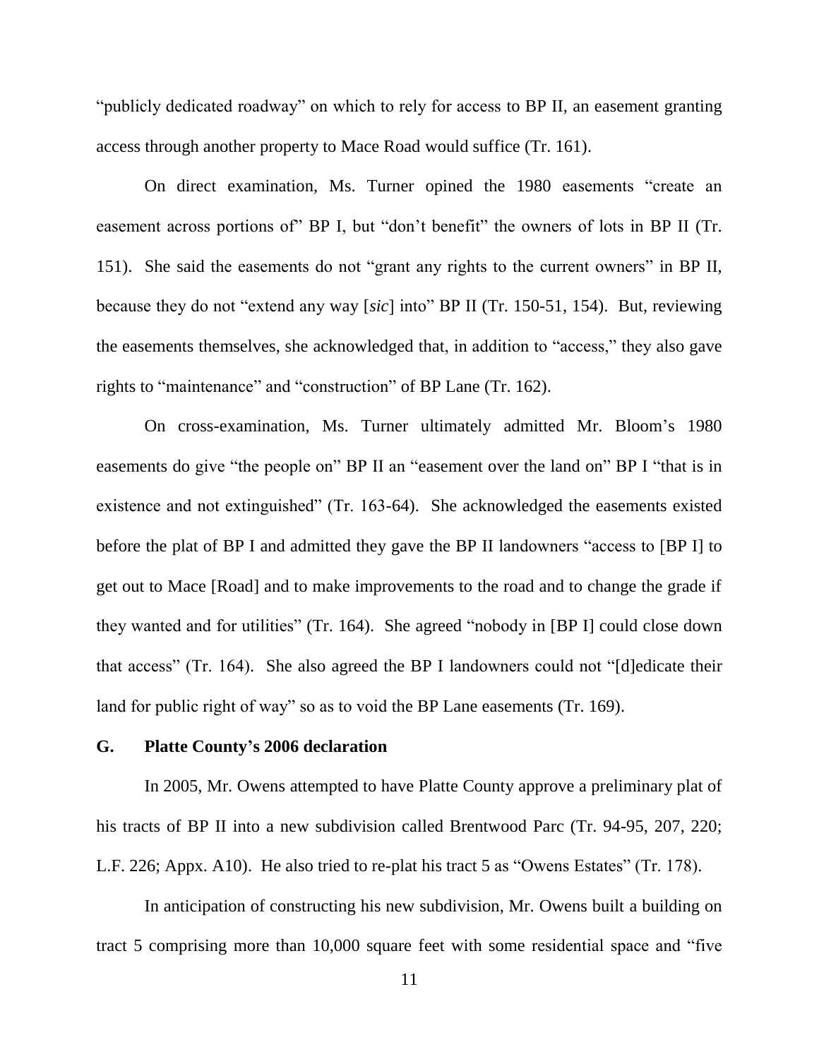"publicly dedicated roadway" on which to rely for access to BP II, an easement granting access through another property to Mace Road would suffice (Tr. 161).

On direct examination, Ms. Turner opined the 1980 easements "create an easement across portions of" BP I, but "don't benefit" the owners of lots in BP II (Tr. 151). She said the easements do not "grant any rights to the current owners" in BP II, because they do not "extend any way [*sic*] into" BP II (Tr. 150-51, 154). But, reviewing the easements themselves, she acknowledged that, in addition to "access," they also gave rights to "maintenance" and "construction" of BP Lane (Tr. 162).

On cross-examination, Ms. Turner ultimately admitted Mr. Bloom's 1980 easements do give "the people on" BP II an "easement over the land on" BP I "that is in existence and not extinguished" (Tr. 163-64). She acknowledged the easements existed before the plat of BP I and admitted they gave the BP II landowners "access to [BP I] to get out to Mace [Road] and to make improvements to the road and to change the grade if they wanted and for utilities" (Tr. 164). She agreed "nobody in [BP I] could close down that access" (Tr. 164). She also agreed the BP I landowners could not "[d]edicate their land for public right of way" so as to void the BP Lane easements (Tr. 169).

### G. Platte County's 2006 declaration

In 2005, Mr. Owens attempted to have Platte County approve a preliminary plat of his tracts of BP II into a new subdivision called Brentwood Parc (Tr. 94-95, 207, 220; L.F. 226; Appx. A10). He also tried to re-plat his tract 5 as "Owens Estates" (Tr. 178).

In anticipation of constructing his new subdivision, Mr. Owens built a building on tract 5 comprising more than 10,000 square feet with some residential space and "five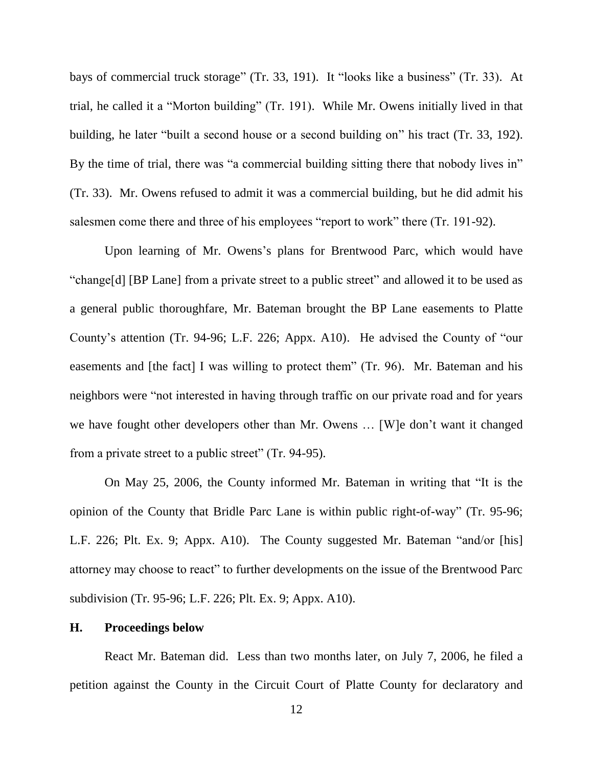bays of commercial truck storage" (Tr. 33, 191). It "looks like a business" (Tr. 33). At trial, he called it a "Morton building" (Tr. 191). While Mr. Owens initially lived in that building, he later "built a second house or a second building on" his tract (Tr. 33, 192). By the time of trial, there was "a commercial building sitting there that nobody lives in" (Tr. 33). Mr. Owens refused to admit it was a commercial building, but he did admit his salesmen come there and three of his employees "report to work" there (Tr. 191-92).

Upon learning of Mr. Owens's plans for Brentwood Parc, which would have "change[d] [BP Lane] from a private street to a public street" and allowed it to be used as a general public thoroughfare, Mr. Bateman brought the BP Lane easements to Platte County's attention (Tr. 94-96; L.F. 226; Appx. A10). He advised the County of "our easements and [the fact] I was willing to protect them" (Tr. 96). Mr. Bateman and his neighbors were "not interested in having through traffic on our private road and for years we have fought other developers other than Mr. Owens … [W]e don't want it changed from a private street to a public street" (Tr. 94-95).

On May 25, 2006, the County informed Mr. Bateman in writing that "It is the opinion of the County that Bridle Parc Lane is within public right-of-way" (Tr. 95-96; L.F. 226; Plt. Ex. 9; Appx. A10). The County suggested Mr. Bateman "and/or [his] attorney may choose to react" to further developments on the issue of the Brentwood Parc subdivision (Tr. 95-96; L.F. 226; Plt. Ex. 9; Appx. A10).

### H. Proceedings below

React Mr. Bateman did. Less than two months later, on July 7, 2006, he filed a petition against the County in the Circuit Court of Platte County for declaratory and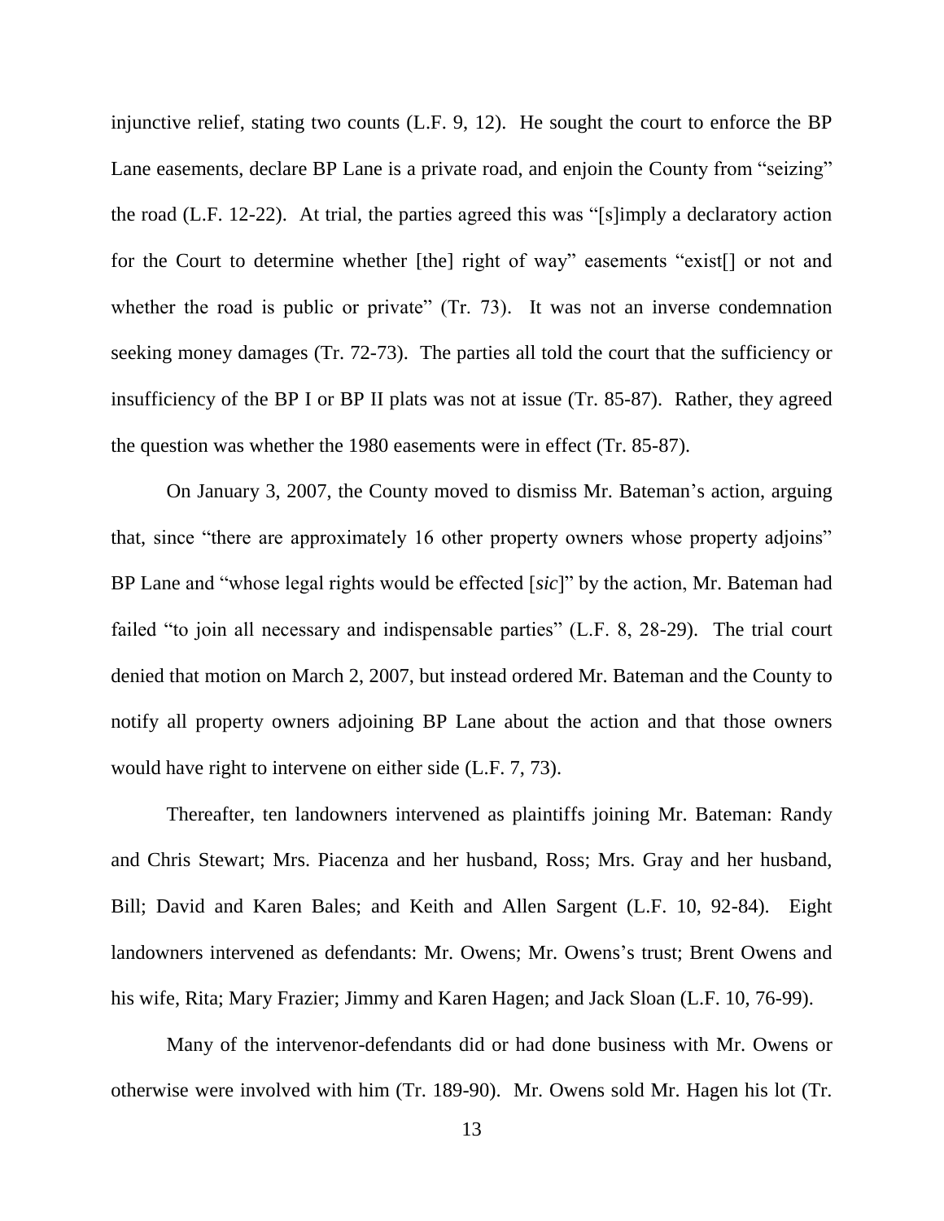injunctive relief, stating two counts (L.F. 9, 12). He sought the court to enforce the BP Lane easements, declare BP Lane is a private road, and enjoin the County from "seizing" the road (L.F. 12-22). At trial, the parties agreed this was "[s]imply a declaratory action for the Court to determine whether [the] right of way" easements "exist[] or not and whether the road is public or private" (Tr. 73). It was not an inverse condemnation seeking money damages (Tr. 72-73). The parties all told the court that the sufficiency or insufficiency of the BP I or BP II plats was not at issue (Tr. 85-87). Rather, they agreed the question was whether the 1980 easements were in effect (Tr. 85-87).

On January 3, 2007, the County moved to dismiss Mr. Bateman's action, arguing that, since "there are approximately 16 other property owners whose property adjoins" BP Lane and "whose legal rights would be effected [*sic*]" by the action, Mr. Bateman had failed "to join all necessary and indispensable parties" (L.F. 8, 28-29). The trial court denied that motion on March 2, 2007, but instead ordered Mr. Bateman and the County to notify all property owners adjoining BP Lane about the action and that those owners would have right to intervene on either side (L.F. 7, 73).

Thereafter, ten landowners intervened as plaintiffs joining Mr. Bateman: Randy and Chris Stewart; Mrs. Piacenza and her husband, Ross; Mrs. Gray and her husband, Bill; David and Karen Bales; and Keith and Allen Sargent (L.F. 10, 92-84). Eight landowners intervened as defendants: Mr. Owens; Mr. Owens's trust; Brent Owens and his wife, Rita; Mary Frazier; Jimmy and Karen Hagen; and Jack Sloan (L.F. 10, 76-99).

Many of the intervenor-defendants did or had done business with Mr. Owens or otherwise were involved with him (Tr. 189-90). Mr. Owens sold Mr. Hagen his lot (Tr.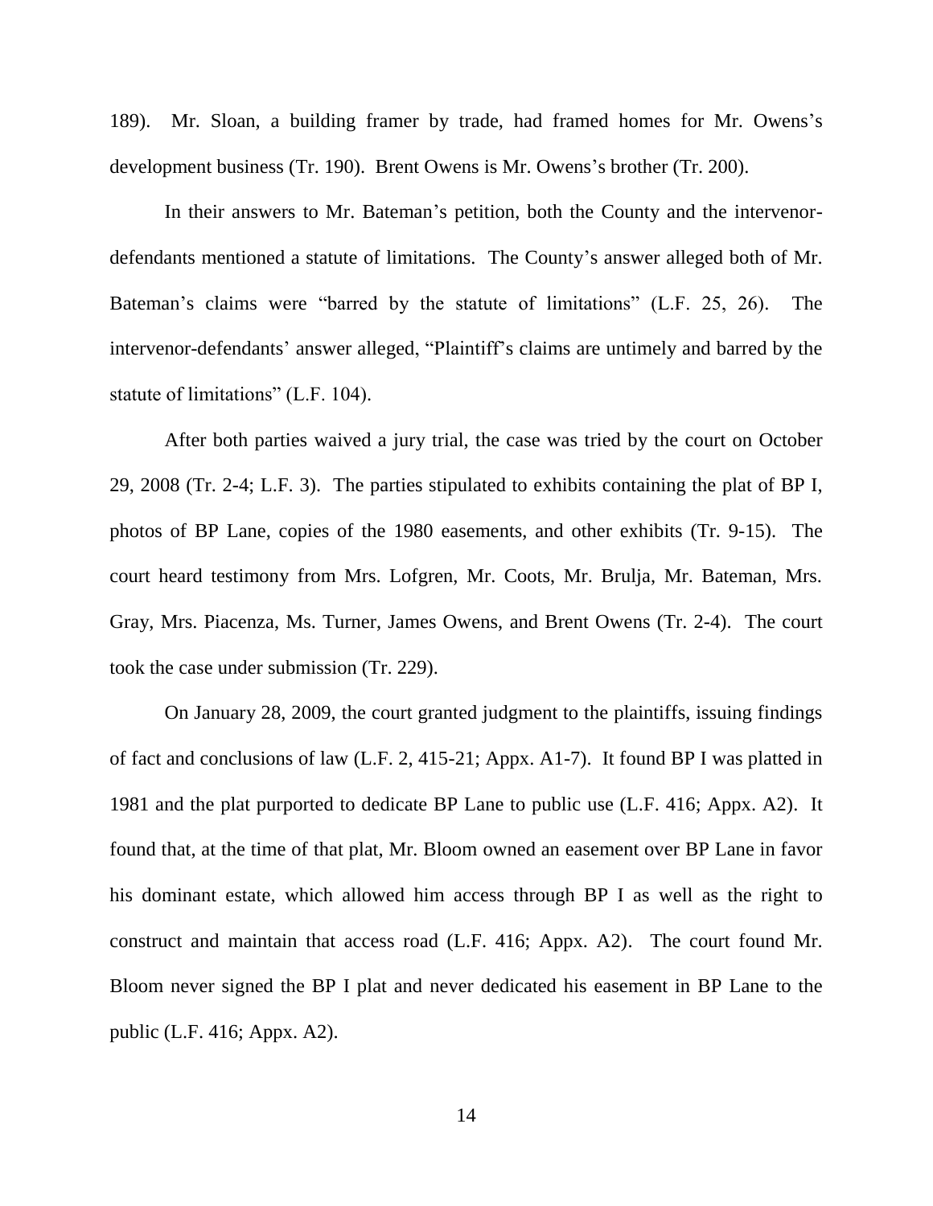189). Mr. Sloan, a building framer by trade, had framed homes for Mr. Owens's development business (Tr. 190). Brent Owens is Mr. Owens's brother (Tr. 200).

In their answers to Mr. Bateman's petition, both the County and the intervenor-defendants mentioned a statute of limitations. The County's answer alleged both of Mr. Bateman's claims were "barred by the statute of limitations" (L.F. 25, 26). The intervenor-defendants' answer alleged, "Plaintiff's claims are untimely and barred by the statute of limitations" (L.F. 104).

After both parties waived a jury trial, the case was tried by the court on October 29, 2008 (Tr. 2-4; L.F. 3). The parties stipulated to exhibits containing the plat of BP I, photos of BP Lane, copies of the 1980 easements, and other exhibits (Tr. 9-15). The court heard testimony from Mrs. Lofgren, Mr. Coots, Mr. Brulja, Mr. Bateman, Mrs. Gray, Mrs. Piacenza, Ms. Turner, James Owens, and Brent Owens (Tr. 2-4). The court took the case under submission (Tr. 229).

On January 28, 2009, the court granted judgment to the plaintiffs, issuing findings of fact and conclusions of law (L.F. 2, 415-21; Appx. A1-7). It found BP I was platted in 1981 and the plat purported to dedicate BP Lane to public use (L.F. 416; Appx. A2). It found that, at the time of that plat, Mr. Bloom owned an easement over BP Lane in favor his dominant estate, which allowed him access through BP I as well as the right to construct and maintain that access road (L.F. 416; Appx. A2). The court found Mr. Bloom never signed the BP I plat and never dedicated his easement in BP Lane to the public (L.F. 416; Appx. A2).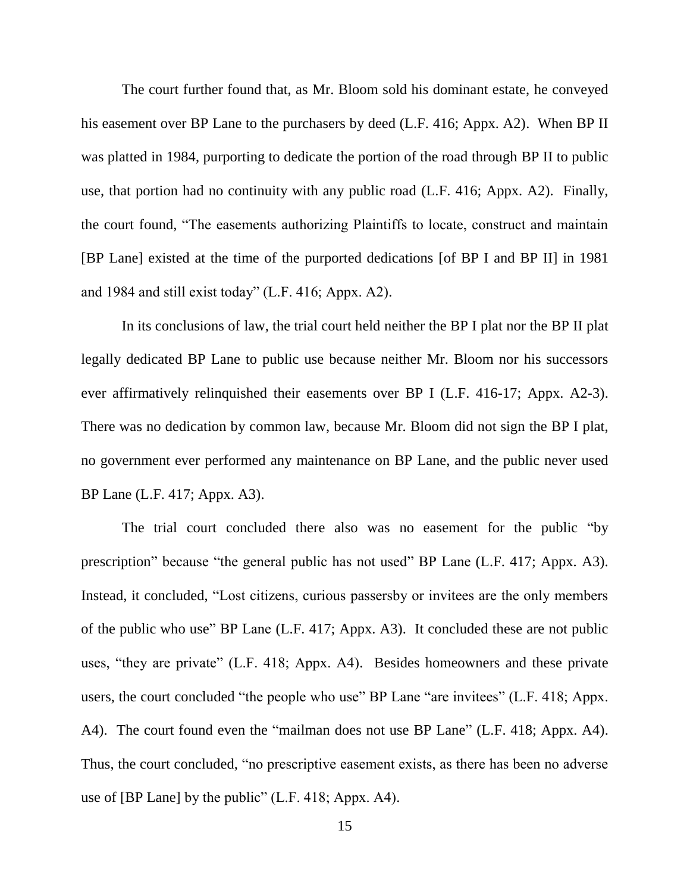The court further found that, as Mr. Bloom sold his dominant estate, he conveyed his easement over BP Lane to the purchasers by deed (L.F. 416; Appx. A2). When BP II was platted in 1984, purporting to dedicate the portion of the road through BP II to public use, that portion had no continuity with any public road (L.F. 416; Appx. A2). Finally, the court found, "The easements authorizing Plaintiffs to locate, construct and maintain [BP Lane] existed at the time of the purported dedications [of BP I and BP II] in 1981 and 1984 and still exist today" (L.F. 416; Appx. A2).

In its conclusions of law, the trial court held neither the BP I plat nor the BP II plat legally dedicated BP Lane to public use because neither Mr. Bloom nor his successors ever affirmatively relinquished their easements over BP I (L.F. 416-17; Appx. A2-3). There was no dedication by common law, because Mr. Bloom did not sign the BP I plat, no government ever performed any maintenance on BP Lane, and the public never used BP Lane (L.F. 417; Appx. A3).

The trial court concluded there also was no easement for the public "by prescription" because "the general public has not used" BP Lane (L.F. 417; Appx. A3). Instead, it concluded, "Lost citizens, curious passersby or invitees are the only members of the public who use" BP Lane (L.F. 417; Appx. A3). It concluded these are not public uses, "they are private" (L.F. 418; Appx. A4). Besides homeowners and these private users, the court concluded "the people who use" BP Lane "are invitees" (L.F. 418; Appx. A4). The court found even the "mailman does not use BP Lane" (L.F. 418; Appx. A4). Thus, the court concluded, "no prescriptive easement exists, as there has been no adverse use of [BP Lane] by the public" (L.F. 418; Appx. A4).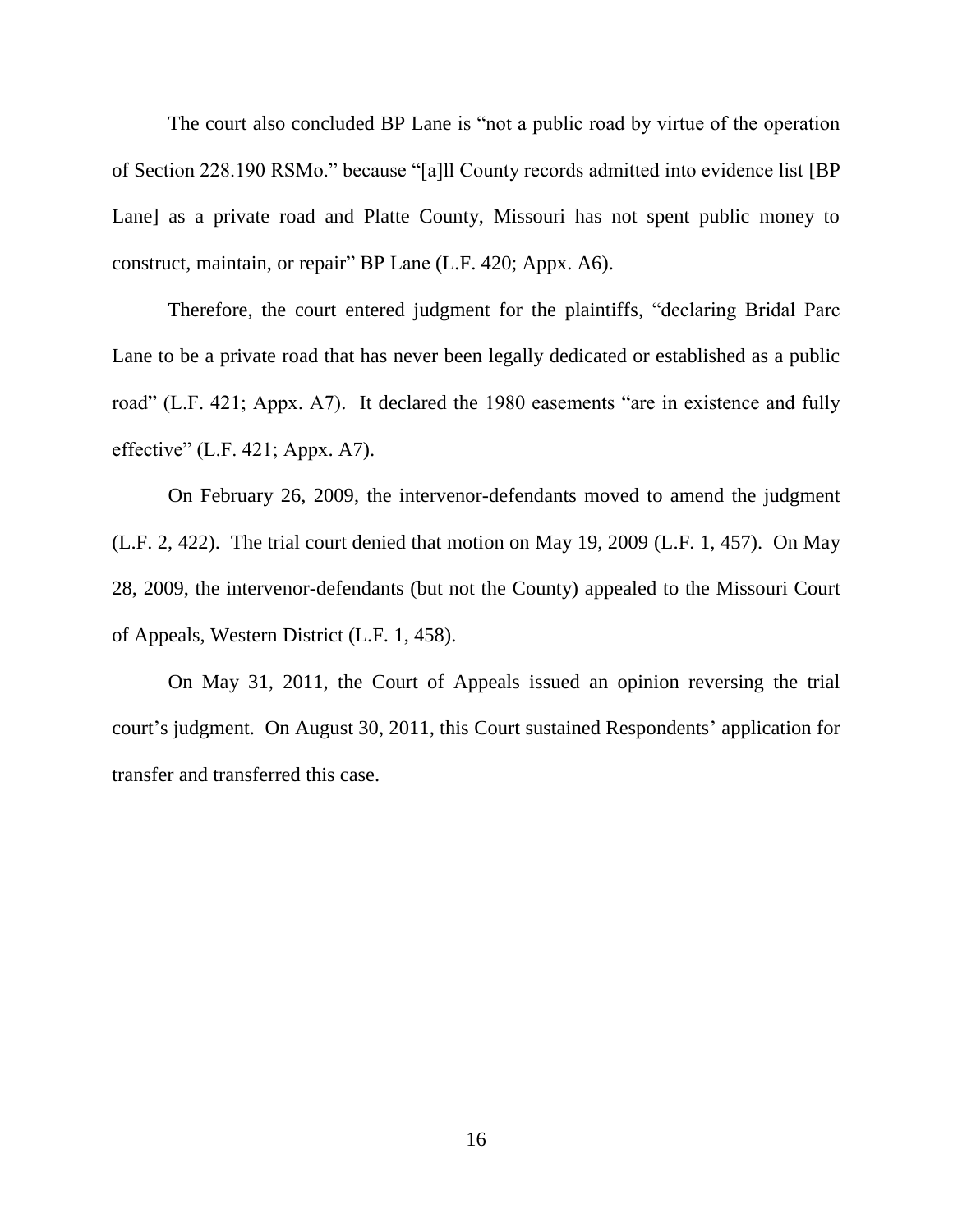The court also concluded BP Lane is "not a public road by virtue of the operation of Section 228.190 RSMo." because "[a]ll County records admitted into evidence list [BP Lane] as a private road and Platte County, Missouri has not spent public money to construct, maintain, or repair" BP Lane (L.F. 420; Appx. A6).

Therefore, the court entered judgment for the plaintiffs, "declaring Bridal Parc Lane to be a private road that has never been legally dedicated or established as a public road" (L.F. 421; Appx. A7). It declared the 1980 easements "are in existence and fully effective" (L.F. 421; Appx. A7).

On February 26, 2009, the intervenor-defendants moved to amend the judgment (L.F. 2, 422). The trial court denied that motion on May 19, 2009 (L.F. 1, 457). On May 28, 2009, the intervenor-defendants (but not the County) appealed to the Missouri Court of Appeals, Western District (L.F. 1, 458).

On May 31, 2011, the Court of Appeals issued an opinion reversing the trial court's judgment. On August 30, 2011, this Court sustained Respondents' application for transfer and transferred this case.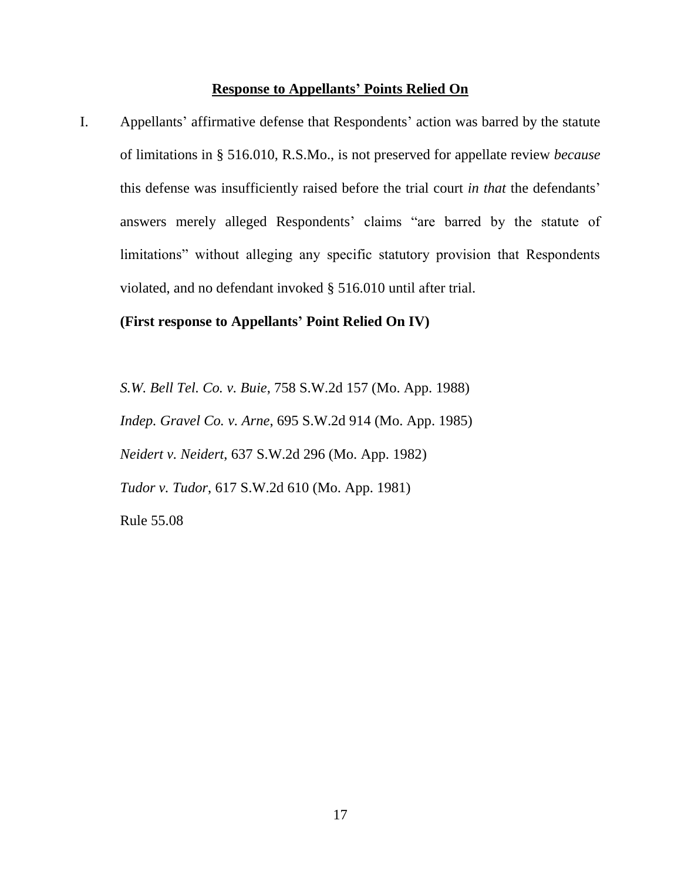## Response to Appellants' Points Relied On

I. Appellants' affirmative defense that Respondents' action was barred by the statute of limitations in § 516.010, R.S.Mo., is not preserved for appellate review *because* this defense was insufficiently raised before the trial court *in that* the defendants' answers merely alleged Respondents' claims "are barred by the statute of limitations" without alleging any specific statutory provision that Respondents violated, and no defendant invoked § 516.010 until after trial.

**(First response to Appellants' Point Relied On IV)**

*S.W. Bell Tel. Co. v. Buie*, 758 S.W.2d 157 (Mo. App. 1988)

*Indep. Gravel Co. v. Arne*, 695 S.W.2d 914 (Mo. App. 1985)

*Neidert v. Neidert*, 637 S.W.2d 296 (Mo. App. 1982)

*Tudor v. Tudor*, 617 S.W.2d 610 (Mo. App. 1981)

Rule 55.08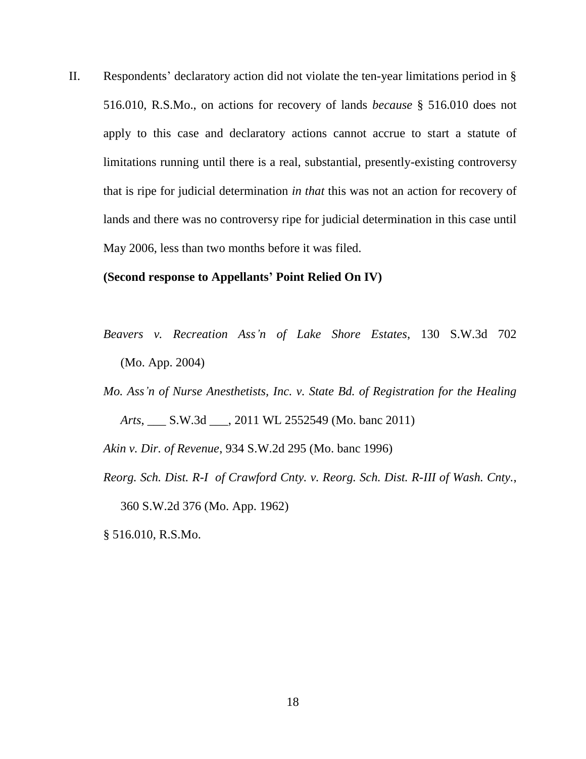II. Respondents' declaratory action did not violate the ten-year limitations period in § 516.010, R.S.Mo., on actions for recovery of lands *because* § 516.010 does not apply to this case and declaratory actions cannot accrue to start a statute of limitations running until there is a real, substantial, presently-existing controversy that is ripe for judicial determination *in that* this was not an action for recovery of lands and there was no controversy ripe for judicial determination in this case until May 2006, less than two months before it was filed.

**(Second response to Appellants' Point Relied On IV)**

*Beavers v. Recreation Ass'n of Lake Shore Estates*, 130 S.W.3d 702 (Mo. App. 2004)

*Mo. Ass'n of Nurse Anesthetists, Inc. v. State Bd. of Registration for the Healing Arts*, ___ S.W.3d ___, 2011 WL 2552549 (Mo. banc 2011)

*Akin v. Dir. of Revenue*, 934 S.W.2d 295 (Mo. banc 1996)

*Reorg. Sch. Dist. R-I of Crawford Cnty. v. Reorg. Sch. Dist. R-III of Wash. Cnty.*, 360 S.W.2d 376 (Mo. App. 1962)

§ 516.010, R.S.Mo.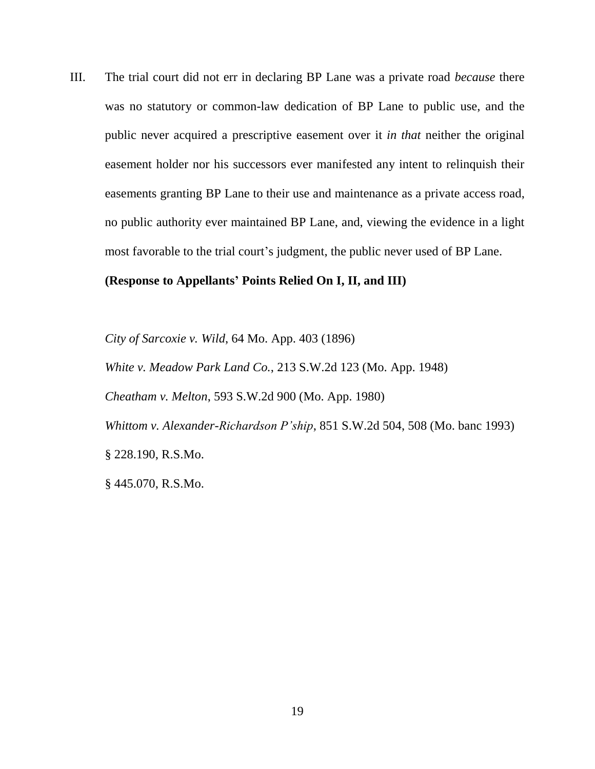III. The trial court did not err in declaring BP Lane was a private road *because* there was no statutory or common-law dedication of BP Lane to public use, and the public never acquired a prescriptive easement over it *in that* neither the original easement holder nor his successors ever manifested any intent to relinquish their easements granting BP Lane to their use and maintenance as a private access road, no public authority ever maintained BP Lane, and, viewing the evidence in a light most favorable to the trial court's judgment, the public never used of BP Lane.

**(Response to Appellants' Points Relied On I, II, and III)**

*City of Sarcoxie v. Wild*, 64 Mo. App. 403 (1896)

*White v. Meadow Park Land Co.*, 213 S.W.2d 123 (Mo. App. 1948)

*Cheatham v. Melton*, 593 S.W.2d 900 (Mo. App. 1980)

*Whittom v. Alexander-Richardson P'ship*, 851 S.W.2d 504, 508 (Mo. banc 1993)

§ 228.190, R.S.Mo.

§ 445.070, R.S.Mo.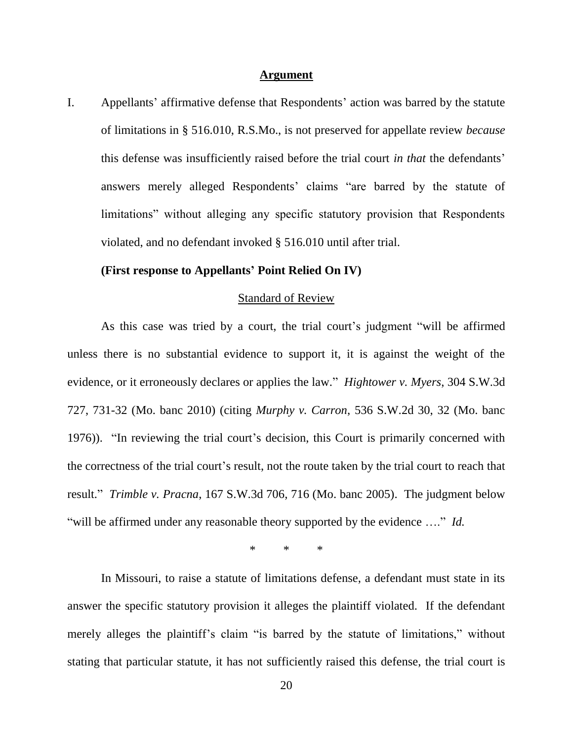## Argument

I. Appellants' affirmative defense that Respondents' action was barred by the statute of limitations in § 516.010, R.S.Mo., is not preserved for appellate review *because* this defense was insufficiently raised before the trial court *in that* the defendants' answers merely alleged Respondents' claims "are barred by the statute of limitations" without alleging any specific statutory provision that Respondents violated, and no defendant invoked § 516.010 until after trial.

**(First response to Appellants' Point Relied On IV)**

Standard of Review

As this case was tried by a court, the trial court's judgment "will be affirmed unless there is no substantial evidence to support it, it is against the weight of the evidence, or it erroneously declares or applies the law." *Hightower v. Myers*, 304 S.W.3d 727, 731-32 (Mo. banc 2010) (citing *Murphy v. Carron*, 536 S.W.2d 30, 32 (Mo. banc 1976)). "In reviewing the trial court's decision, this Court is primarily concerned with the correctness of the trial court's result, not the route taken by the trial court to reach that result." *Trimble v. Pracna*, 167 S.W.3d 706, 716 (Mo. banc 2005). The judgment below "will be affirmed under any reasonable theory supported by the evidence …." *Id.*

\* \* \*

In Missouri, to raise a statute of limitations defense, a defendant must state in its answer the specific statutory provision it alleges the plaintiff violated. If the defendant merely alleges the plaintiff's claim "is barred by the statute of limitations," without stating that particular statute, it has not sufficiently raised this defense, the trial court is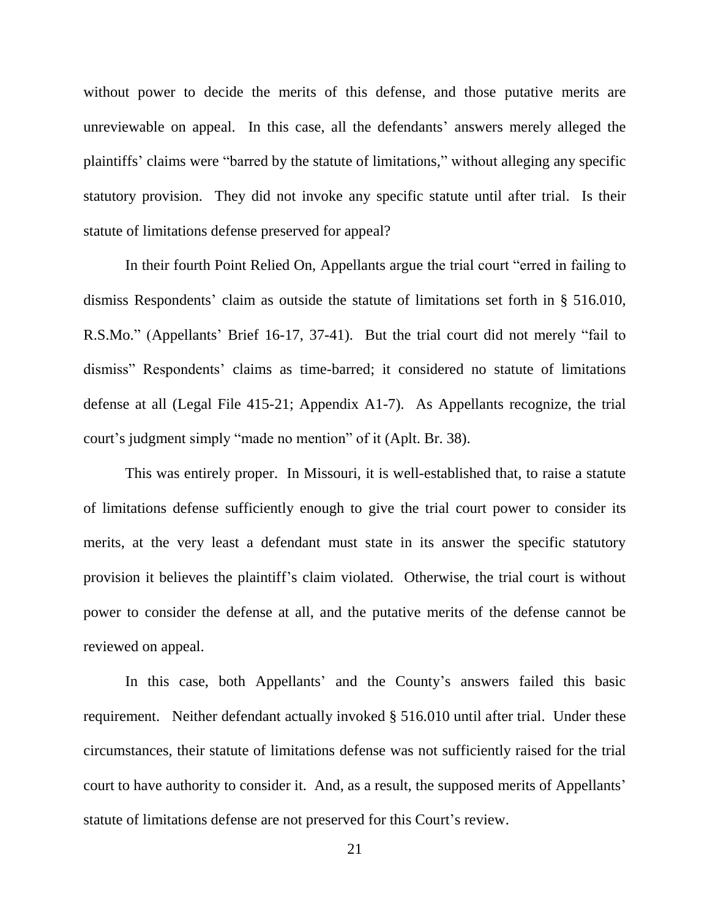without power to decide the merits of this defense, and those putative merits are unreviewable on appeal. In this case, all the defendants' answers merely alleged the plaintiffs' claims were "barred by the statute of limitations," without alleging any specific statutory provision. They did not invoke any specific statute until after trial. Is their statute of limitations defense preserved for appeal?

In their fourth Point Relied On, Appellants argue the trial court "erred in failing to dismiss Respondents' claim as outside the statute of limitations set forth in § 516.010, R.S.Mo." (Appellants' Brief 16-17, 37-41). But the trial court did not merely "fail to dismiss" Respondents' claims as time-barred; it considered no statute of limitations defense at all (Legal File 415-21; Appendix A1-7). As Appellants recognize, the trial court's judgment simply "made no mention" of it (Aplt. Br. 38).

This was entirely proper. In Missouri, it is well-established that, to raise a statute of limitations defense sufficiently enough to give the trial court power to consider its merits, at the very least a defendant must state in its answer the specific statutory provision it believes the plaintiff's claim violated. Otherwise, the trial court is without power to consider the defense at all, and the putative merits of the defense cannot be reviewed on appeal.

In this case, both Appellants' and the County's answers failed this basic requirement. Neither defendant actually invoked § 516.010 until after trial. Under these circumstances, their statute of limitations defense was not sufficiently raised for the trial court to have authority to consider it. And, as a result, the supposed merits of Appellants' statute of limitations defense are not preserved for this Court's review.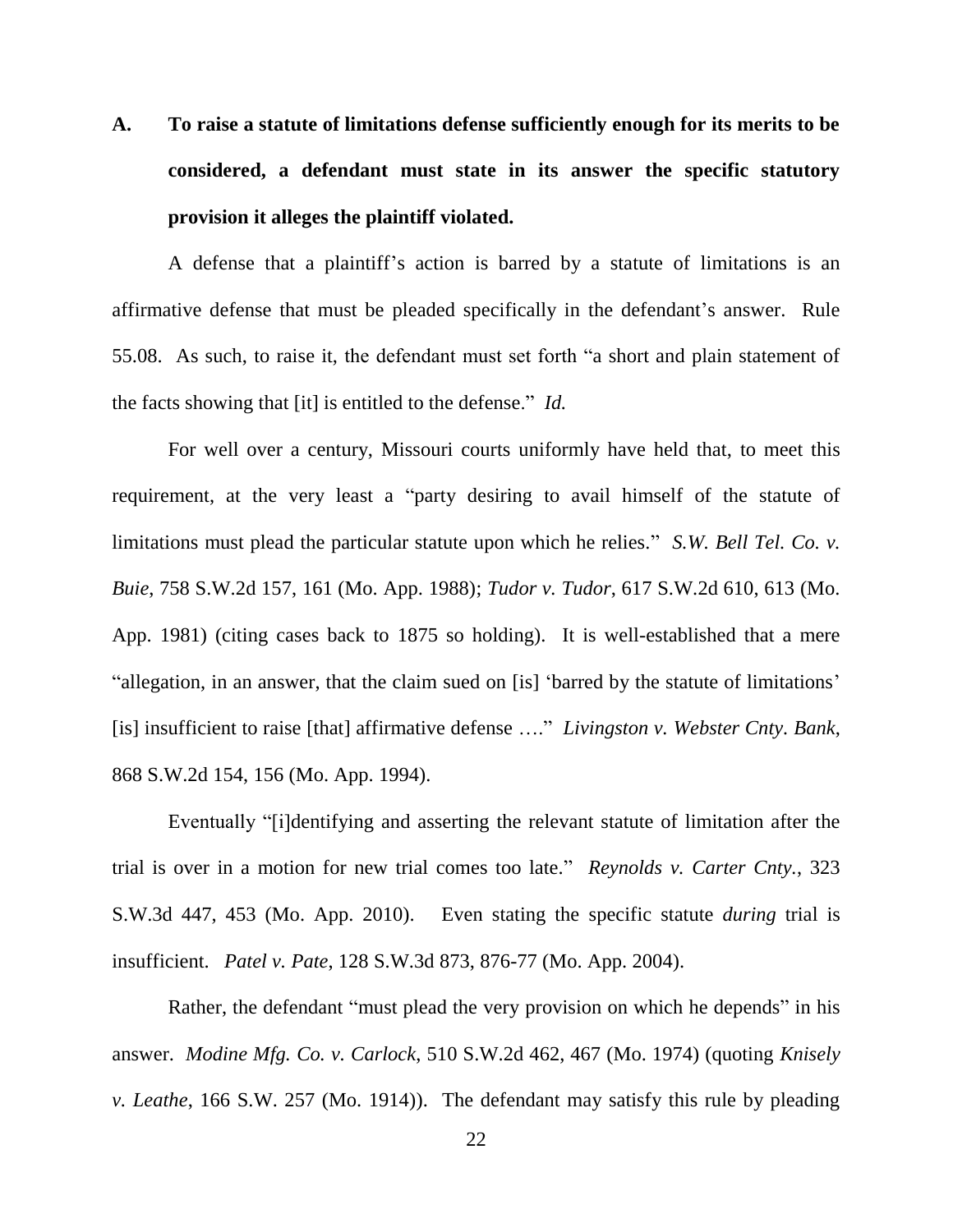## A. To raise a statute of limitations defense sufficiently enough for its merits to be considered, a defendant must state in its answer the specific statutory provision it alleges the plaintiff violated.

A defense that a plaintiff's action is barred by a statute of limitations is an affirmative defense that must be pleaded specifically in the defendant's answer. Rule 55.08. As such, to raise it, the defendant must set forth "a short and plain statement of the facts showing that [it] is entitled to the defense." *Id.*

For well over a century, Missouri courts uniformly have held that, to meet this requirement, at the very least a "party desiring to avail himself of the statute of limitations must plead the particular statute upon which he relies." *S.W. Bell Tel. Co. v. Buie*, 758 S.W.2d 157, 161 (Mo. App. 1988); *Tudor v. Tudor*, 617 S.W.2d 610, 613 (Mo. App. 1981) (citing cases back to 1875 so holding). It is well-established that a mere "allegation, in an answer, that the claim sued on [is] 'barred by the statute of limitations' [is] insufficient to raise [that] affirmative defense …." *Livingston v. Webster Cnty. Bank*, 868 S.W.2d 154, 156 (Mo. App. 1994).

Eventually "[i]dentifying and asserting the relevant statute of limitation after the trial is over in a motion for new trial comes too late." *Reynolds v. Carter Cnty.*, 323 S.W.3d 447, 453 (Mo. App. 2010). Even stating the specific statute *during* trial is insufficient. *Patel v. Pate*, 128 S.W.3d 873, 876-77 (Mo. App. 2004).

Rather, the defendant "must plead the very provision on which he depends" in his answer. *Modine Mfg. Co. v. Carlock*, 510 S.W.2d 462, 467 (Mo. 1974) (quoting *Knisely v. Leathe*, 166 S.W. 257 (Mo. 1914)). The defendant may satisfy this rule by pleading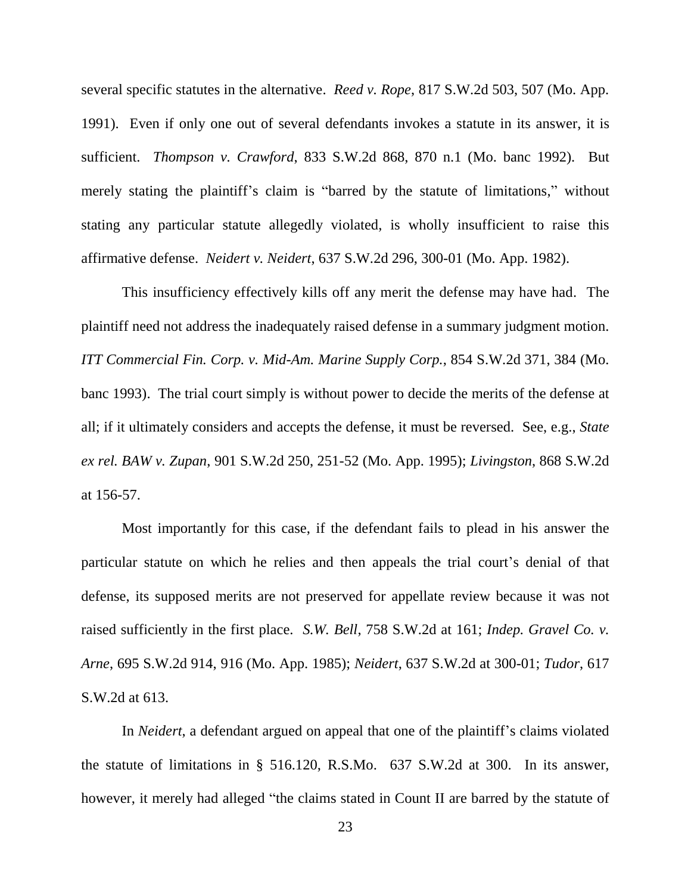several specific statutes in the alternative. *Reed v. Rope*, 817 S.W.2d 503, 507 (Mo. App. 1991). Even if only one out of several defendants invokes a statute in its answer, it is sufficient. *Thompson v. Crawford*, 833 S.W.2d 868, 870 n.1 (Mo. banc 1992). But merely stating the plaintiff's claim is "barred by the statute of limitations," without stating any particular statute allegedly violated, is wholly insufficient to raise this affirmative defense. *Neidert v. Neidert*, 637 S.W.2d 296, 300-01 (Mo. App. 1982).

This insufficiency effectively kills off any merit the defense may have had. The plaintiff need not address the inadequately raised defense in a summary judgment motion. *ITT Commercial Fin. Corp. v. Mid-Am. Marine Supply Corp.*, 854 S.W.2d 371, 384 (Mo. banc 1993). The trial court simply is without power to decide the merits of the defense at all; if it ultimately considers and accepts the defense, it must be reversed. See, e.g., *State ex rel. BAW v. Zupan*, 901 S.W.2d 250, 251-52 (Mo. App. 1995); *Livingston*, 868 S.W.2d at 156-57.

Most importantly for this case, if the defendant fails to plead in his answer the particular statute on which he relies and then appeals the trial court's denial of that defense, its supposed merits are not preserved for appellate review because it was not raised sufficiently in the first place. *S.W. Bell*, 758 S.W.2d at 161; *Indep. Gravel Co. v. Arne*, 695 S.W.2d 914, 916 (Mo. App. 1985); *Neidert*, 637 S.W.2d at 300-01; *Tudor*, 617 S.W.2d at 613.

In *Neidert*, a defendant argued on appeal that one of the plaintiff's claims violated the statute of limitations in § 516.120, R.S.Mo. 637 S.W.2d at 300. In its answer, however, it merely had alleged "the claims stated in Count II are barred by the statute of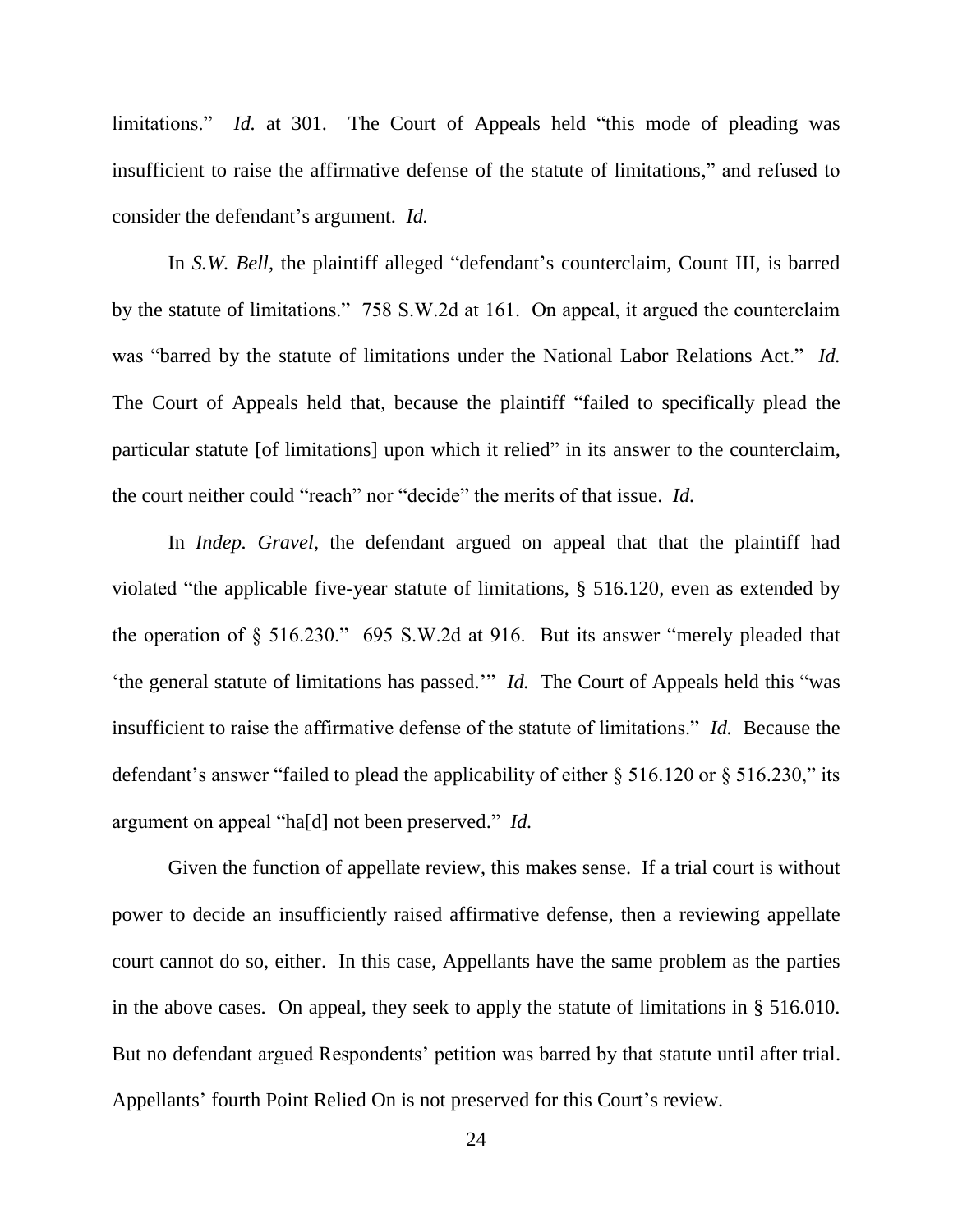limitations." *Id.* at 301. The Court of Appeals held "this mode of pleading was insufficient to raise the affirmative defense of the statute of limitations," and refused to consider the defendant's argument. *Id.*

In *S.W. Bell*, the plaintiff alleged "defendant's counterclaim, Count III, is barred by the statute of limitations." 758 S.W.2d at 161. On appeal, it argued the counterclaim was "barred by the statute of limitations under the National Labor Relations Act." *Id.* The Court of Appeals held that, because the plaintiff "failed to specifically plead the particular statute [of limitations] upon which it relied" in its answer to the counterclaim, the court neither could "reach" nor "decide" the merits of that issue. *Id.*

In *Indep. Gravel*, the defendant argued on appeal that that the plaintiff had violated "the applicable five-year statute of limitations, § 516.120, even as extended by the operation of § 516.230." 695 S.W.2d at 916. But its answer "merely pleaded that 'the general statute of limitations has passed.'" *Id.* The Court of Appeals held this "was insufficient to raise the affirmative defense of the statute of limitations." *Id.* Because the defendant's answer "failed to plead the applicability of either § 516.120 or § 516.230," its argument on appeal "ha[d] not been preserved." *Id.*

Given the function of appellate review, this makes sense. If a trial court is without power to decide an insufficiently raised affirmative defense, then a reviewing appellate court cannot do so, either. In this case, Appellants have the same problem as the parties in the above cases. On appeal, they seek to apply the statute of limitations in § 516.010. But no defendant argued Respondents' petition was barred by that statute until after trial. Appellants' fourth Point Relied On is not preserved for this Court's review.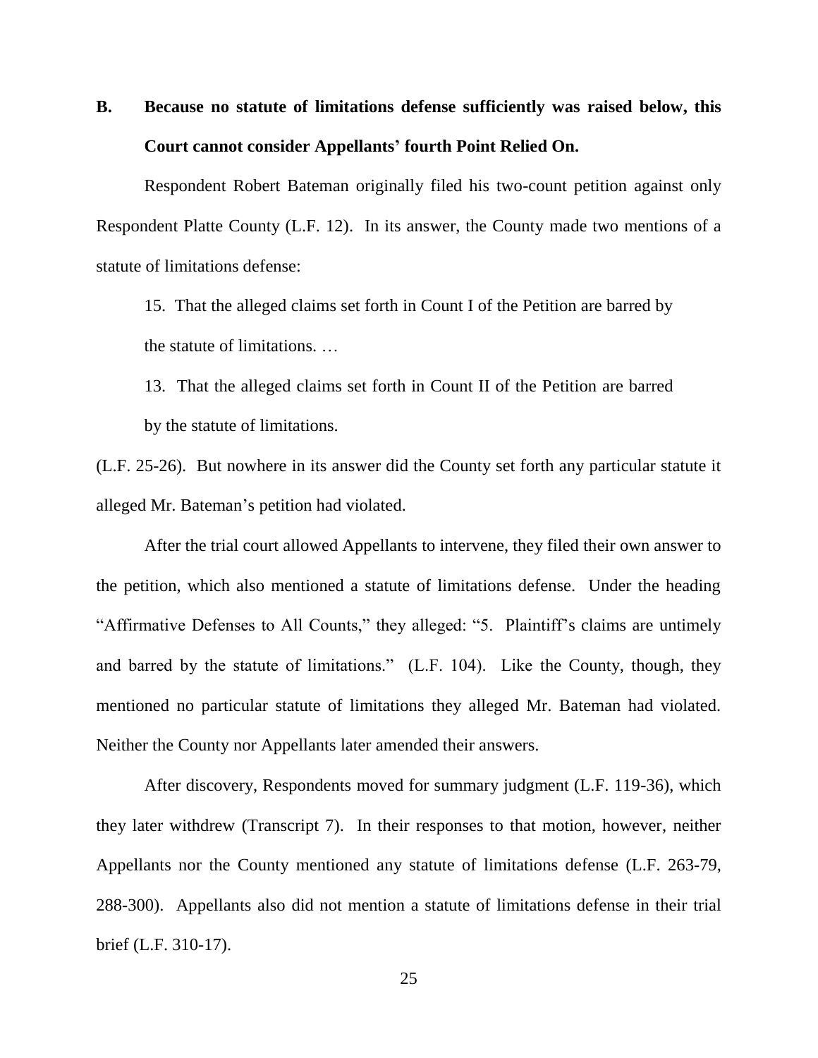### B. Because no statute of limitations defense sufficiently was raised below, this Court cannot consider Appellants' fourth Point Relied On.

Respondent Robert Bateman originally filed his two-count petition against only Respondent Platte County (L.F. 12). In its answer, the County made two mentions of a statute of limitations defense:

> 15. That the alleged claims set forth in Count I of the Petition are barred by the statute of limitations. …
>
> 13. That the alleged claims set forth in Count II of the Petition are barred by the statute of limitations.

(L.F. 25-26). But nowhere in its answer did the County set forth any particular statute it alleged Mr. Bateman's petition had violated.

After the trial court allowed Appellants to intervene, they filed their own answer to the petition, which also mentioned a statute of limitations defense. Under the heading "Affirmative Defenses to All Counts," they alleged: "5. Plaintiff's claims are untimely and barred by the statute of limitations." (L.F. 104). Like the County, though, they mentioned no particular statute of limitations they alleged Mr. Bateman had violated. Neither the County nor Appellants later amended their answers.

After discovery, Respondents moved for summary judgment (L.F. 119-36), which they later withdrew (Transcript 7). In their responses to that motion, however, neither Appellants nor the County mentioned any statute of limitations defense (L.F. 263-79, 288-300). Appellants also did not mention a statute of limitations defense in their trial brief (L.F. 310-17).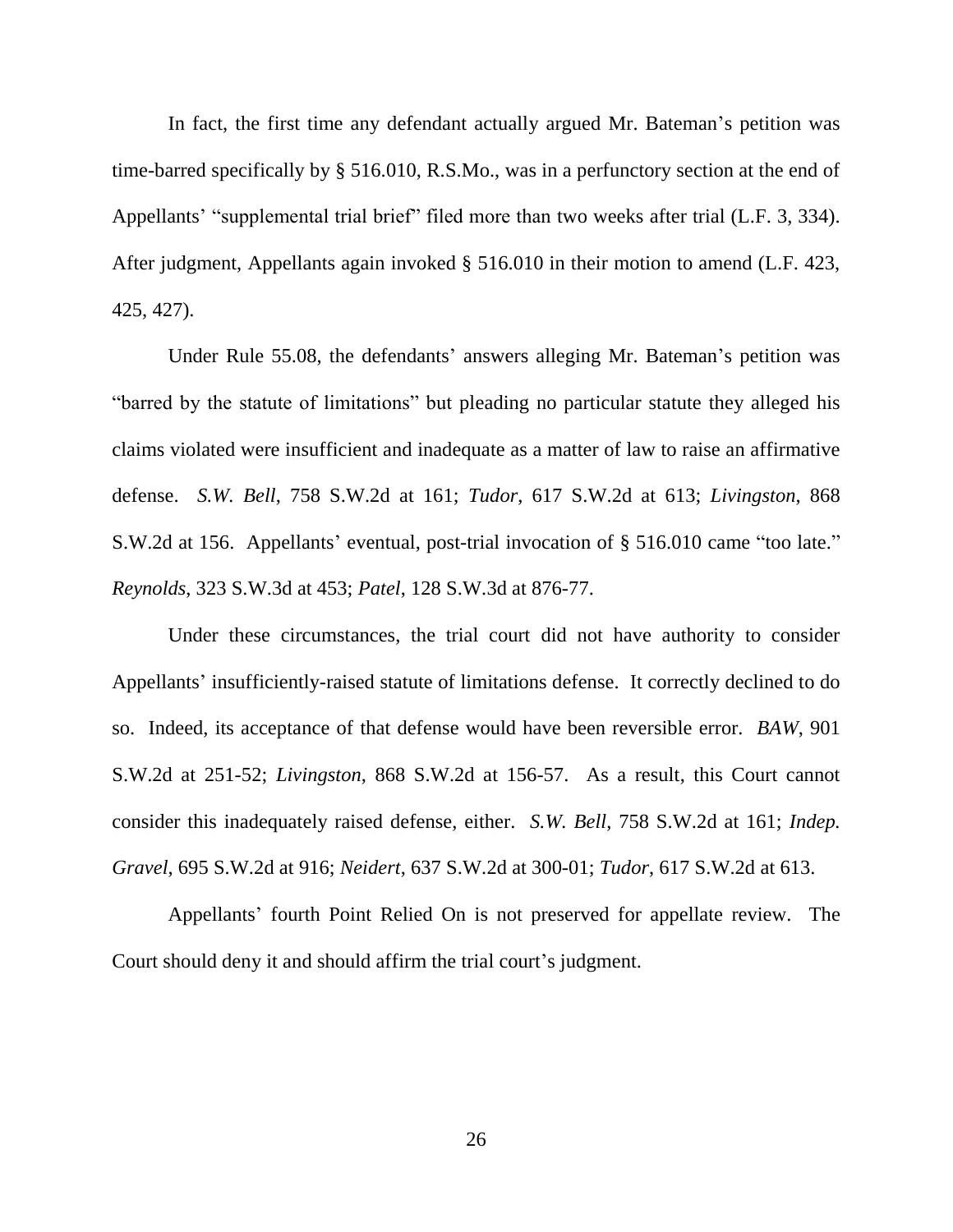In fact, the first time any defendant actually argued Mr. Bateman's petition was time-barred specifically by § 516.010, R.S.Mo., was in a perfunctory section at the end of Appellants' "supplemental trial brief" filed more than two weeks after trial (L.F. 3, 334). After judgment, Appellants again invoked § 516.010 in their motion to amend (L.F. 423, 425, 427).

Under Rule 55.08, the defendants' answers alleging Mr. Bateman's petition was "barred by the statute of limitations" but pleading no particular statute they alleged his claims violated were insufficient and inadequate as a matter of law to raise an affirmative defense. *S.W. Bell*, 758 S.W.2d at 161; *Tudor*, 617 S.W.2d at 613; *Livingston*, 868 S.W.2d at 156. Appellants' eventual, post-trial invocation of § 516.010 came "too late." *Reynolds*, 323 S.W.3d at 453; *Patel*, 128 S.W.3d at 876-77.

Under these circumstances, the trial court did not have authority to consider Appellants' insufficiently-raised statute of limitations defense. It correctly declined to do so. Indeed, its acceptance of that defense would have been reversible error. *BAW*, 901 S.W.2d at 251-52; *Livingston*, 868 S.W.2d at 156-57. As a result, this Court cannot consider this inadequately raised defense, either. *S.W. Bell*, 758 S.W.2d at 161; *Indep. Gravel*, 695 S.W.2d at 916; *Neidert*, 637 S.W.2d at 300-01; *Tudor*, 617 S.W.2d at 613.

Appellants' fourth Point Relied On is not preserved for appellate review. The Court should deny it and should affirm the trial court's judgment.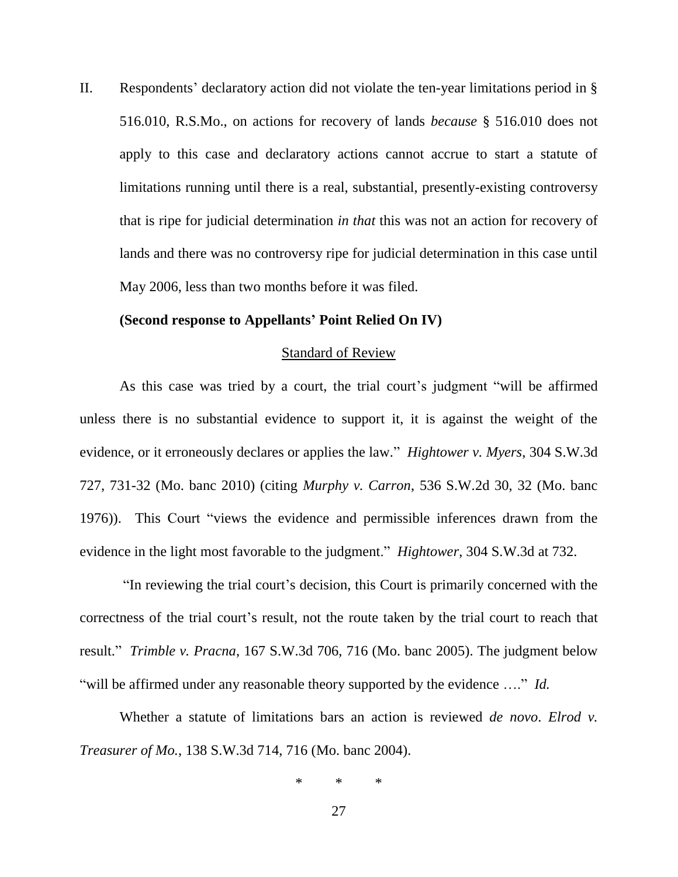II. Respondents' declaratory action did not violate the ten-year limitations period in § 516.010, R.S.Mo., on actions for recovery of lands *because* § 516.010 does not apply to this case and declaratory actions cannot accrue to start a statute of limitations running until there is a real, substantial, presently-existing controversy that is ripe for judicial determination *in that* this was not an action for recovery of lands and there was no controversy ripe for judicial determination in this case until May 2006, less than two months before it was filed.

**(Second response to Appellants' Point Relied On IV)**

<u>Standard of Review</u>

As this case was tried by a court, the trial court's judgment "will be affirmed unless there is no substantial evidence to support it, it is against the weight of the evidence, or it erroneously declares or applies the law." *Hightower v. Myers*, 304 S.W.3d 727, 731-32 (Mo. banc 2010) (citing *Murphy v. Carron*, 536 S.W.2d 30, 32 (Mo. banc 1976)). This Court "views the evidence and permissible inferences drawn from the evidence in the light most favorable to the judgment." *Hightower*, 304 S.W.3d at 732.

"In reviewing the trial court's decision, this Court is primarily concerned with the correctness of the trial court's result, not the route taken by the trial court to reach that result." *Trimble v. Pracna*, 167 S.W.3d 706, 716 (Mo. banc 2005). The judgment below "will be affirmed under any reasonable theory supported by the evidence …." *Id.*

Whether a statute of limitations bars an action is reviewed *de novo*. *Elrod v. Treasurer of Mo.*, 138 S.W.3d 714, 716 (Mo. banc 2004).

\* \* \*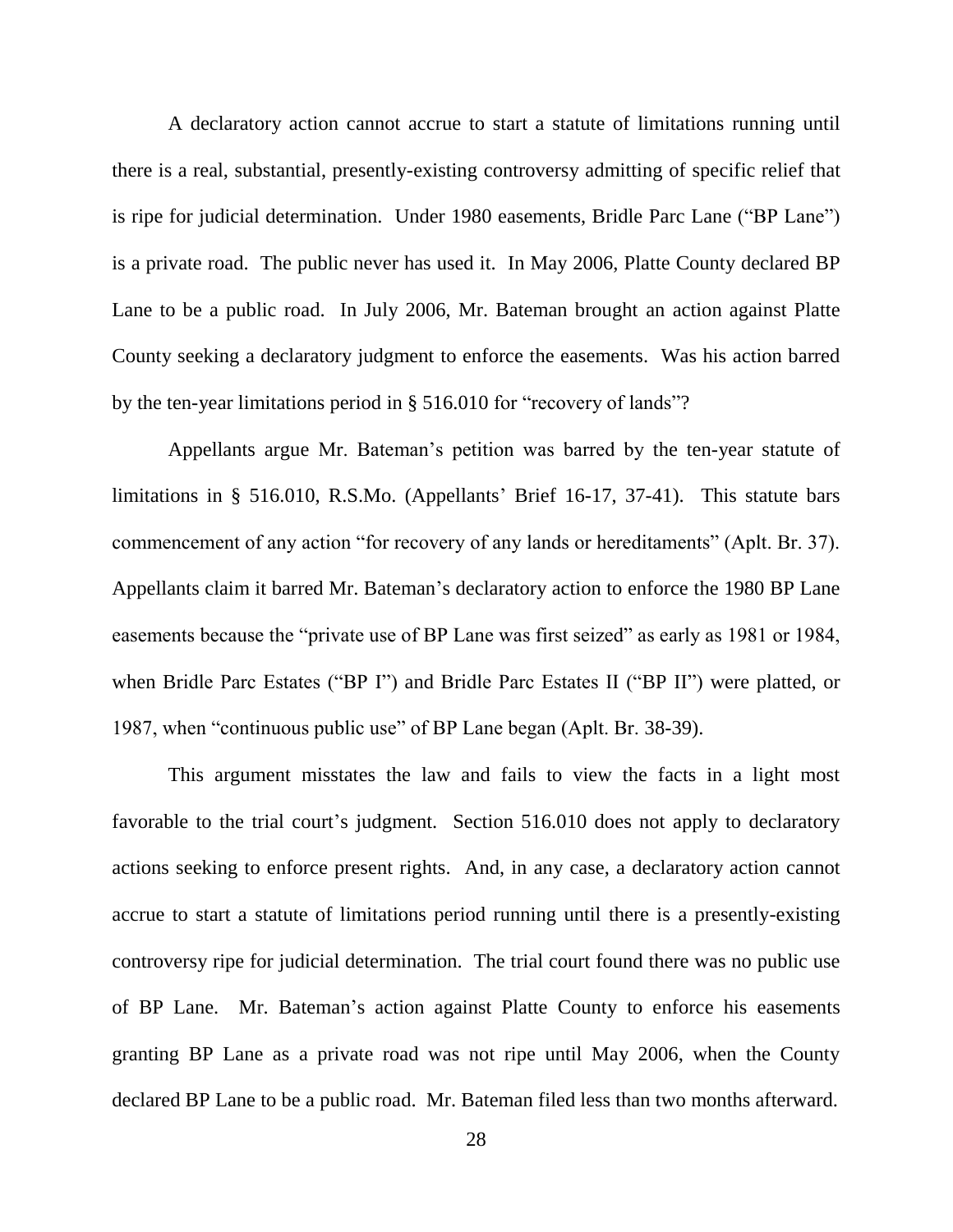A declaratory action cannot accrue to start a statute of limitations running until there is a real, substantial, presently-existing controversy admitting of specific relief that is ripe for judicial determination. Under 1980 easements, Bridle Parc Lane ("BP Lane") is a private road. The public never has used it. In May 2006, Platte County declared BP Lane to be a public road. In July 2006, Mr. Bateman brought an action against Platte County seeking a declaratory judgment to enforce the easements. Was his action barred by the ten-year limitations period in § 516.010 for "recovery of lands"?

Appellants argue Mr. Bateman's petition was barred by the ten-year statute of limitations in § 516.010, R.S.Mo. (Appellants' Brief 16-17, 37-41). This statute bars commencement of any action "for recovery of any lands or hereditaments" (Aplt. Br. 37). Appellants claim it barred Mr. Bateman's declaratory action to enforce the 1980 BP Lane easements because the "private use of BP Lane was first seized" as early as 1981 or 1984, when Bridle Parc Estates ("BP I") and Bridle Parc Estates II ("BP II") were platted, or 1987, when "continuous public use" of BP Lane began (Aplt. Br. 38-39).

This argument misstates the law and fails to view the facts in a light most favorable to the trial court's judgment. Section 516.010 does not apply to declaratory actions seeking to enforce present rights. And, in any case, a declaratory action cannot accrue to start a statute of limitations period running until there is a presently-existing controversy ripe for judicial determination. The trial court found there was no public use of BP Lane. Mr. Bateman's action against Platte County to enforce his easements granting BP Lane as a private road was not ripe until May 2006, when the County declared BP Lane to be a public road. Mr. Bateman filed less than two months afterward.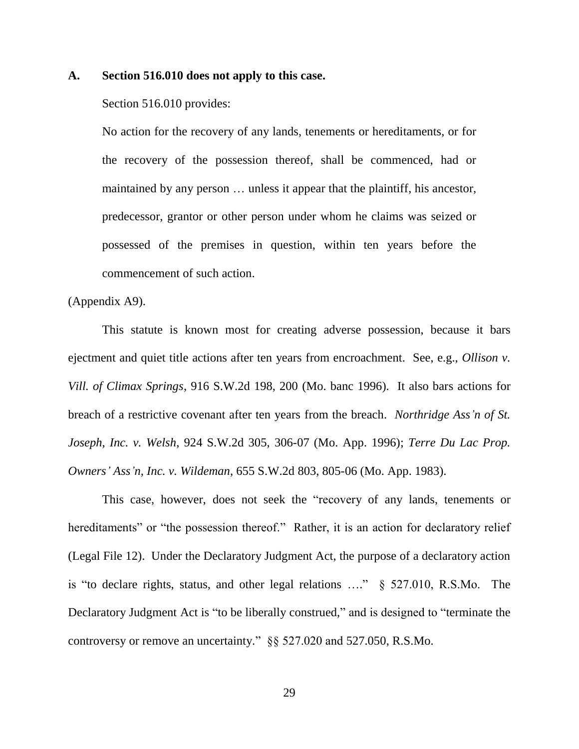### A. Section 516.010 does not apply to this case.

Section 516.010 provides:

> No action for the recovery of any lands, tenements or hereditaments, or for the recovery of the possession thereof, shall be commenced, had or maintained by any person … unless it appear that the plaintiff, his ancestor, predecessor, grantor or other person under whom he claims was seized or possessed of the premises in question, within ten years before the commencement of such action.

(Appendix A9).

This statute is known most for creating adverse possession, because it bars ejectment and quiet title actions after ten years from encroachment. See, e.g., *Ollison v. Vill. of Climax Springs*, 916 S.W.2d 198, 200 (Mo. banc 1996). It also bars actions for breach of a restrictive covenant after ten years from the breach. *Northridge Ass'n of St. Joseph, Inc. v. Welsh*, 924 S.W.2d 305, 306-07 (Mo. App. 1996); *Terre Du Lac Prop. Owners' Ass'n, Inc. v. Wildeman*, 655 S.W.2d 803, 805-06 (Mo. App. 1983).

This case, however, does not seek the "recovery of any lands, tenements or hereditaments" or "the possession thereof." Rather, it is an action for declaratory relief (Legal File 12). Under the Declaratory Judgment Act, the purpose of a declaratory action is "to declare rights, status, and other legal relations …." § 527.010, R.S.Mo. The Declaratory Judgment Act is "to be liberally construed," and is designed to "terminate the controversy or remove an uncertainty." §§ 527.020 and 527.050, R.S.Mo.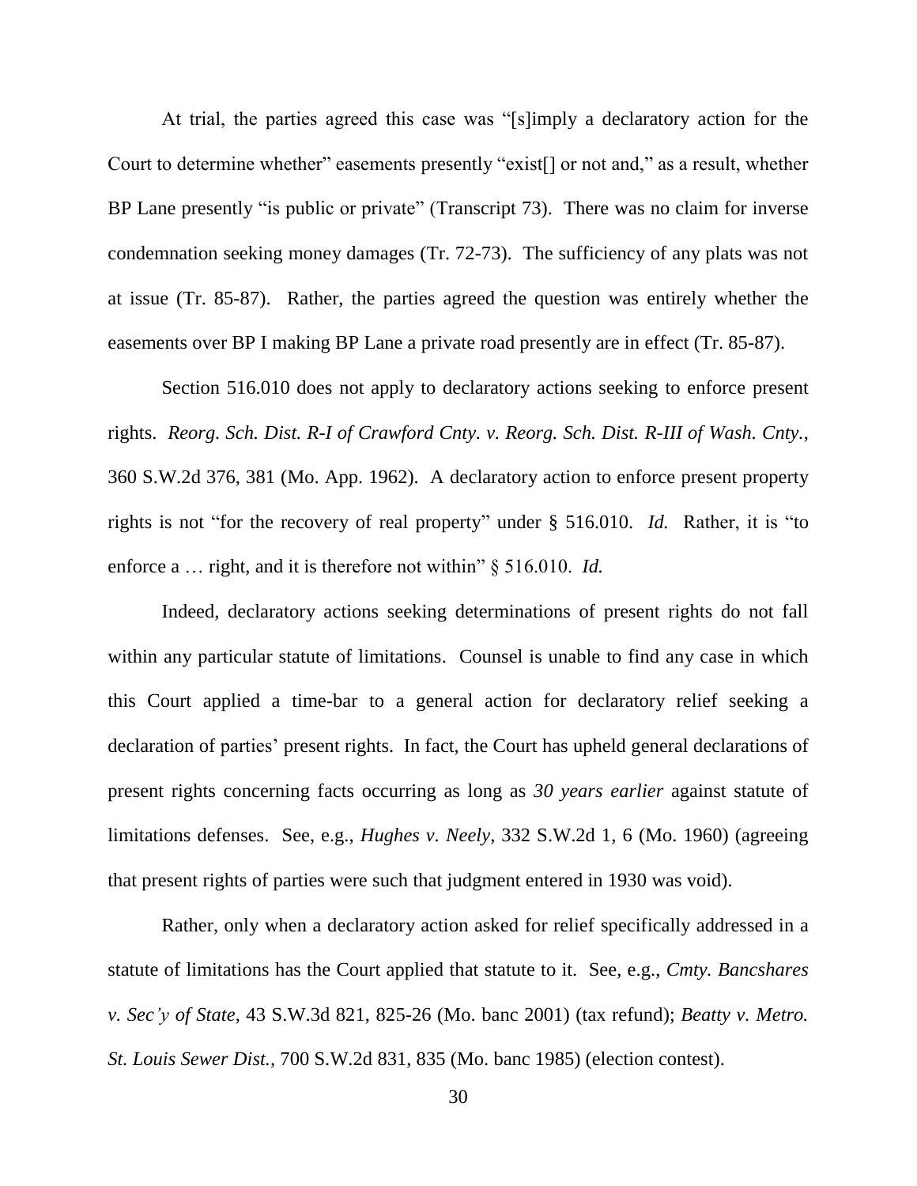At trial, the parties agreed this case was "[s]imply a declaratory action for the Court to determine whether" easements presently "exist[] or not and," as a result, whether BP Lane presently "is public or private" (Transcript 73). There was no claim for inverse condemnation seeking money damages (Tr. 72-73). The sufficiency of any plats was not at issue (Tr. 85-87). Rather, the parties agreed the question was entirely whether the easements over BP I making BP Lane a private road presently are in effect (Tr. 85-87).

Section 516.010 does not apply to declaratory actions seeking to enforce present rights. *Reorg. Sch. Dist. R-I of Crawford Cnty. v. Reorg. Sch. Dist. R-III of Wash. Cnty.*, 360 S.W.2d 376, 381 (Mo. App. 1962). A declaratory action to enforce present property rights is not "for the recovery of real property" under § 516.010. *Id.* Rather, it is "to enforce a … right, and it is therefore not within" § 516.010. *Id.*

Indeed, declaratory actions seeking determinations of present rights do not fall within any particular statute of limitations. Counsel is unable to find any case in which this Court applied a time-bar to a general action for declaratory relief seeking a declaration of parties' present rights. In fact, the Court has upheld general declarations of present rights concerning facts occurring as long as *30 years earlier* against statute of limitations defenses. See, e.g., *Hughes v. Neely*, 332 S.W.2d 1, 6 (Mo. 1960) (agreeing that present rights of parties were such that judgment entered in 1930 was void).

Rather, only when a declaratory action asked for relief specifically addressed in a statute of limitations has the Court applied that statute to it. See, e.g., *Cmty. Bancshares v. Sec'y of State*, 43 S.W.3d 821, 825-26 (Mo. banc 2001) (tax refund); *Beatty v. Metro. St. Louis Sewer Dist.*, 700 S.W.2d 831, 835 (Mo. banc 1985) (election contest).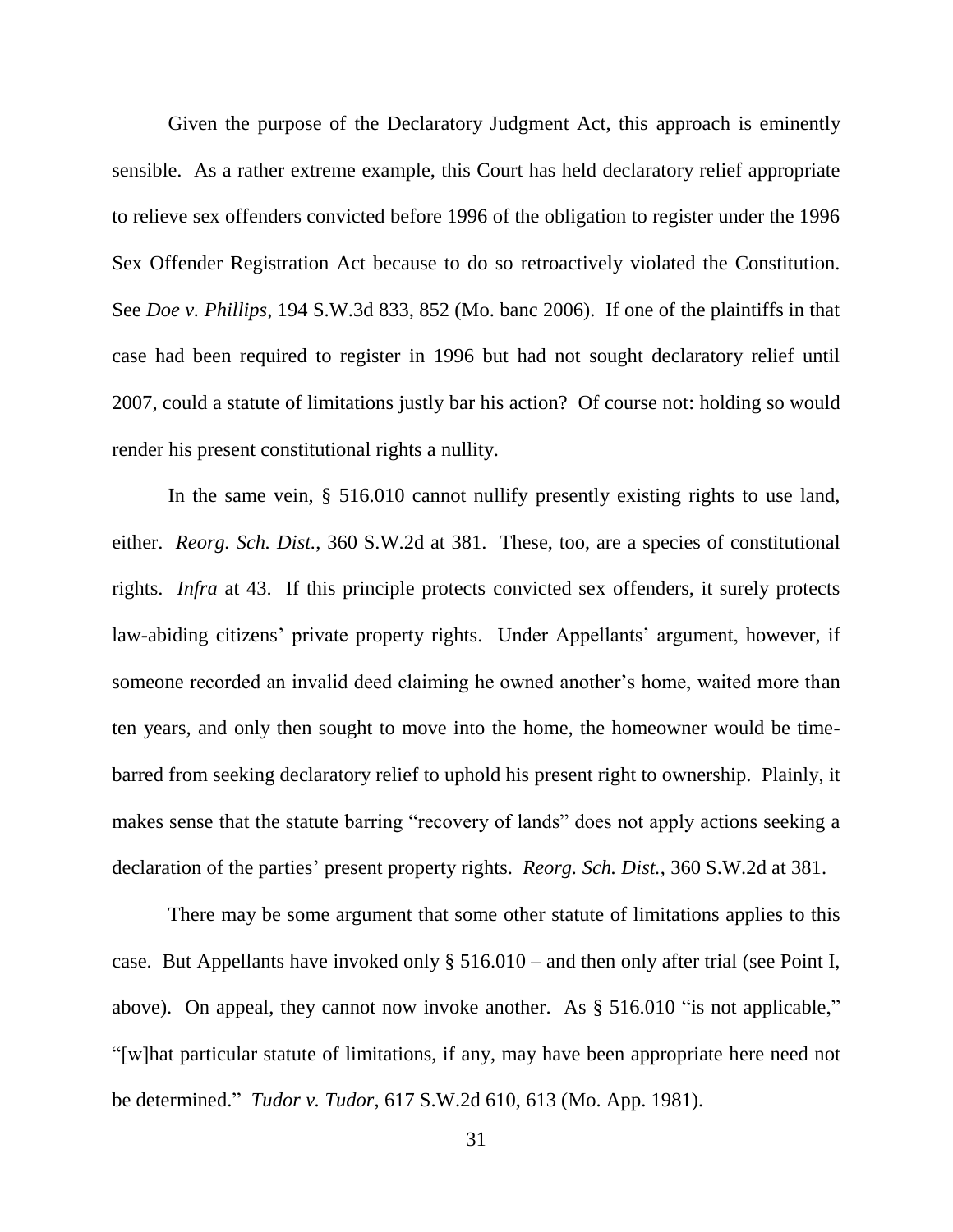Given the purpose of the Declaratory Judgment Act, this approach is eminently sensible. As a rather extreme example, this Court has held declaratory relief appropriate to relieve sex offenders convicted before 1996 of the obligation to register under the 1996 Sex Offender Registration Act because to do so retroactively violated the Constitution. See *Doe v. Phillips*, 194 S.W.3d 833, 852 (Mo. banc 2006). If one of the plaintiffs in that case had been required to register in 1996 but had not sought declaratory relief until 2007, could a statute of limitations justly bar his action? Of course not: holding so would render his present constitutional rights a nullity.

In the same vein, § 516.010 cannot nullify presently existing rights to use land, either. *Reorg. Sch. Dist.*, 360 S.W.2d at 381. These, too, are a species of constitutional rights. *Infra* at 43. If this principle protects convicted sex offenders, it surely protects law-abiding citizens' private property rights. Under Appellants' argument, however, if someone recorded an invalid deed claiming he owned another's home, waited more than ten years, and only then sought to move into the home, the homeowner would be time-barred from seeking declaratory relief to uphold his present right to ownership. Plainly, it makes sense that the statute barring "recovery of lands" does not apply actions seeking a declaration of the parties' present property rights. *Reorg. Sch. Dist.*, 360 S.W.2d at 381.

There may be some argument that some other statute of limitations applies to this case. But Appellants have invoked only § 516.010 – and then only after trial (see Point I, above). On appeal, they cannot now invoke another. As § 516.010 "is not applicable," "[w]hat particular statute of limitations, if any, may have been appropriate here need not be determined." *Tudor v. Tudor*, 617 S.W.2d 610, 613 (Mo. App. 1981).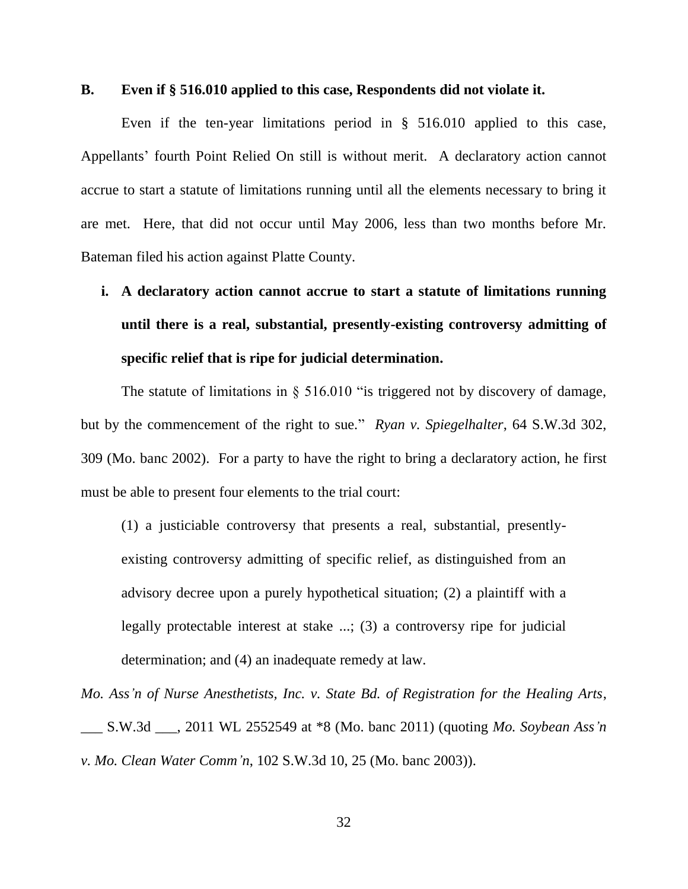**B. Even if § 516.010 applied to this case, Respondents did not violate it.**

Even if the ten-year limitations period in § 516.010 applied to this case, Appellants' fourth Point Relied On still is without merit. A declaratory action cannot accrue to start a statute of limitations running until all the elements necessary to bring it are met. Here, that did not occur until May 2006, less than two months before Mr. Bateman filed his action against Platte County.

**i. A declaratory action cannot accrue to start a statute of limitations running until there is a real, substantial, presently-existing controversy admitting of specific relief that is ripe for judicial determination.**

The statute of limitations in § 516.010 "is triggered not by discovery of damage, but by the commencement of the right to sue." *Ryan v. Spiegelhalter*, 64 S.W.3d 302, 309 (Mo. banc 2002). For a party to have the right to bring a declaratory action, he first must be able to present four elements to the trial court:

> (1) a justiciable controversy that presents a real, substantial, presently-existing controversy admitting of specific relief, as distinguished from an advisory decree upon a purely hypothetical situation; (2) a plaintiff with a legally protectable interest at stake ...; (3) a controversy ripe for judicial determination; and (4) an inadequate remedy at law.

*Mo. Ass'n of Nurse Anesthetists, Inc. v. State Bd. of Registration for the Healing Arts*, ___ S.W.3d ___, 2011 WL 2552549 at *8 (Mo. banc 2011) (quoting *Mo. Soybean Ass'n v. Mo. Clean Water Comm'n*, 102 S.W.3d 10, 25 (Mo. banc 2003)).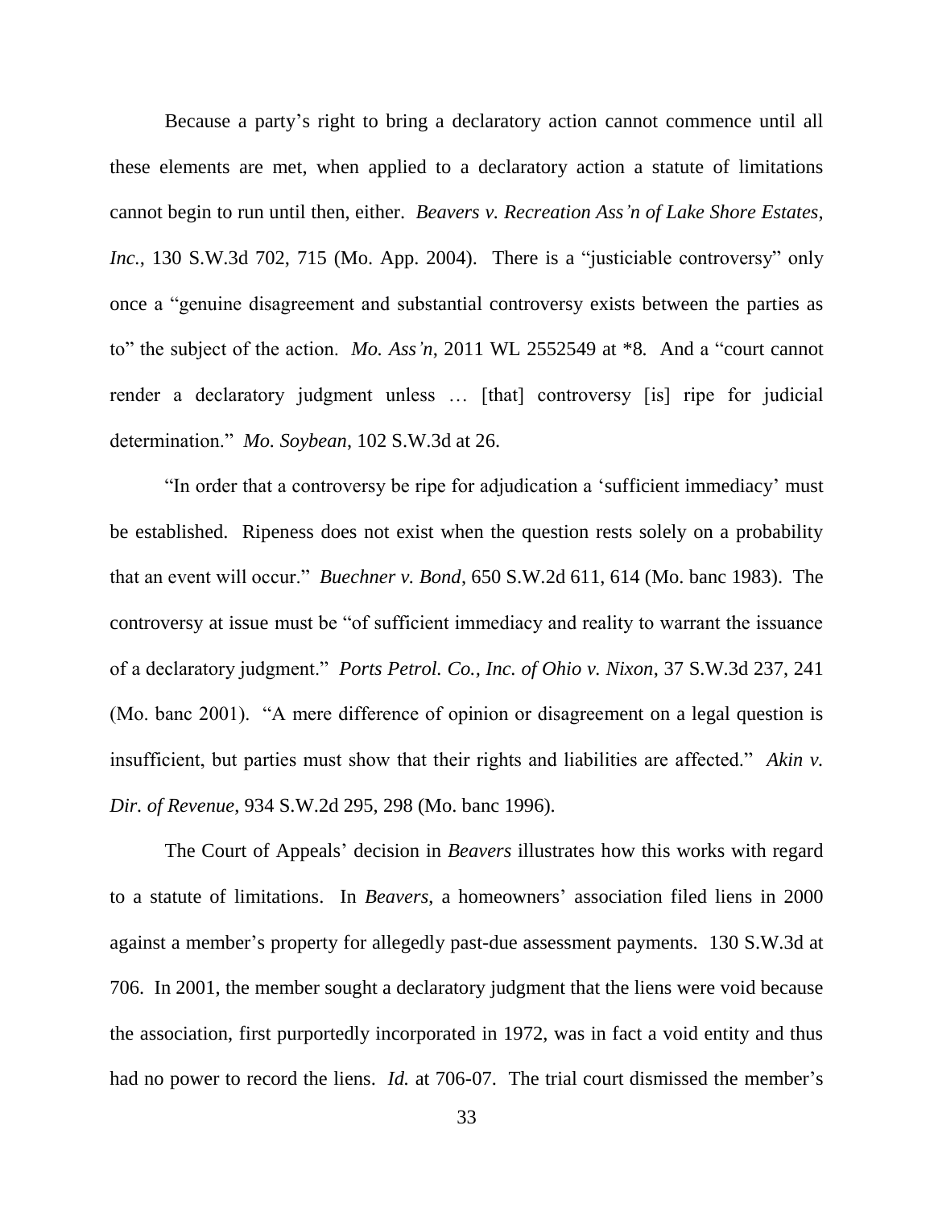Because a party's right to bring a declaratory action cannot commence until all these elements are met, when applied to a declaratory action a statute of limitations cannot begin to run until then, either. *Beavers v. Recreation Ass'n of Lake Shore Estates, Inc.*, 130 S.W.3d 702, 715 (Mo. App. 2004). There is a "justiciable controversy" only once a "genuine disagreement and substantial controversy exists between the parties as to" the subject of the action. *Mo. Ass'n*, 2011 WL 2552549 at *8. And a "court cannot render a declaratory judgment unless … [that] controversy [is] ripe for judicial determination." *Mo. Soybean*, 102 S.W.3d at 26.

"In order that a controversy be ripe for adjudication a 'sufficient immediacy' must be established. Ripeness does not exist when the question rests solely on a probability that an event will occur." *Buechner v. Bond*, 650 S.W.2d 611, 614 (Mo. banc 1983). The controversy at issue must be "of sufficient immediacy and reality to warrant the issuance of a declaratory judgment." *Ports Petrol. Co., Inc. of Ohio v. Nixon*, 37 S.W.3d 237, 241 (Mo. banc 2001). "A mere difference of opinion or disagreement on a legal question is insufficient, but parties must show that their rights and liabilities are affected." *Akin v. Dir. of Revenue*, 934 S.W.2d 295, 298 (Mo. banc 1996).

The Court of Appeals' decision in *Beavers* illustrates how this works with regard to a statute of limitations. In *Beavers*, a homeowners' association filed liens in 2000 against a member's property for allegedly past-due assessment payments. 130 S.W.3d at 706. In 2001, the member sought a declaratory judgment that the liens were void because the association, first purportedly incorporated in 1972, was in fact a void entity and thus had no power to record the liens. *Id.* at 706-07. The trial court dismissed the member's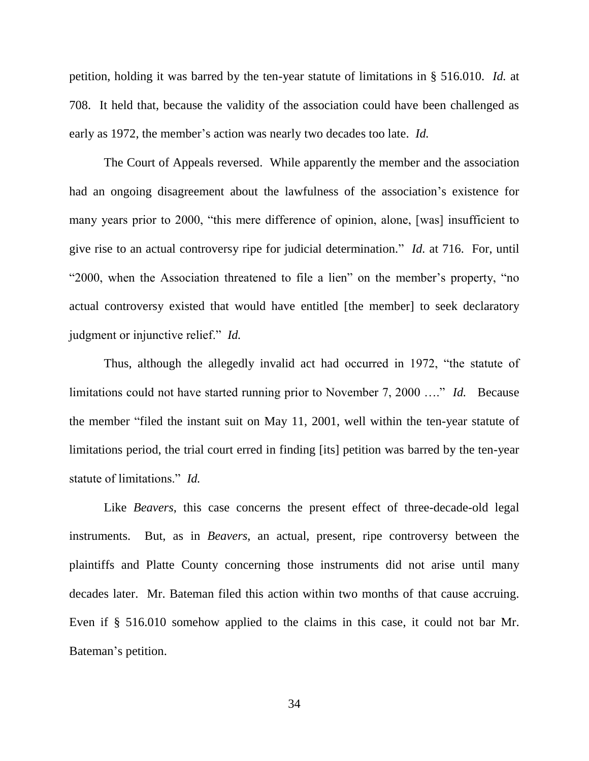petition, holding it was barred by the ten-year statute of limitations in § 516.010. *Id.* at 708. It held that, because the validity of the association could have been challenged as early as 1972, the member's action was nearly two decades too late. *Id.*

The Court of Appeals reversed. While apparently the member and the association had an ongoing disagreement about the lawfulness of the association's existence for many years prior to 2000, "this mere difference of opinion, alone, [was] insufficient to give rise to an actual controversy ripe for judicial determination." *Id.* at 716. For, until "2000, when the Association threatened to file a lien" on the member's property, "no actual controversy existed that would have entitled [the member] to seek declaratory judgment or injunctive relief." *Id.*

Thus, although the allegedly invalid act had occurred in 1972, "the statute of limitations could not have started running prior to November 7, 2000 …." *Id.* Because the member "filed the instant suit on May 11, 2001, well within the ten-year statute of limitations period, the trial court erred in finding [its] petition was barred by the ten-year statute of limitations." *Id.*

Like *Beavers*, this case concerns the present effect of three-decade-old legal instruments. But, as in *Beavers*, an actual, present, ripe controversy between the plaintiffs and Platte County concerning those instruments did not arise until many decades later. Mr. Bateman filed this action within two months of that cause accruing. Even if § 516.010 somehow applied to the claims in this case, it could not bar Mr. Bateman's petition.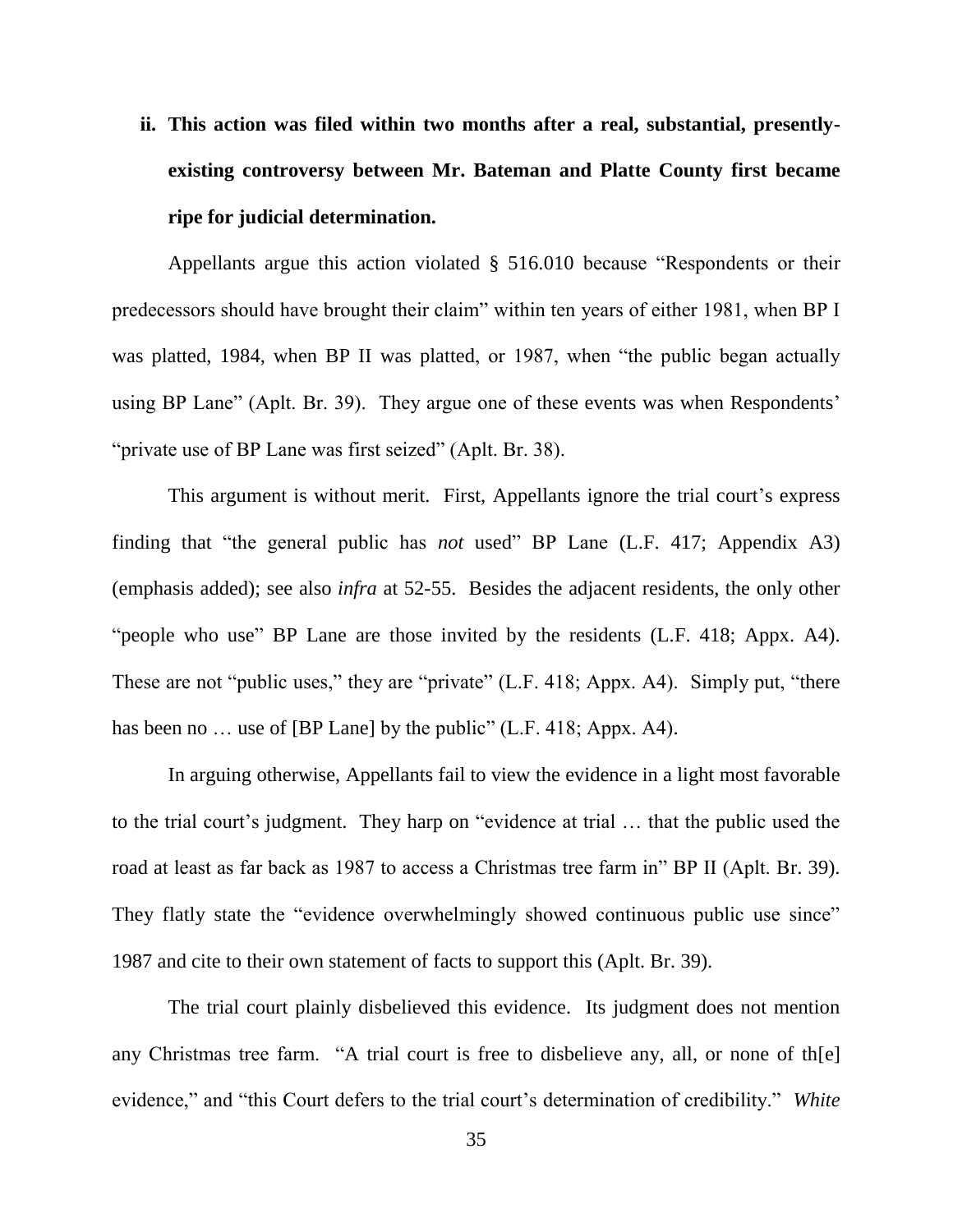**ii. This action was filed within two months after a real, substantial, presently-existing controversy between Mr. Bateman and Platte County first became ripe for judicial determination.**

Appellants argue this action violated § 516.010 because "Respondents or their predecessors should have brought their claim" within ten years of either 1981, when BP I was platted, 1984, when BP II was platted, or 1987, when "the public began actually using BP Lane" (Aplt. Br. 39). They argue one of these events was when Respondents' "private use of BP Lane was first seized" (Aplt. Br. 38).

This argument is without merit. First, Appellants ignore the trial court's express finding that "the general public has *not* used" BP Lane (L.F. 417; Appendix A3) (emphasis added); see also *infra* at 52-55. Besides the adjacent residents, the only other "people who use" BP Lane are those invited by the residents (L.F. 418; Appx. A4). These are not "public uses," they are "private" (L.F. 418; Appx. A4). Simply put, "there has been no … use of [BP Lane] by the public" (L.F. 418; Appx. A4).

In arguing otherwise, Appellants fail to view the evidence in a light most favorable to the trial court's judgment. They harp on "evidence at trial … that the public used the road at least as far back as 1987 to access a Christmas tree farm in" BP II (Aplt. Br. 39). They flatly state the "evidence overwhelmingly showed continuous public use since" 1987 and cite to their own statement of facts to support this (Aplt. Br. 39).

The trial court plainly disbelieved this evidence. Its judgment does not mention any Christmas tree farm. "A trial court is free to disbelieve any, all, or none of th[e] evidence," and "this Court defers to the trial court's determination of credibility." *White*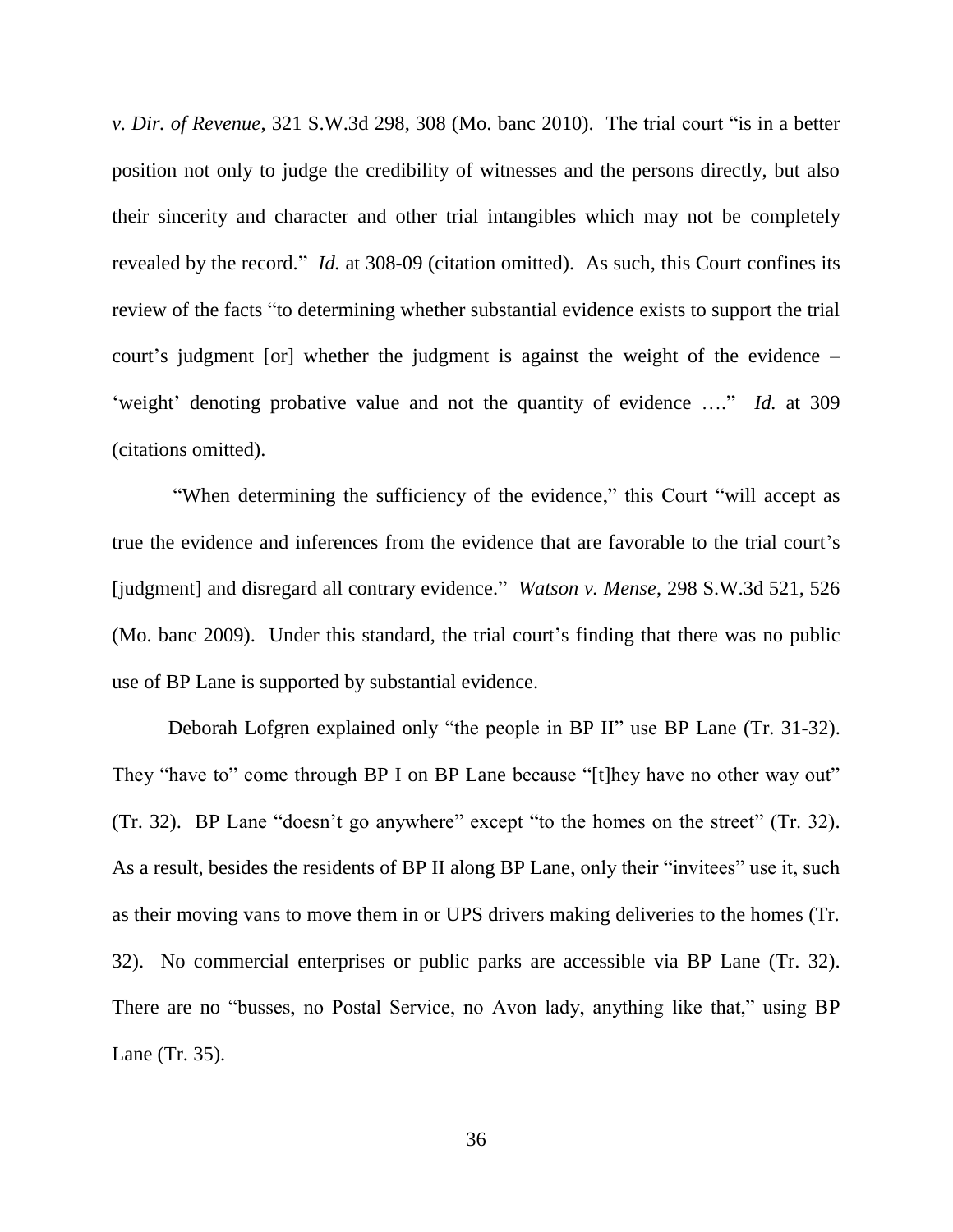*v. Dir. of Revenue*, 321 S.W.3d 298, 308 (Mo. banc 2010). The trial court "is in a better position not only to judge the credibility of witnesses and the persons directly, but also their sincerity and character and other trial intangibles which may not be completely revealed by the record." *Id.* at 308-09 (citation omitted). As such, this Court confines its review of the facts "to determining whether substantial evidence exists to support the trial court's judgment [or] whether the judgment is against the weight of the evidence – 'weight' denoting probative value and not the quantity of evidence …." *Id.* at 309 (citations omitted).

"When determining the sufficiency of the evidence," this Court "will accept as true the evidence and inferences from the evidence that are favorable to the trial court's [judgment] and disregard all contrary evidence." *Watson v. Mense*, 298 S.W.3d 521, 526 (Mo. banc 2009). Under this standard, the trial court's finding that there was no public use of BP Lane is supported by substantial evidence.

Deborah Lofgren explained only "the people in BP II" use BP Lane (Tr. 31-32). They "have to" come through BP I on BP Lane because "[t]hey have no other way out" (Tr. 32). BP Lane "doesn't go anywhere" except "to the homes on the street" (Tr. 32). As a result, besides the residents of BP II along BP Lane, only their "invitees" use it, such as their moving vans to move them in or UPS drivers making deliveries to the homes (Tr. 32). No commercial enterprises or public parks are accessible via BP Lane (Tr. 32). There are no "busses, no Postal Service, no Avon lady, anything like that," using BP Lane (Tr. 35).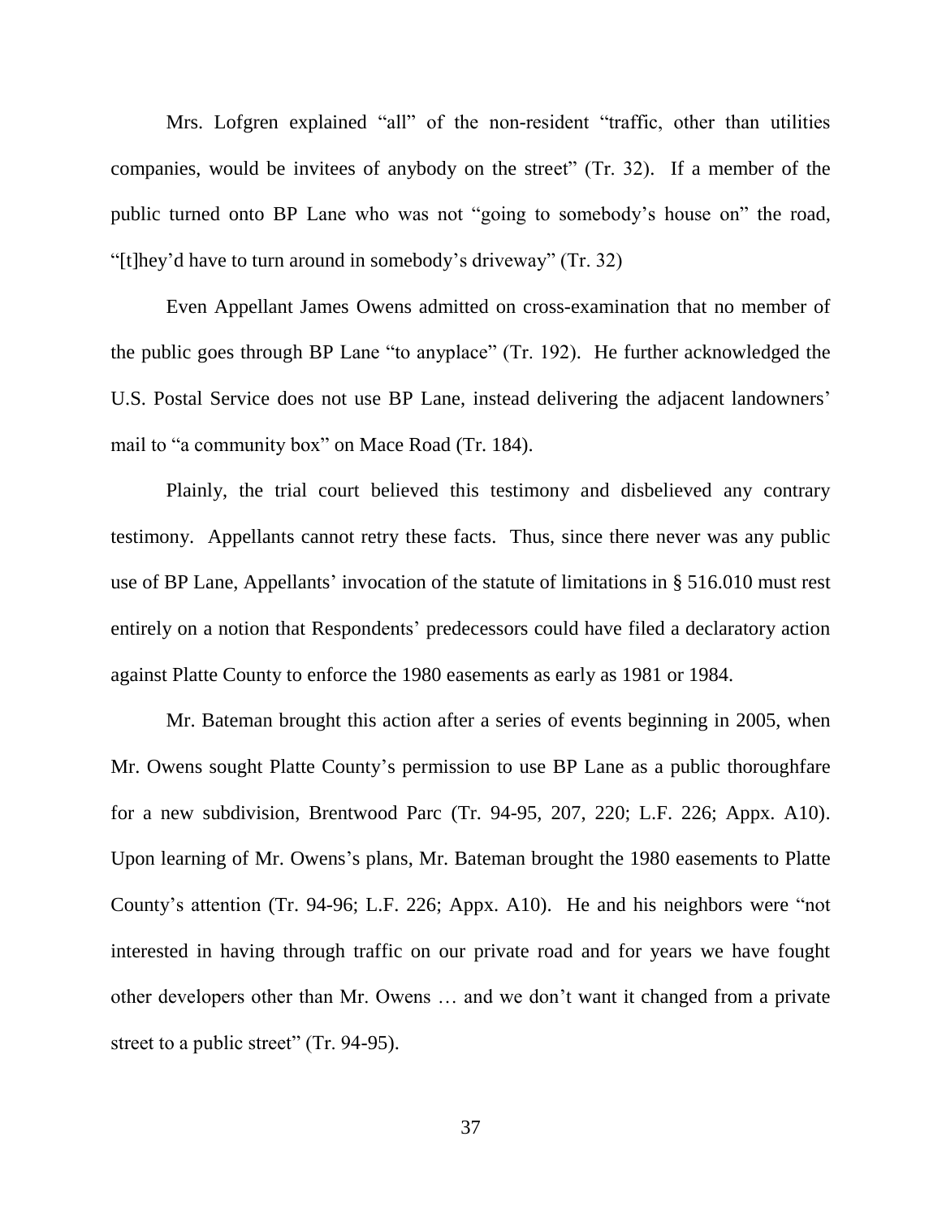Mrs. Lofgren explained "all" of the non-resident "traffic, other than utilities companies, would be invitees of anybody on the street" (Tr. 32). If a member of the public turned onto BP Lane who was not "going to somebody's house on" the road, "[t]hey'd have to turn around in somebody's driveway" (Tr. 32)

Even Appellant James Owens admitted on cross-examination that no member of the public goes through BP Lane "to anyplace" (Tr. 192). He further acknowledged the U.S. Postal Service does not use BP Lane, instead delivering the adjacent landowners' mail to "a community box" on Mace Road (Tr. 184).

Plainly, the trial court believed this testimony and disbelieved any contrary testimony. Appellants cannot retry these facts. Thus, since there never was any public use of BP Lane, Appellants' invocation of the statute of limitations in § 516.010 must rest entirely on a notion that Respondents' predecessors could have filed a declaratory action against Platte County to enforce the 1980 easements as early as 1981 or 1984.

Mr. Bateman brought this action after a series of events beginning in 2005, when Mr. Owens sought Platte County's permission to use BP Lane as a public thoroughfare for a new subdivision, Brentwood Parc (Tr. 94-95, 207, 220; L.F. 226; Appx. A10). Upon learning of Mr. Owens's plans, Mr. Bateman brought the 1980 easements to Platte County's attention (Tr. 94-96; L.F. 226; Appx. A10). He and his neighbors were "not interested in having through traffic on our private road and for years we have fought other developers other than Mr. Owens … and we don't want it changed from a private street to a public street" (Tr. 94-95).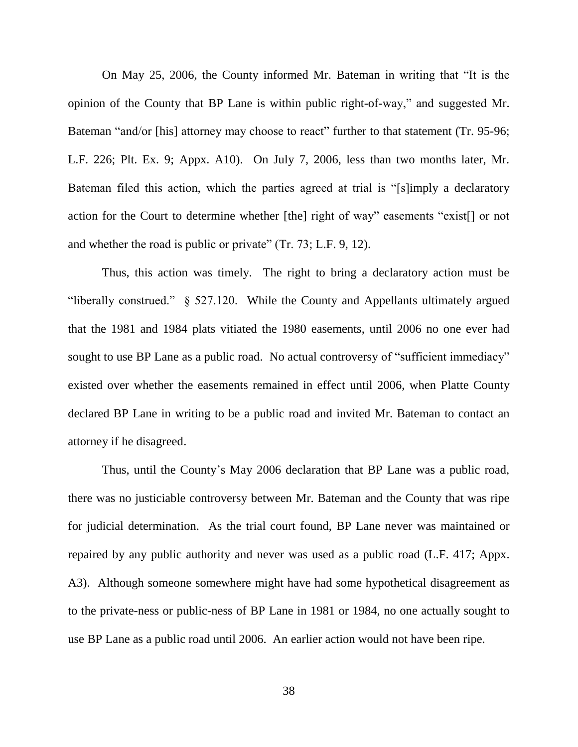On May 25, 2006, the County informed Mr. Bateman in writing that "It is the opinion of the County that BP Lane is within public right-of-way," and suggested Mr. Bateman "and/or [his] attorney may choose to react" further to that statement (Tr. 95-96; L.F. 226; Plt. Ex. 9; Appx. A10). On July 7, 2006, less than two months later, Mr. Bateman filed this action, which the parties agreed at trial is "[s]imply a declaratory action for the Court to determine whether [the] right of way" easements "exist[] or not and whether the road is public or private" (Tr. 73; L.F. 9, 12).

Thus, this action was timely. The right to bring a declaratory action must be "liberally construed." § 527.120. While the County and Appellants ultimately argued that the 1981 and 1984 plats vitiated the 1980 easements, until 2006 no one ever had sought to use BP Lane as a public road. No actual controversy of "sufficient immediacy" existed over whether the easements remained in effect until 2006, when Platte County declared BP Lane in writing to be a public road and invited Mr. Bateman to contact an attorney if he disagreed.

Thus, until the County's May 2006 declaration that BP Lane was a public road, there was no justiciable controversy between Mr. Bateman and the County that was ripe for judicial determination. As the trial court found, BP Lane never was maintained or repaired by any public authority and never was used as a public road (L.F. 417; Appx. A3). Although someone somewhere might have had some hypothetical disagreement as to the private-ness or public-ness of BP Lane in 1981 or 1984, no one actually sought to use BP Lane as a public road until 2006. An earlier action would not have been ripe.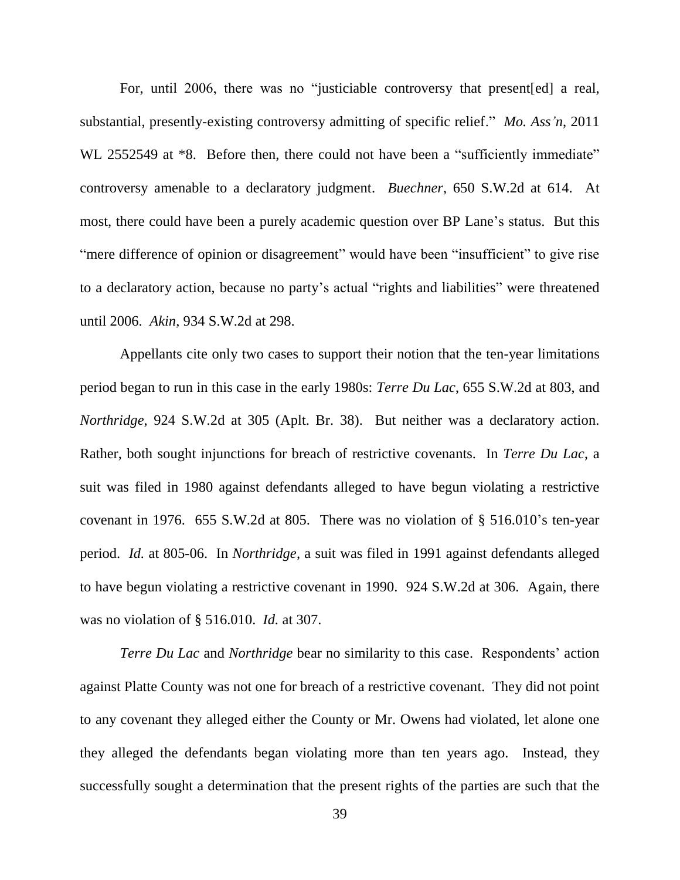For, until 2006, there was no "justiciable controversy that present[ed] a real, substantial, presently-existing controversy admitting of specific relief." *Mo. Ass'n*, 2011 WL 2552549 at *8. Before then, there could not have been a "sufficiently immediate" controversy amenable to a declaratory judgment. *Buechner*, 650 S.W.2d at 614. At most, there could have been a purely academic question over BP Lane's status. But this "mere difference of opinion or disagreement" would have been "insufficient" to give rise to a declaratory action, because no party's actual "rights and liabilities" were threatened until 2006. *Akin*, 934 S.W.2d at 298.

Appellants cite only two cases to support their notion that the ten-year limitations period began to run in this case in the early 1980s: *Terre Du Lac*, 655 S.W.2d at 803, and *Northridge*, 924 S.W.2d at 305 (Aplt. Br. 38). But neither was a declaratory action. Rather, both sought injunctions for breach of restrictive covenants. In *Terre Du Lac*, a suit was filed in 1980 against defendants alleged to have begun violating a restrictive covenant in 1976. 655 S.W.2d at 805. There was no violation of § 516.010's ten-year period. *Id.* at 805-06. In *Northridge*, a suit was filed in 1991 against defendants alleged to have begun violating a restrictive covenant in 1990. 924 S.W.2d at 306. Again, there was no violation of § 516.010. *Id.* at 307.

*Terre Du Lac* and *Northridge* bear no similarity to this case. Respondents' action against Platte County was not one for breach of a restrictive covenant. They did not point to any covenant they alleged either the County or Mr. Owens had violated, let alone one they alleged the defendants began violating more than ten years ago. Instead, they successfully sought a determination that the present rights of the parties are such that the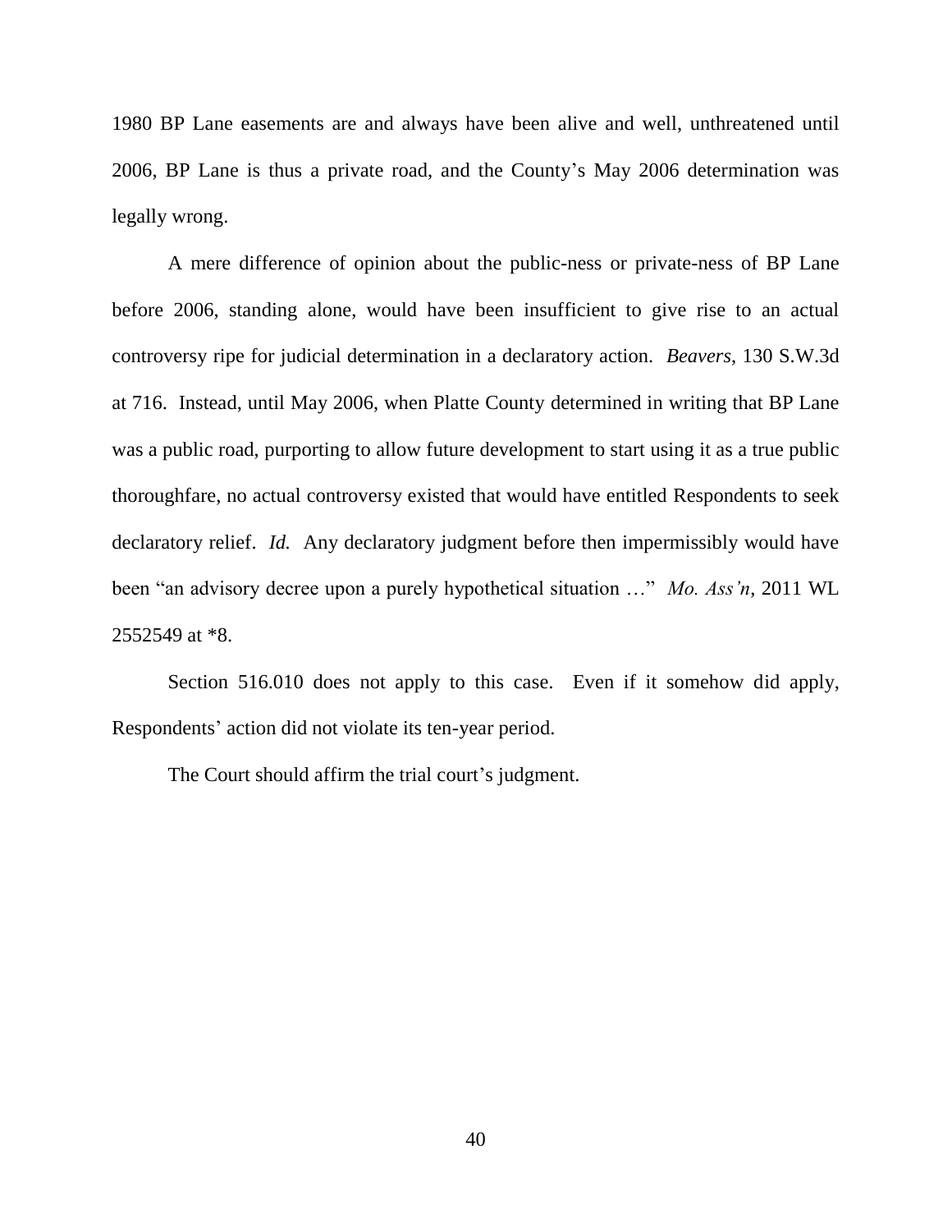1980 BP Lane easements are and always have been alive and well, unthreatened until 2006, BP Lane is thus a private road, and the County's May 2006 determination was legally wrong.

A mere difference of opinion about the public-ness or private-ness of BP Lane before 2006, standing alone, would have been insufficient to give rise to an actual controversy ripe for judicial determination in a declaratory action. *Beavers*, 130 S.W.3d at 716. Instead, until May 2006, when Platte County determined in writing that BP Lane was a public road, purporting to allow future development to start using it as a true public thoroughfare, no actual controversy existed that would have entitled Respondents to seek declaratory relief. *Id.* Any declaratory judgment before then impermissibly would have been "an advisory decree upon a purely hypothetical situation …" *Mo. Ass'n*, 2011 WL 2552549 at *8.

Section 516.010 does not apply to this case. Even if it somehow did apply, Respondents' action did not violate its ten-year period.

The Court should affirm the trial court's judgment.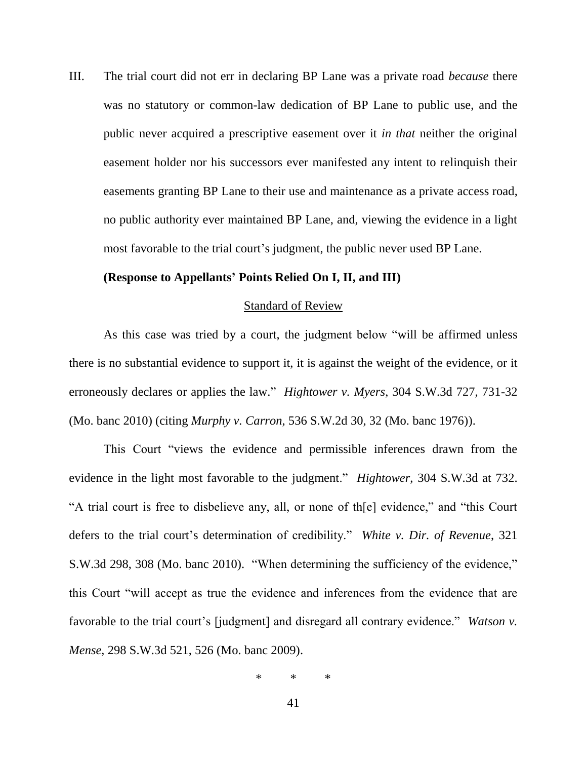III. The trial court did not err in declaring BP Lane was a private road *because* there was no statutory or common-law dedication of BP Lane to public use, and the public never acquired a prescriptive easement over it *in that* neither the original easement holder nor his successors ever manifested any intent to relinquish their easements granting BP Lane to their use and maintenance as a private access road, no public authority ever maintained BP Lane, and, viewing the evidence in a light most favorable to the trial court's judgment, the public never used BP Lane.

**(Response to Appellants' Points Relied On I, II, and III)**

Standard of Review

As this case was tried by a court, the judgment below "will be affirmed unless there is no substantial evidence to support it, it is against the weight of the evidence, or it erroneously declares or applies the law." *Hightower v. Myers*, 304 S.W.3d 727, 731-32 (Mo. banc 2010) (citing *Murphy v. Carron*, 536 S.W.2d 30, 32 (Mo. banc 1976)).

This Court "views the evidence and permissible inferences drawn from the evidence in the light most favorable to the judgment." *Hightower*, 304 S.W.3d at 732. "A trial court is free to disbelieve any, all, or none of th[e] evidence," and "this Court defers to the trial court's determination of credibility." *White v. Dir. of Revenue*, 321 S.W.3d 298, 308 (Mo. banc 2010). "When determining the sufficiency of the evidence," this Court "will accept as true the evidence and inferences from the evidence that are favorable to the trial court's [judgment] and disregard all contrary evidence." *Watson v. Mense*, 298 S.W.3d 521, 526 (Mo. banc 2009).

\* \* \*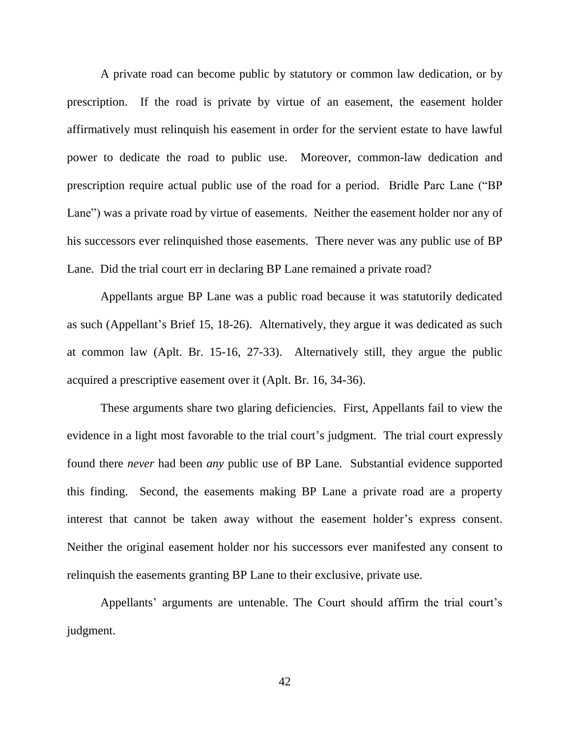A private road can become public by statutory or common law dedication, or by prescription. If the road is private by virtue of an easement, the easement holder affirmatively must relinquish his easement in order for the servient estate to have lawful power to dedicate the road to public use. Moreover, common-law dedication and prescription require actual public use of the road for a period. Bridle Parc Lane ("BP Lane") was a private road by virtue of easements. Neither the easement holder nor any of his successors ever relinquished those easements. There never was any public use of BP Lane. Did the trial court err in declaring BP Lane remained a private road?

Appellants argue BP Lane was a public road because it was statutorily dedicated as such (Appellant's Brief 15, 18-26). Alternatively, they argue it was dedicated as such at common law (Aplt. Br. 15-16, 27-33). Alternatively still, they argue the public acquired a prescriptive easement over it (Aplt. Br. 16, 34-36).

These arguments share two glaring deficiencies. First, Appellants fail to view the evidence in a light most favorable to the trial court's judgment. The trial court expressly found there *never* had been *any* public use of BP Lane. Substantial evidence supported this finding. Second, the easements making BP Lane a private road are a property interest that cannot be taken away without the easement holder's express consent. Neither the original easement holder nor his successors ever manifested any consent to relinquish the easements granting BP Lane to their exclusive, private use.

Appellants' arguments are untenable. The Court should affirm the trial court's judgment.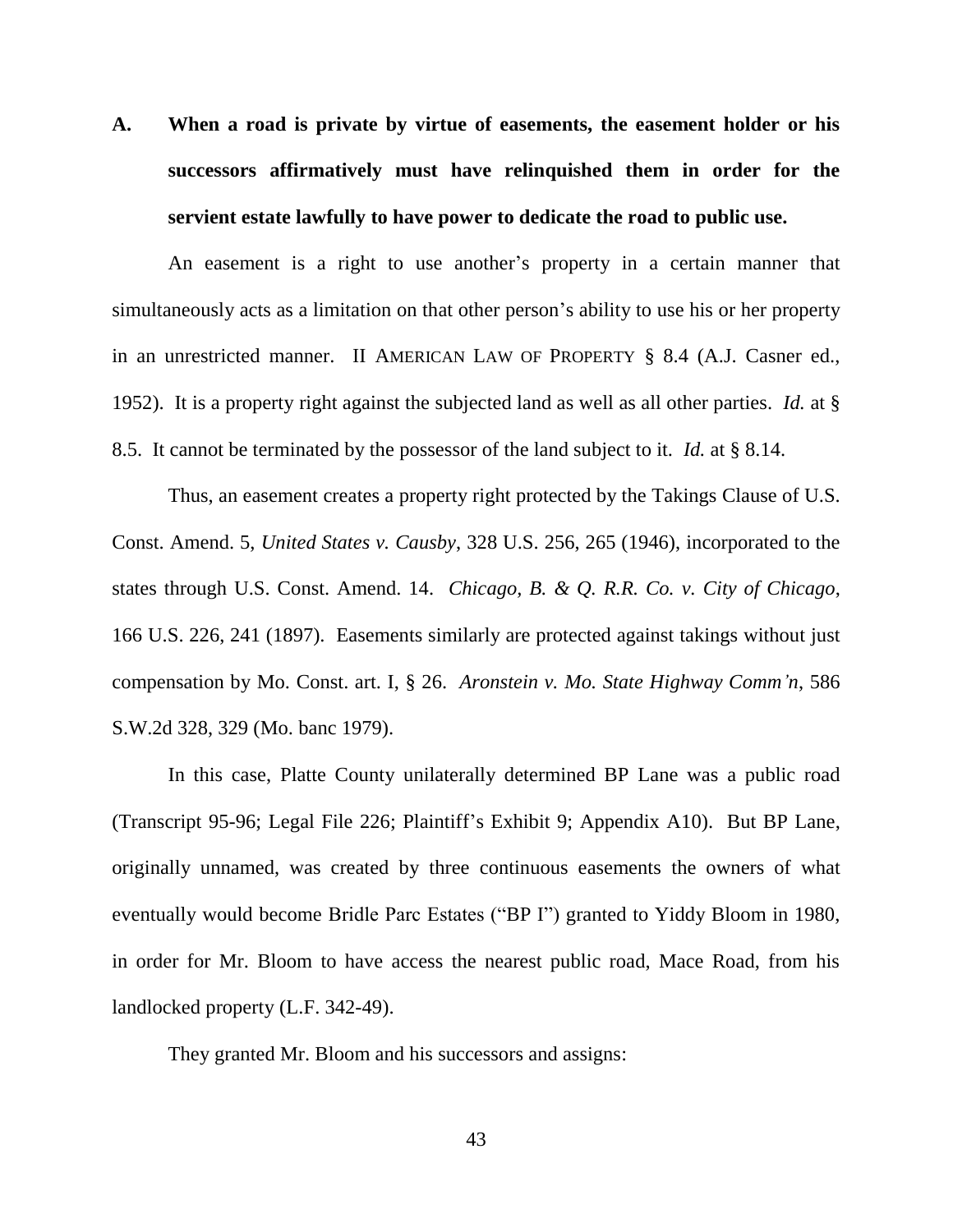**A. When a road is private by virtue of easements, the easement holder or his successors affirmatively must have relinquished them in order for the servient estate lawfully to have power to dedicate the road to public use.**

An easement is a right to use another's property in a certain manner that simultaneously acts as a limitation on that other person's ability to use his or her property in an unrestricted manner. II AMERICAN LAW OF PROPERTY § 8.4 (A.J. Casner ed., 1952). It is a property right against the subjected land as well as all other parties. *Id.* at § 8.5. It cannot be terminated by the possessor of the land subject to it. *Id.* at § 8.14.

Thus, an easement creates a property right protected by the Takings Clause of U.S. Const. Amend. 5, *United States v. Causby*, 328 U.S. 256, 265 (1946), incorporated to the states through U.S. Const. Amend. 14. *Chicago, B. & Q. R.R. Co. v. City of Chicago*, 166 U.S. 226, 241 (1897). Easements similarly are protected against takings without just compensation by Mo. Const. art. I, § 26. *Aronstein v. Mo. State Highway Comm'n*, 586 S.W.2d 328, 329 (Mo. banc 1979).

In this case, Platte County unilaterally determined BP Lane was a public road (Transcript 95-96; Legal File 226; Plaintiff's Exhibit 9; Appendix A10). But BP Lane, originally unnamed, was created by three continuous easements the owners of what eventually would become Bridle Parc Estates ("BP I") granted to Yiddy Bloom in 1980, in order for Mr. Bloom to have access the nearest public road, Mace Road, from his landlocked property (L.F. 342-49).

They granted Mr. Bloom and his successors and assigns: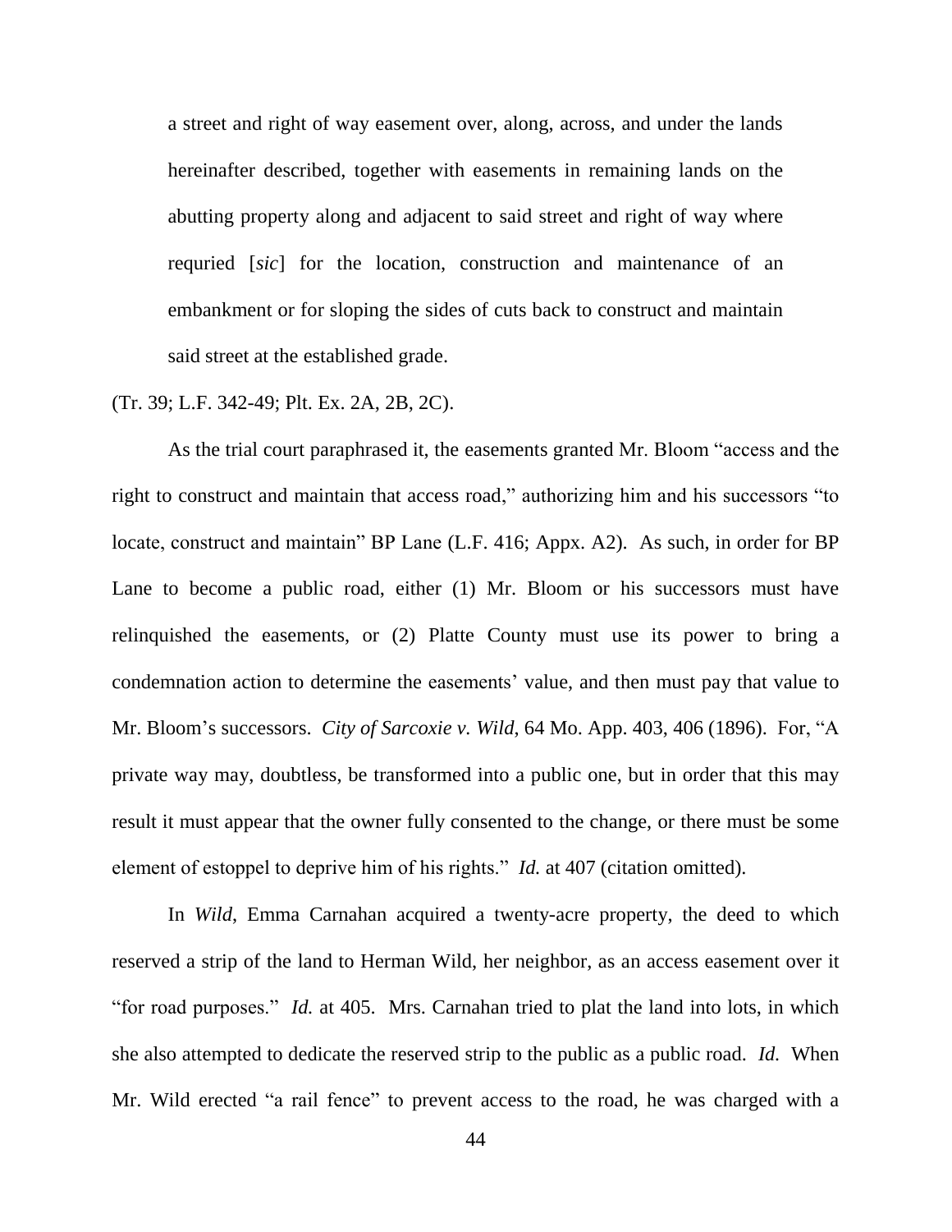> a street and right of way easement over, along, across, and under the lands hereinafter described, together with easements in remaining lands on the abutting property along and adjacent to said street and right of way where requried [*sic*] for the location, construction and maintenance of an embankment or for sloping the sides of cuts back to construct and maintain said street at the established grade.

(Tr. 39; L.F. 342-49; Plt. Ex. 2A, 2B, 2C).

As the trial court paraphrased it, the easements granted Mr. Bloom "access and the right to construct and maintain that access road," authorizing him and his successors "to locate, construct and maintain" BP Lane (L.F. 416; Appx. A2). As such, in order for BP Lane to become a public road, either (1) Mr. Bloom or his successors must have relinquished the easements, or (2) Platte County must use its power to bring a condemnation action to determine the easements' value, and then must pay that value to Mr. Bloom's successors. *City of Sarcoxie v. Wild*, 64 Mo. App. 403, 406 (1896). For, "A private way may, doubtless, be transformed into a public one, but in order that this may result it must appear that the owner fully consented to the change, or there must be some element of estoppel to deprive him of his rights." *Id.* at 407 (citation omitted).

In *Wild*, Emma Carnahan acquired a twenty-acre property, the deed to which reserved a strip of the land to Herman Wild, her neighbor, as an access easement over it "for road purposes." *Id.* at 405. Mrs. Carnahan tried to plat the land into lots, in which she also attempted to dedicate the reserved strip to the public as a public road. *Id.* When Mr. Wild erected "a rail fence" to prevent access to the road, he was charged with a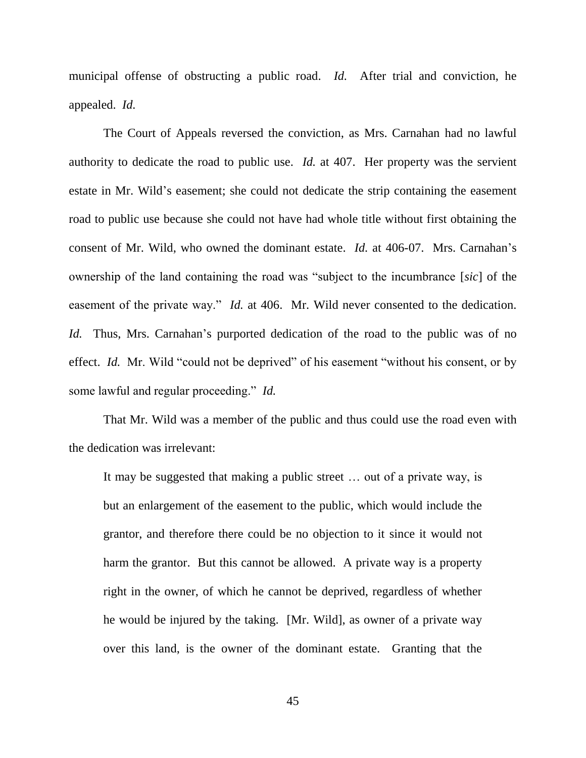municipal offense of obstructing a public road. *Id.* After trial and conviction, he appealed. *Id.*

The Court of Appeals reversed the conviction, as Mrs. Carnahan had no lawful authority to dedicate the road to public use. *Id.* at 407. Her property was the servient estate in Mr. Wild's easement; she could not dedicate the strip containing the easement road to public use because she could not have had whole title without first obtaining the consent of Mr. Wild, who owned the dominant estate. *Id.* at 406-07. Mrs. Carnahan's ownership of the land containing the road was "subject to the incumbrance [*sic*] of the easement of the private way." *Id.* at 406. Mr. Wild never consented to the dedication. *Id.* Thus, Mrs. Carnahan's purported dedication of the road to the public was of no effect. *Id.* Mr. Wild "could not be deprived" of his easement "without his consent, or by some lawful and regular proceeding." *Id.*

That Mr. Wild was a member of the public and thus could use the road even with the dedication was irrelevant:

> It may be suggested that making a public street … out of a private way, is but an enlargement of the easement to the public, which would include the grantor, and therefore there could be no objection to it since it would not harm the grantor. But this cannot be allowed. A private way is a property right in the owner, of which he cannot be deprived, regardless of whether he would be injured by the taking. [Mr. Wild], as owner of a private way over this land, is the owner of the dominant estate. Granting that the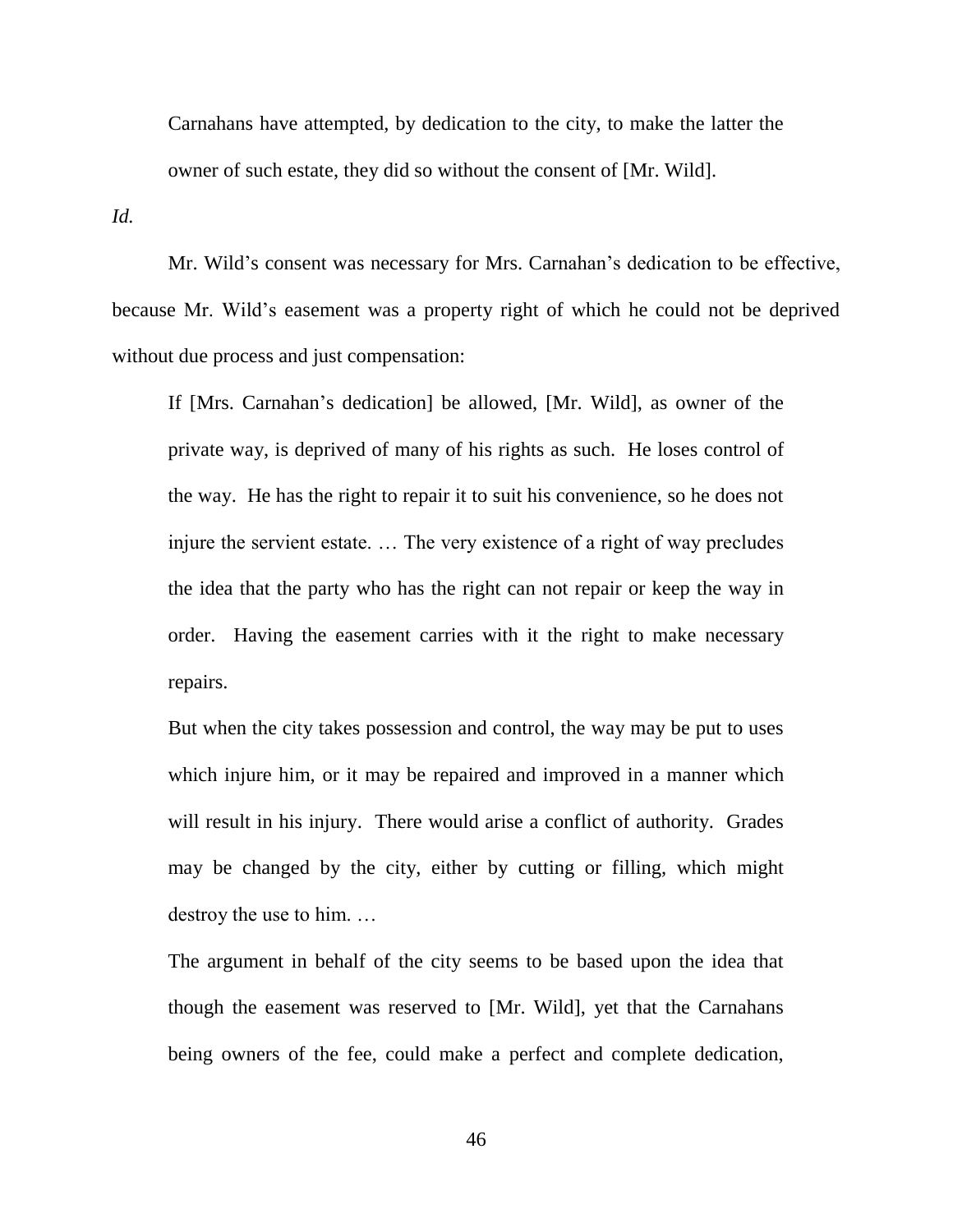> Carnahans have attempted, by dedication to the city, to make the latter the owner of such estate, they did so without the consent of [Mr. Wild].

*Id.*

Mr. Wild's consent was necessary for Mrs. Carnahan's dedication to be effective, because Mr. Wild's easement was a property right of which he could not be deprived without due process and just compensation:

> If [Mrs. Carnahan's dedication] be allowed, [Mr. Wild], as owner of the private way, is deprived of many of his rights as such. He loses control of the way. He has the right to repair it to suit his convenience, so he does not injure the servient estate. … The very existence of a right of way precludes the idea that the party who has the right can not repair or keep the way in order. Having the easement carries with it the right to make necessary repairs.
>
> But when the city takes possession and control, the way may be put to uses which injure him, or it may be repaired and improved in a manner which will result in his injury. There would arise a conflict of authority. Grades may be changed by the city, either by cutting or filling, which might destroy the use to him. …
>
> The argument in behalf of the city seems to be based upon the idea that though the easement was reserved to [Mr. Wild], yet that the Carnahans being owners of the fee, could make a perfect and complete dedication,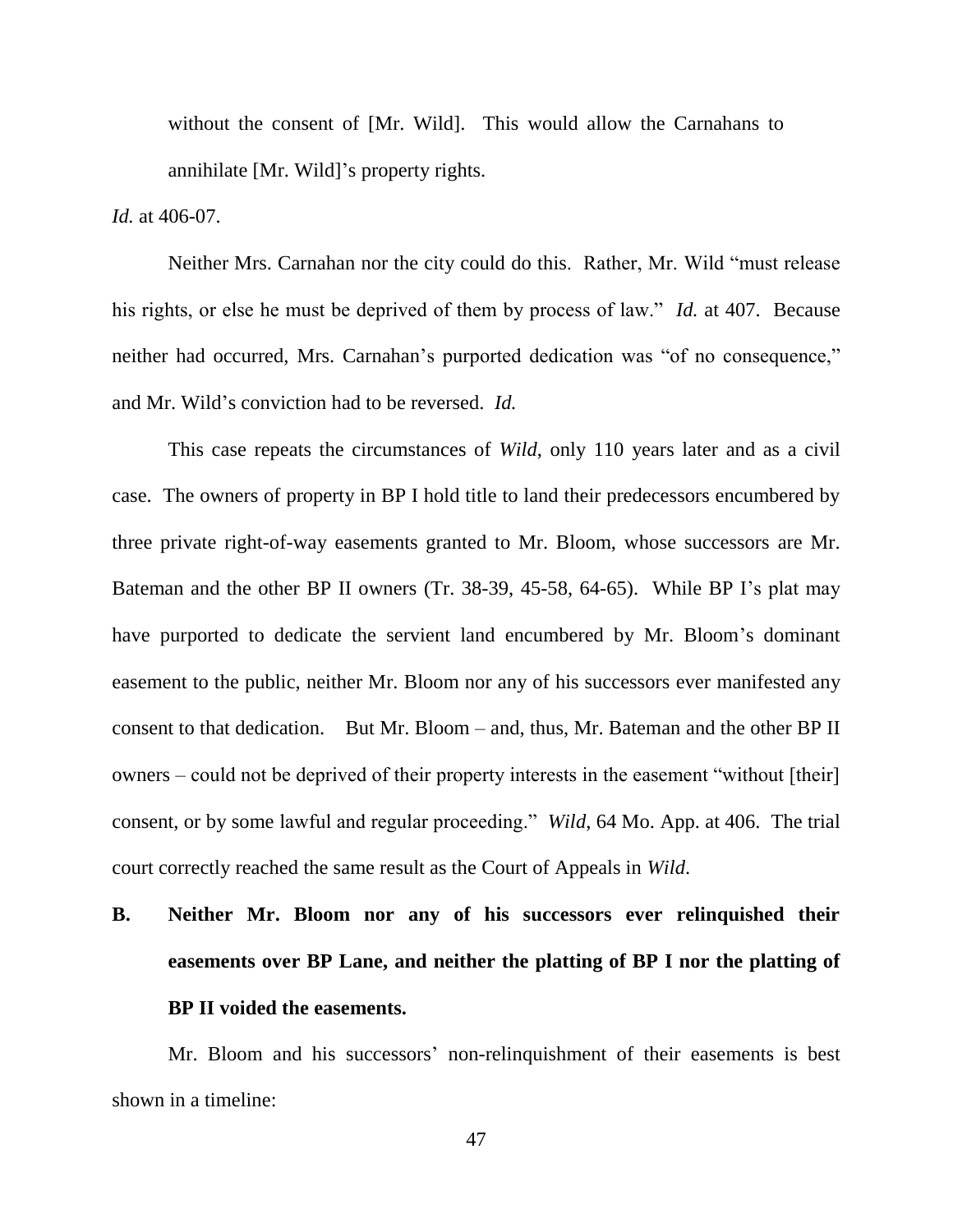> without the consent of [Mr. Wild]. This would allow the Carnahans to annihilate [Mr. Wild]'s property rights.

*Id.* at 406-07.

Neither Mrs. Carnahan nor the city could do this. Rather, Mr. Wild "must release his rights, or else he must be deprived of them by process of law." *Id.* at 407. Because neither had occurred, Mrs. Carnahan's purported dedication was "of no consequence," and Mr. Wild's conviction had to be reversed. *Id.*

This case repeats the circumstances of *Wild*, only 110 years later and as a civil case. The owners of property in BP I hold title to land their predecessors encumbered by three private right-of-way easements granted to Mr. Bloom, whose successors are Mr. Bateman and the other BP II owners (Tr. 38-39, 45-58, 64-65). While BP I's plat may have purported to dedicate the servient land encumbered by Mr. Bloom's dominant easement to the public, neither Mr. Bloom nor any of his successors ever manifested any consent to that dedication. But Mr. Bloom – and, thus, Mr. Bateman and the other BP II owners – could not be deprived of their property interests in the easement "without [their] consent, or by some lawful and regular proceeding." *Wild*, 64 Mo. App. at 406. The trial court correctly reached the same result as the Court of Appeals in *Wild*.

**B. Neither Mr. Bloom nor any of his successors ever relinquished their easements over BP Lane, and neither the platting of BP I nor the platting of BP II voided the easements.**

Mr. Bloom and his successors' non-relinquishment of their easements is best shown in a timeline: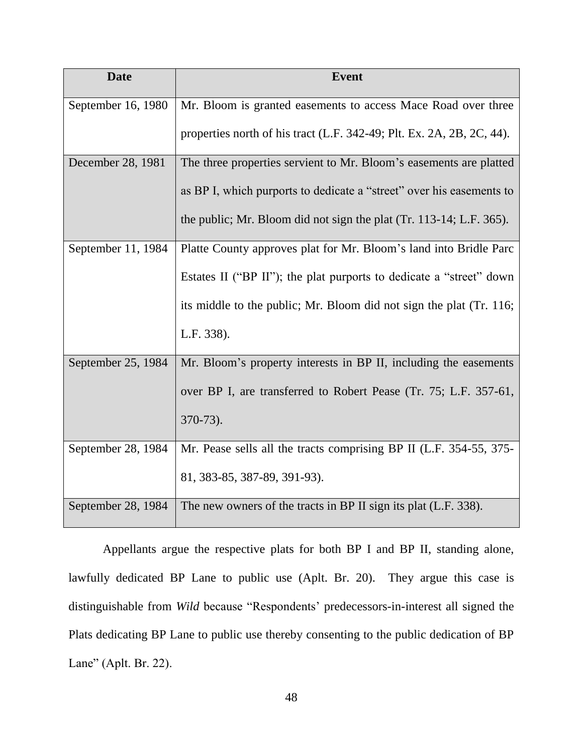| Date | Event |
| --- | --- |
| September 16, 1980 | Mr. Bloom is granted easements to access Mace Road over three properties north of his tract (L.F. 342-49; Plt. Ex. 2A, 2B, 2C, 44). |
| December 28, 1981 | The three properties servient to Mr. Bloom's easements are platted as BP I, which purports to dedicate a "street" over his easements to the public; Mr. Bloom did not sign the plat (Tr. 113-14; L.F. 365). |
| September 11, 1984 | Platte County approves plat for Mr. Bloom's land into Bridle Parc Estates II ("BP II"); the plat purports to dedicate a "street" down its middle to the public; Mr. Bloom did not sign the plat (Tr. 116; L.F. 338). |
| September 25, 1984 | Mr. Bloom's property interests in BP II, including the easements over BP I, are transferred to Robert Pease (Tr. 75; L.F. 357-61, 370-73). |
| September 28, 1984 | Mr. Pease sells all the tracts comprising BP II (L.F. 354-55, 375-81, 383-85, 387-89, 391-93). |
| September 28, 1984 | The new owners of the tracts in BP II sign its plat (L.F. 338). |

Appellants argue the respective plats for both BP I and BP II, standing alone, lawfully dedicated BP Lane to public use (Aplt. Br. 20). They argue this case is distinguishable from *Wild* because "Respondents' predecessors-in-interest all signed the Plats dedicating BP Lane to public use thereby consenting to the public dedication of BP Lane" (Aplt. Br. 22).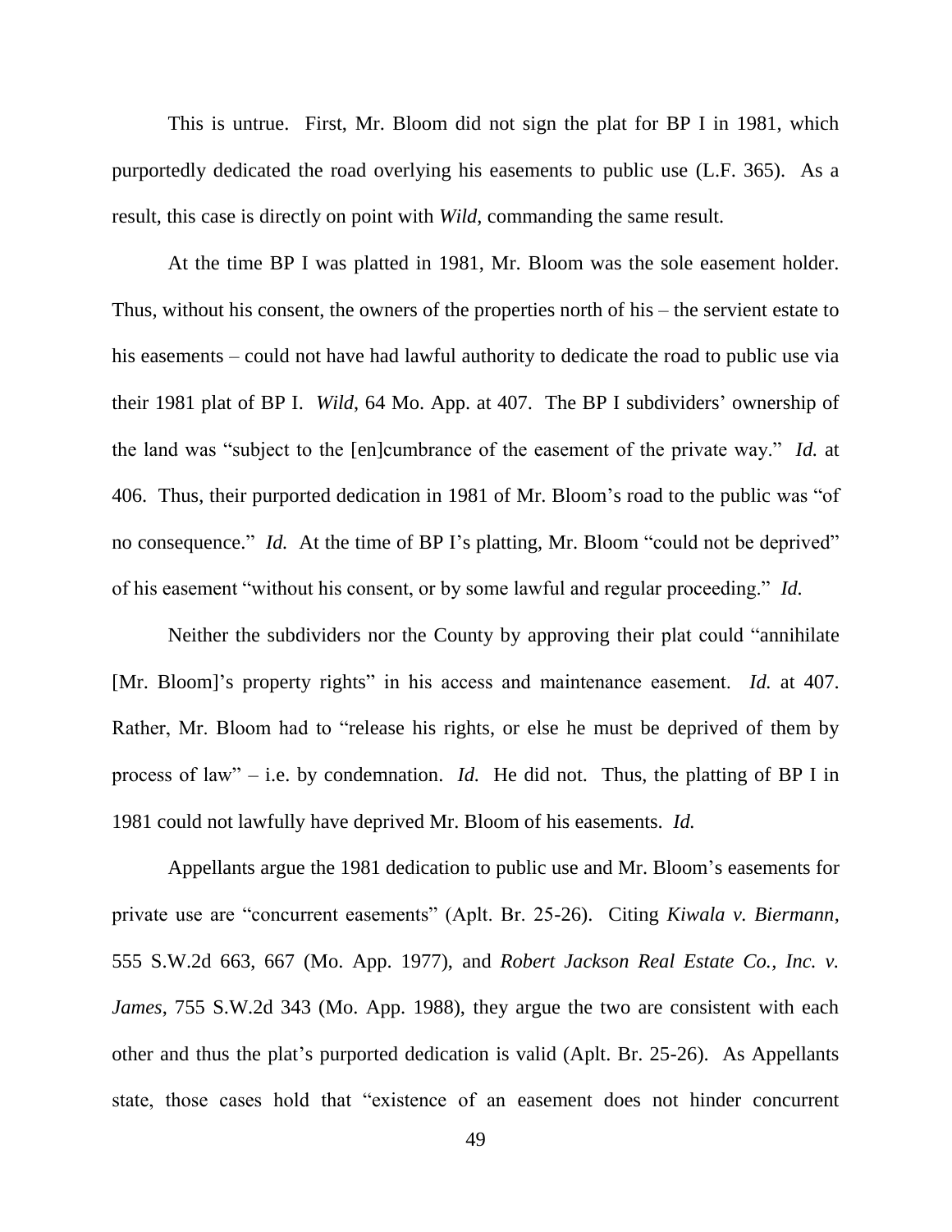This is untrue. First, Mr. Bloom did not sign the plat for BP I in 1981, which purportedly dedicated the road overlying his easements to public use (L.F. 365). As a result, this case is directly on point with *Wild*, commanding the same result.

At the time BP I was platted in 1981, Mr. Bloom was the sole easement holder. Thus, without his consent, the owners of the properties north of his – the servient estate to his easements – could not have had lawful authority to dedicate the road to public use via their 1981 plat of BP I. *Wild*, 64 Mo. App. at 407. The BP I subdividers' ownership of the land was "subject to the [en]cumbrance of the easement of the private way." *Id.* at 406. Thus, their purported dedication in 1981 of Mr. Bloom's road to the public was "of no consequence." *Id.* At the time of BP I's platting, Mr. Bloom "could not be deprived" of his easement "without his consent, or by some lawful and regular proceeding." *Id.*

Neither the subdividers nor the County by approving their plat could "annihilate [Mr. Bloom]'s property rights" in his access and maintenance easement. *Id.* at 407. Rather, Mr. Bloom had to "release his rights, or else he must be deprived of them by process of law" – i.e. by condemnation. *Id.* He did not. Thus, the platting of BP I in 1981 could not lawfully have deprived Mr. Bloom of his easements. *Id.*

Appellants argue the 1981 dedication to public use and Mr. Bloom's easements for private use are "concurrent easements" (Aplt. Br. 25-26). Citing *Kiwala v. Biermann*, 555 S.W.2d 663, 667 (Mo. App. 1977), and *Robert Jackson Real Estate Co., Inc. v. James*, 755 S.W.2d 343 (Mo. App. 1988), they argue the two are consistent with each other and thus the plat's purported dedication is valid (Aplt. Br. 25-26). As Appellants state, those cases hold that "existence of an easement does not hinder concurrent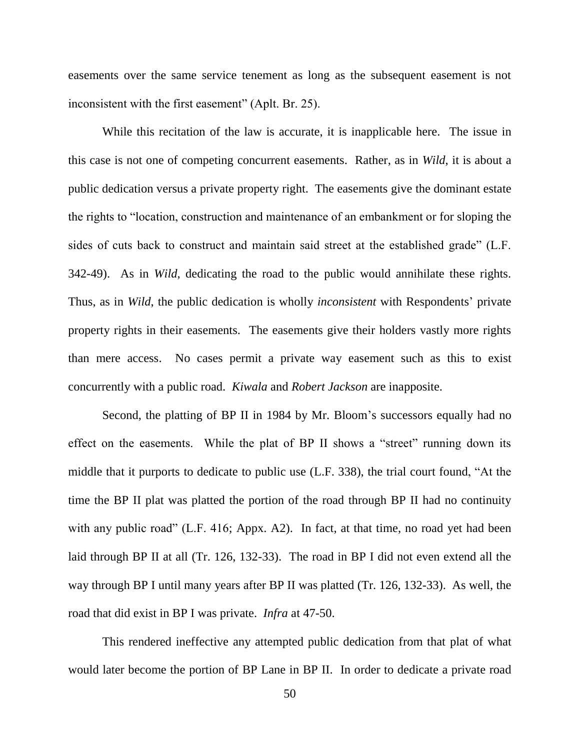easements over the same service tenement as long as the subsequent easement is not inconsistent with the first easement" (Aplt. Br. 25).

While this recitation of the law is accurate, it is inapplicable here. The issue in this case is not one of competing concurrent easements. Rather, as in *Wild*, it is about a public dedication versus a private property right. The easements give the dominant estate the rights to "location, construction and maintenance of an embankment or for sloping the sides of cuts back to construct and maintain said street at the established grade" (L.F. 342-49). As in *Wild*, dedicating the road to the public would annihilate these rights. Thus, as in *Wild*, the public dedication is wholly *inconsistent* with Respondents' private property rights in their easements. The easements give their holders vastly more rights than mere access. No cases permit a private way easement such as this to exist concurrently with a public road. *Kiwala* and *Robert Jackson* are inapposite.

Second, the platting of BP II in 1984 by Mr. Bloom's successors equally had no effect on the easements. While the plat of BP II shows a "street" running down its middle that it purports to dedicate to public use (L.F. 338), the trial court found, "At the time the BP II plat was platted the portion of the road through BP II had no continuity with any public road" (L.F. 416; Appx. A2). In fact, at that time, no road yet had been laid through BP II at all (Tr. 126, 132-33). The road in BP I did not even extend all the way through BP I until many years after BP II was platted (Tr. 126, 132-33). As well, the road that did exist in BP I was private. *Infra* at 47-50.

This rendered ineffective any attempted public dedication from that plat of what would later become the portion of BP Lane in BP II. In order to dedicate a private road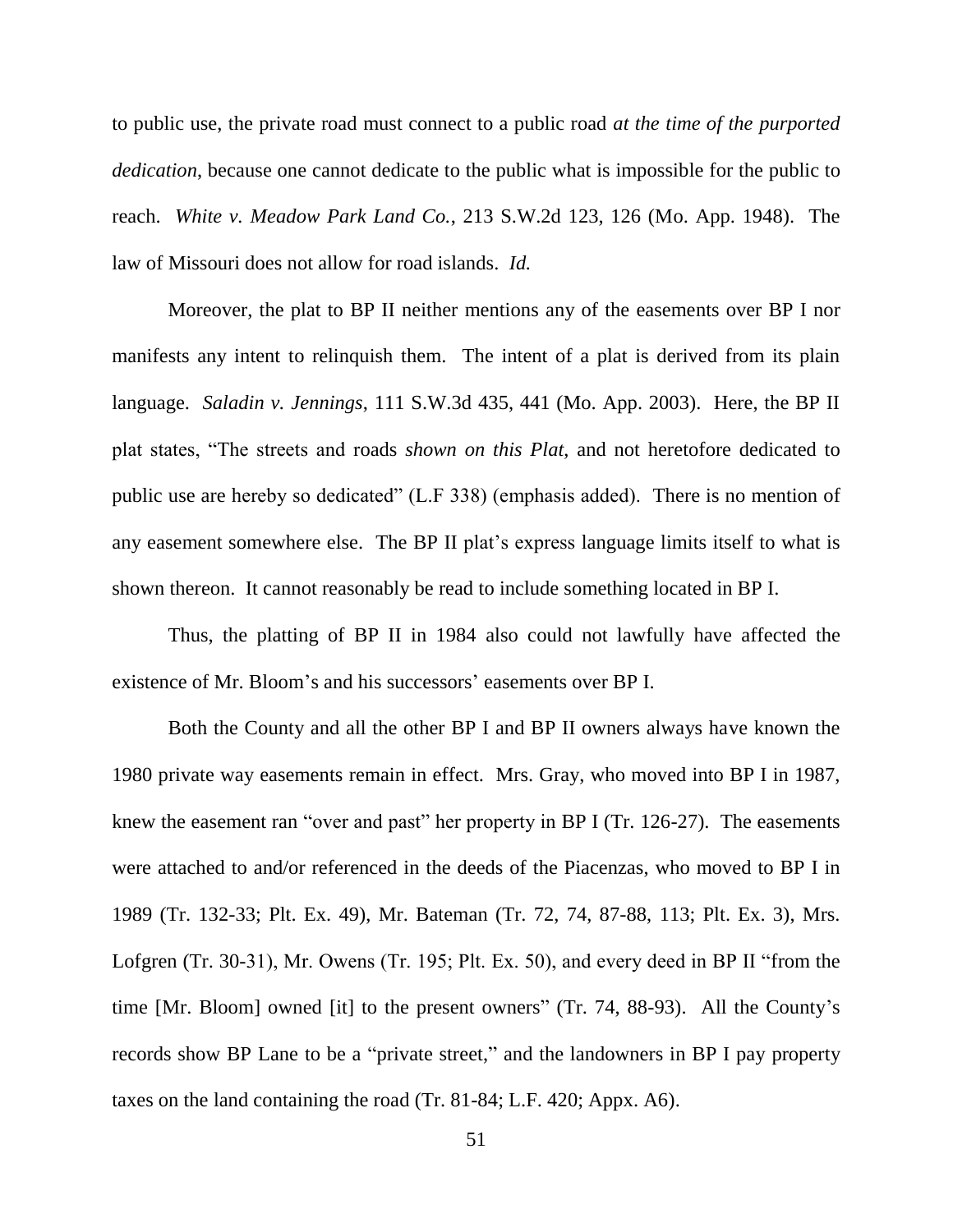to public use, the private road must connect to a public road *at the time of the purported dedication*, because one cannot dedicate to the public what is impossible for the public to reach. *White v. Meadow Park Land Co.*, 213 S.W.2d 123, 126 (Mo. App. 1948). The law of Missouri does not allow for road islands. *Id.*

Moreover, the plat to BP II neither mentions any of the easements over BP I nor manifests any intent to relinquish them. The intent of a plat is derived from its plain language. *Saladin v. Jennings*, 111 S.W.3d 435, 441 (Mo. App. 2003). Here, the BP II plat states, "The streets and roads *shown on this Plat*, and not heretofore dedicated to public use are hereby so dedicated" (L.F 338) (emphasis added). There is no mention of any easement somewhere else. The BP II plat's express language limits itself to what is shown thereon. It cannot reasonably be read to include something located in BP I.

Thus, the platting of BP II in 1984 also could not lawfully have affected the existence of Mr. Bloom's and his successors' easements over BP I.

Both the County and all the other BP I and BP II owners always have known the 1980 private way easements remain in effect. Mrs. Gray, who moved into BP I in 1987, knew the easement ran "over and past" her property in BP I (Tr. 126-27). The easements were attached to and/or referenced in the deeds of the Piacenzas, who moved to BP I in 1989 (Tr. 132-33; Plt. Ex. 49), Mr. Bateman (Tr. 72, 74, 87-88, 113; Plt. Ex. 3), Mrs. Lofgren (Tr. 30-31), Mr. Owens (Tr. 195; Plt. Ex. 50), and every deed in BP II "from the time [Mr. Bloom] owned [it] to the present owners" (Tr. 74, 88-93). All the County's records show BP Lane to be a "private street," and the landowners in BP I pay property taxes on the land containing the road (Tr. 81-84; L.F. 420; Appx. A6).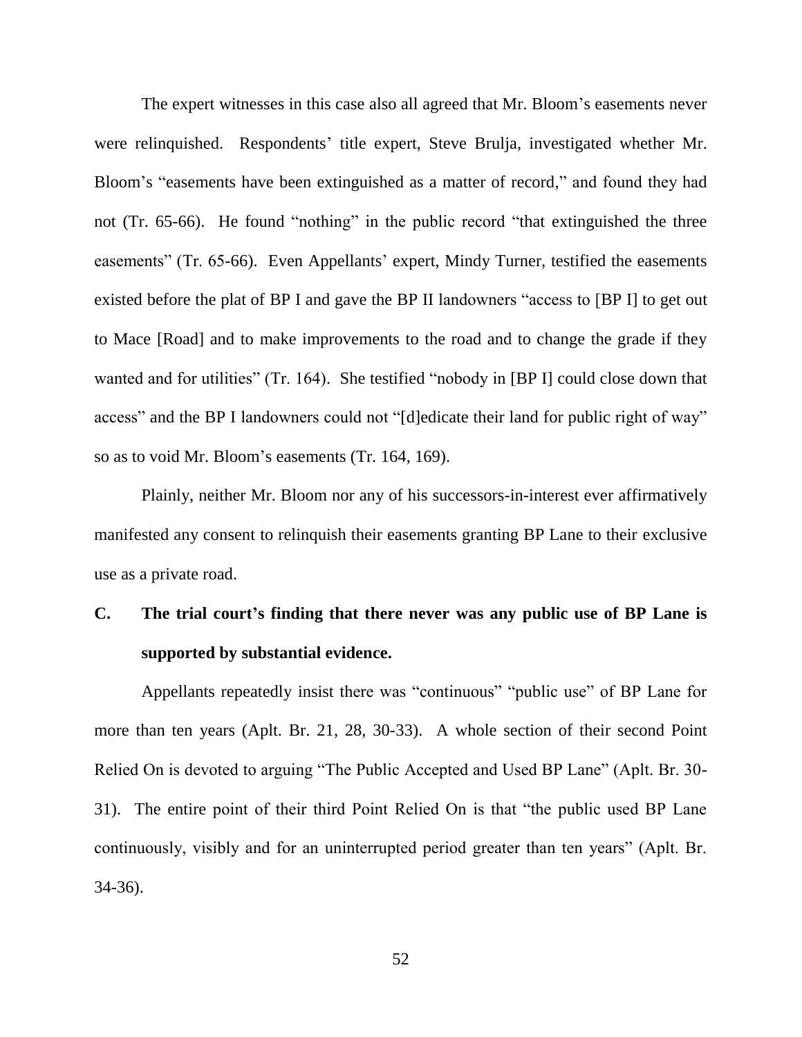The expert witnesses in this case also all agreed that Mr. Bloom's easements never were relinquished. Respondents' title expert, Steve Brulja, investigated whether Mr. Bloom's "easements have been extinguished as a matter of record," and found they had not (Tr. 65-66). He found "nothing" in the public record "that extinguished the three easements" (Tr. 65-66). Even Appellants' expert, Mindy Turner, testified the easements existed before the plat of BP I and gave the BP II landowners "access to [BP I] to get out to Mace [Road] and to make improvements to the road and to change the grade if they wanted and for utilities" (Tr. 164). She testified "nobody in [BP I] could close down that access" and the BP I landowners could not "[d]edicate their land for public right of way" so as to void Mr. Bloom's easements (Tr. 164, 169).

Plainly, neither Mr. Bloom nor any of his successors-in-interest ever affirmatively manifested any consent to relinquish their easements granting BP Lane to their exclusive use as a private road.

### C. The trial court's finding that there never was any public use of BP Lane is supported by substantial evidence.

Appellants repeatedly insist there was "continuous" "public use" of BP Lane for more than ten years (Aplt. Br. 21, 28, 30-33). A whole section of their second Point Relied On is devoted to arguing "The Public Accepted and Used BP Lane" (Aplt. Br. 30-31). The entire point of their third Point Relied On is that "the public used BP Lane continuously, visibly and for an uninterrupted period greater than ten years" (Aplt. Br. 34-36).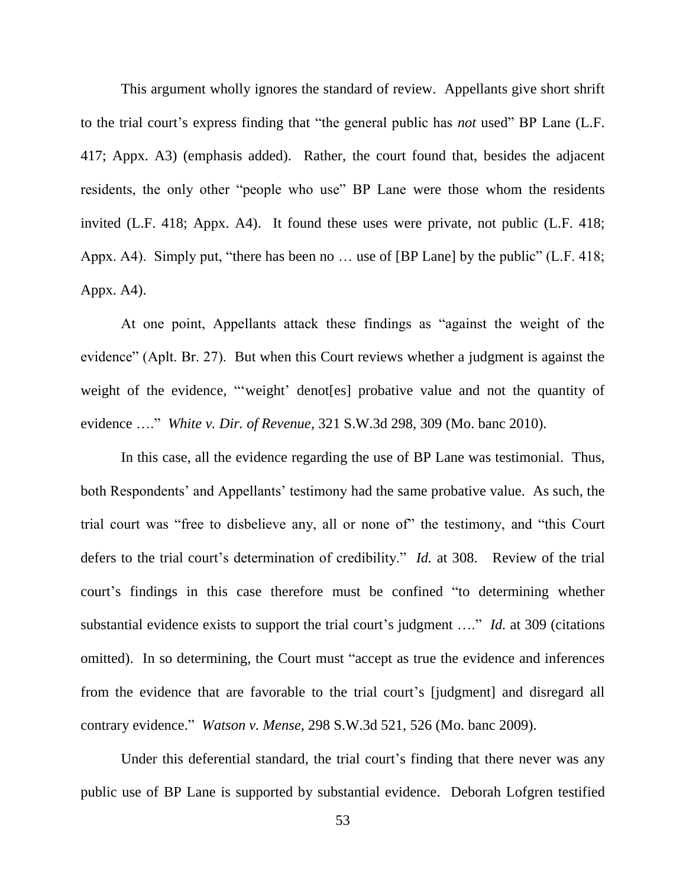This argument wholly ignores the standard of review. Appellants give short shrift to the trial court's express finding that "the general public has *not* used" BP Lane (L.F. 417; Appx. A3) (emphasis added). Rather, the court found that, besides the adjacent residents, the only other "people who use" BP Lane were those whom the residents invited (L.F. 418; Appx. A4). It found these uses were private, not public (L.F. 418; Appx. A4). Simply put, "there has been no … use of [BP Lane] by the public" (L.F. 418; Appx. A4).

At one point, Appellants attack these findings as "against the weight of the evidence" (Aplt. Br. 27). But when this Court reviews whether a judgment is against the weight of the evidence, "'weight' denot[es] probative value and not the quantity of evidence …." *White v. Dir. of Revenue*, 321 S.W.3d 298, 309 (Mo. banc 2010).

In this case, all the evidence regarding the use of BP Lane was testimonial. Thus, both Respondents' and Appellants' testimony had the same probative value. As such, the trial court was "free to disbelieve any, all or none of" the testimony, and "this Court defers to the trial court's determination of credibility." *Id.* at 308. Review of the trial court's findings in this case therefore must be confined "to determining whether substantial evidence exists to support the trial court's judgment …." *Id.* at 309 (citations omitted). In so determining, the Court must "accept as true the evidence and inferences from the evidence that are favorable to the trial court's [judgment] and disregard all contrary evidence." *Watson v. Mense*, 298 S.W.3d 521, 526 (Mo. banc 2009).

Under this deferential standard, the trial court's finding that there never was any public use of BP Lane is supported by substantial evidence. Deborah Lofgren testified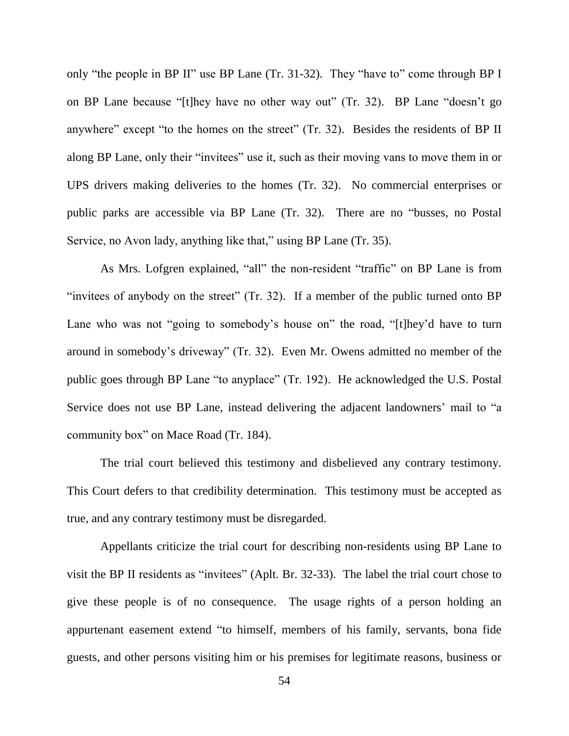only "the people in BP II" use BP Lane (Tr. 31-32). They "have to" come through BP I on BP Lane because "[t]hey have no other way out" (Tr. 32). BP Lane "doesn't go anywhere" except "to the homes on the street" (Tr. 32). Besides the residents of BP II along BP Lane, only their "invitees" use it, such as their moving vans to move them in or UPS drivers making deliveries to the homes (Tr. 32). No commercial enterprises or public parks are accessible via BP Lane (Tr. 32). There are no "busses, no Postal Service, no Avon lady, anything like that," using BP Lane (Tr. 35).

As Mrs. Lofgren explained, "all" the non-resident "traffic" on BP Lane is from "invitees of anybody on the street" (Tr. 32). If a member of the public turned onto BP Lane who was not "going to somebody's house on" the road, "[t]hey'd have to turn around in somebody's driveway" (Tr. 32). Even Mr. Owens admitted no member of the public goes through BP Lane "to anyplace" (Tr. 192). He acknowledged the U.S. Postal Service does not use BP Lane, instead delivering the adjacent landowners' mail to "a community box" on Mace Road (Tr. 184).

The trial court believed this testimony and disbelieved any contrary testimony. This Court defers to that credibility determination. This testimony must be accepted as true, and any contrary testimony must be disregarded.

Appellants criticize the trial court for describing non-residents using BP Lane to visit the BP II residents as "invitees" (Aplt. Br. 32-33). The label the trial court chose to give these people is of no consequence. The usage rights of a person holding an appurtenant easement extend "to himself, members of his family, servants, bona fide guests, and other persons visiting him or his premises for legitimate reasons, business or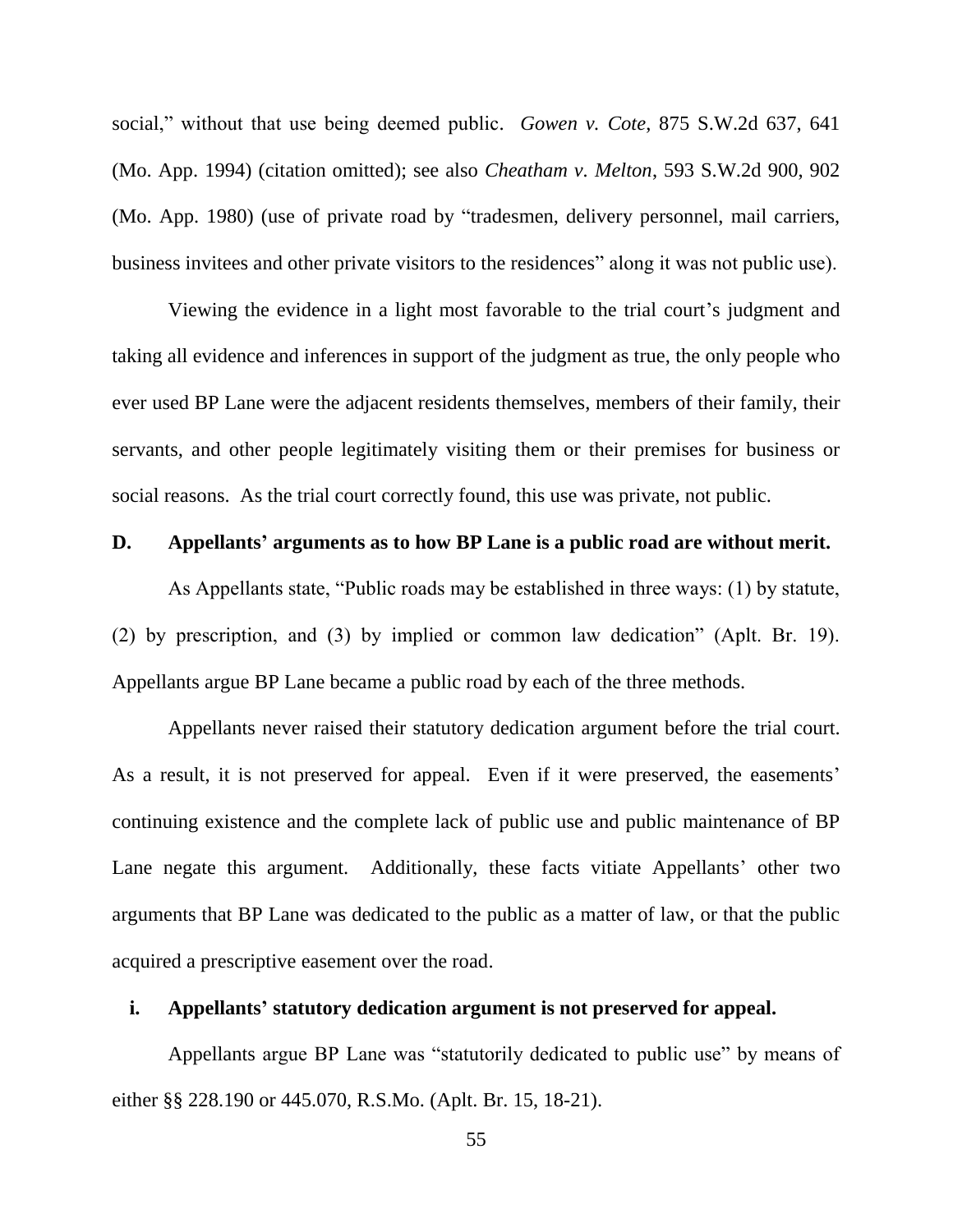social," without that use being deemed public. *Gowen v. Cote*, 875 S.W.2d 637, 641 (Mo. App. 1994) (citation omitted); see also *Cheatham v. Melton*, 593 S.W.2d 900, 902 (Mo. App. 1980) (use of private road by "tradesmen, delivery personnel, mail carriers, business invitees and other private visitors to the residences" along it was not public use).

Viewing the evidence in a light most favorable to the trial court's judgment and taking all evidence and inferences in support of the judgment as true, the only people who ever used BP Lane were the adjacent residents themselves, members of their family, their servants, and other people legitimately visiting them or their premises for business or social reasons. As the trial court correctly found, this use was private, not public.

**D. Appellants' arguments as to how BP Lane is a public road are without merit.**

As Appellants state, "Public roads may be established in three ways: (1) by statute, (2) by prescription, and (3) by implied or common law dedication" (Aplt. Br. 19). Appellants argue BP Lane became a public road by each of the three methods.

Appellants never raised their statutory dedication argument before the trial court. As a result, it is not preserved for appeal. Even if it were preserved, the easements' continuing existence and the complete lack of public use and public maintenance of BP Lane negate this argument. Additionally, these facts vitiate Appellants' other two arguments that BP Lane was dedicated to the public as a matter of law, or that the public acquired a prescriptive easement over the road.

**i. Appellants' statutory dedication argument is not preserved for appeal.**

Appellants argue BP Lane was "statutorily dedicated to public use" by means of either §§ 228.190 or 445.070, R.S.Mo. (Aplt. Br. 15, 18-21).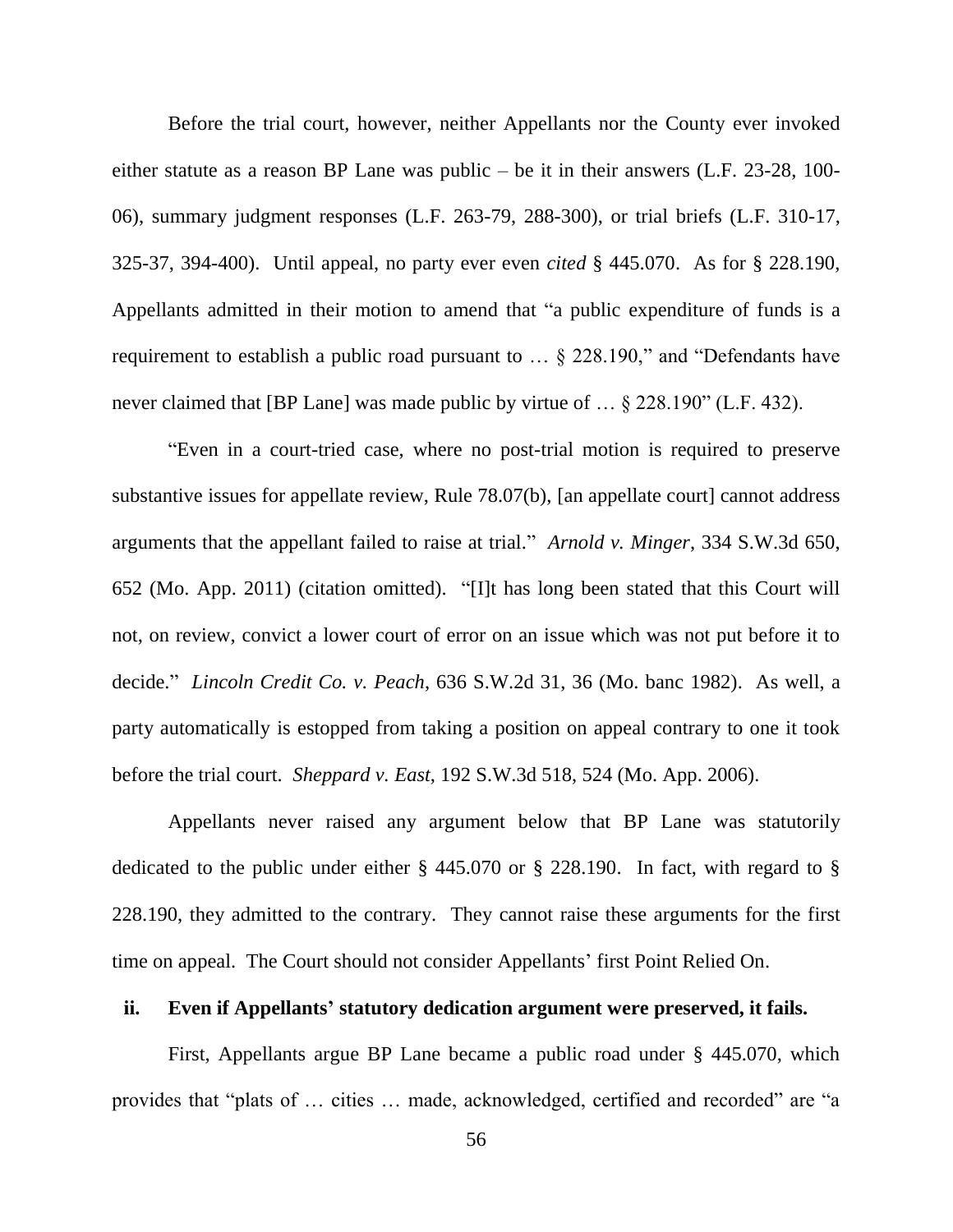Before the trial court, however, neither Appellants nor the County ever invoked either statute as a reason BP Lane was public – be it in their answers (L.F. 23-28, 100-06), summary judgment responses (L.F. 263-79, 288-300), or trial briefs (L.F. 310-17, 325-37, 394-400). Until appeal, no party ever even *cited* § 445.070. As for § 228.190, Appellants admitted in their motion to amend that "a public expenditure of funds is a requirement to establish a public road pursuant to … § 228.190," and "Defendants have never claimed that [BP Lane] was made public by virtue of … § 228.190" (L.F. 432).

"Even in a court-tried case, where no post-trial motion is required to preserve substantive issues for appellate review, Rule 78.07(b), [an appellate court] cannot address arguments that the appellant failed to raise at trial." *Arnold v. Minger*, 334 S.W.3d 650, 652 (Mo. App. 2011) (citation omitted). "[I]t has long been stated that this Court will not, on review, convict a lower court of error on an issue which was not put before it to decide." *Lincoln Credit Co. v. Peach*, 636 S.W.2d 31, 36 (Mo. banc 1982). As well, a party automatically is estopped from taking a position on appeal contrary to one it took before the trial court. *Sheppard v. East*, 192 S.W.3d 518, 524 (Mo. App. 2006).

Appellants never raised any argument below that BP Lane was statutorily dedicated to the public under either § 445.070 or § 228.190. In fact, with regard to § 228.190, they admitted to the contrary. They cannot raise these arguments for the first time on appeal. The Court should not consider Appellants' first Point Relied On.

**ii. Even if Appellants' statutory dedication argument were preserved, it fails.**

First, Appellants argue BP Lane became a public road under § 445.070, which provides that "plats of … cities … made, acknowledged, certified and recorded" are "a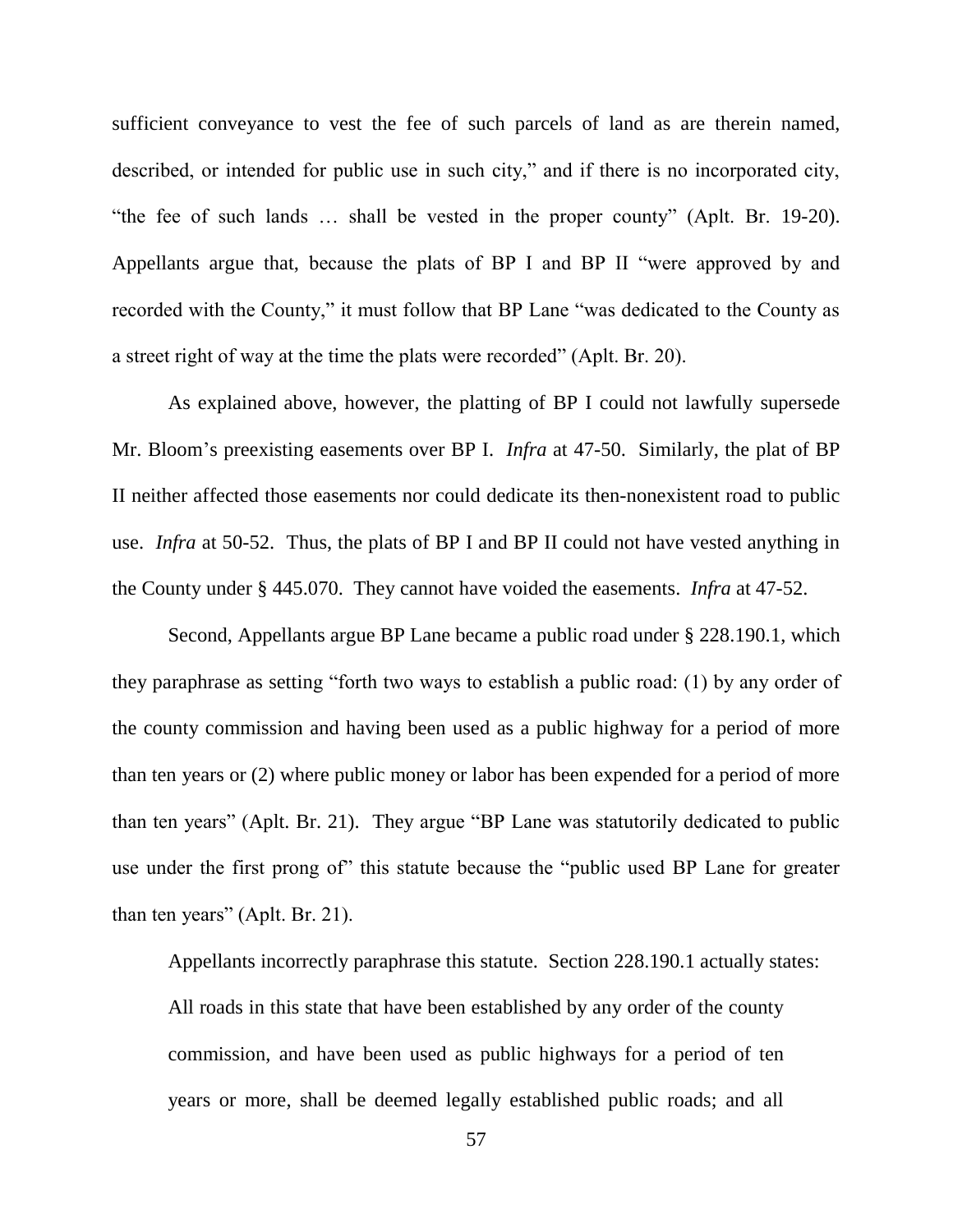sufficient conveyance to vest the fee of such parcels of land as are therein named, described, or intended for public use in such city," and if there is no incorporated city, "the fee of such lands … shall be vested in the proper county" (Aplt. Br. 19-20). Appellants argue that, because the plats of BP I and BP II "were approved by and recorded with the County," it must follow that BP Lane "was dedicated to the County as a street right of way at the time the plats were recorded" (Aplt. Br. 20).

As explained above, however, the platting of BP I could not lawfully supersede Mr. Bloom's preexisting easements over BP I. *Infra* at 47-50. Similarly, the plat of BP II neither affected those easements nor could dedicate its then-nonexistent road to public use. *Infra* at 50-52. Thus, the plats of BP I and BP II could not have vested anything in the County under § 445.070. They cannot have voided the easements. *Infra* at 47-52.

Second, Appellants argue BP Lane became a public road under § 228.190.1, which they paraphrase as setting "forth two ways to establish a public road: (1) by any order of the county commission and having been used as a public highway for a period of more than ten years or (2) where public money or labor has been expended for a period of more than ten years" (Aplt. Br. 21). They argue "BP Lane was statutorily dedicated to public use under the first prong of" this statute because the "public used BP Lane for greater than ten years" (Aplt. Br. 21).

Appellants incorrectly paraphrase this statute. Section 228.190.1 actually states:

> All roads in this state that have been established by any order of the county commission, and have been used as public highways for a period of ten years or more, shall be deemed legally established public roads; and all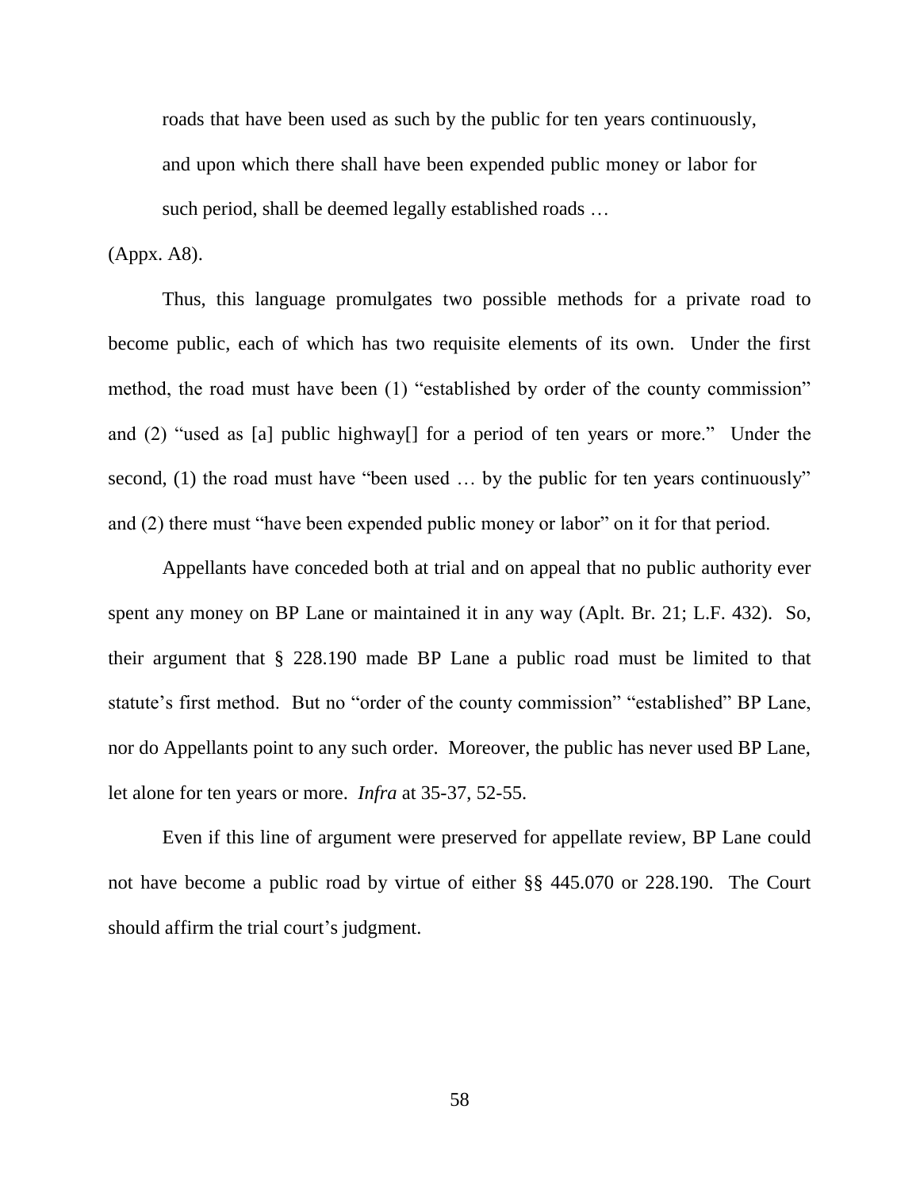> roads that have been used as such by the public for ten years continuously, and upon which there shall have been expended public money or labor for such period, shall be deemed legally established roads …

(Appx. A8).

Thus, this language promulgates two possible methods for a private road to become public, each of which has two requisite elements of its own. Under the first method, the road must have been (1) "established by order of the county commission" and (2) "used as [a] public highway[] for a period of ten years or more." Under the second, (1) the road must have "been used … by the public for ten years continuously" and (2) there must "have been expended public money or labor" on it for that period.

Appellants have conceded both at trial and on appeal that no public authority ever spent any money on BP Lane or maintained it in any way (Aplt. Br. 21; L.F. 432). So, their argument that § 228.190 made BP Lane a public road must be limited to that statute's first method. But no "order of the county commission" "established" BP Lane, nor do Appellants point to any such order. Moreover, the public has never used BP Lane, let alone for ten years or more. *Infra* at 35-37, 52-55.

Even if this line of argument were preserved for appellate review, BP Lane could not have become a public road by virtue of either §§ 445.070 or 228.190. The Court should affirm the trial court's judgment.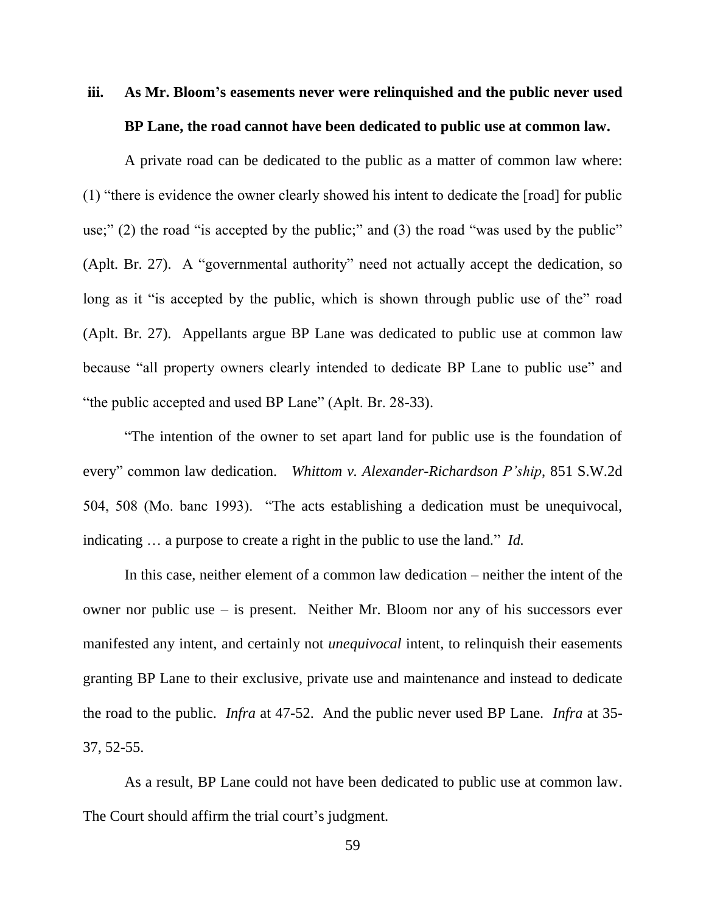**iii. As Mr. Bloom's easements never were relinquished and the public never used BP Lane, the road cannot have been dedicated to public use at common law.**

A private road can be dedicated to the public as a matter of common law where: (1) "there is evidence the owner clearly showed his intent to dedicate the [road] for public use;" (2) the road "is accepted by the public;" and (3) the road "was used by the public" (Aplt. Br. 27). A "governmental authority" need not actually accept the dedication, so long as it "is accepted by the public, which is shown through public use of the" road (Aplt. Br. 27). Appellants argue BP Lane was dedicated to public use at common law because "all property owners clearly intended to dedicate BP Lane to public use" and "the public accepted and used BP Lane" (Aplt. Br. 28-33).

"The intention of the owner to set apart land for public use is the foundation of every" common law dedication. *Whittom v. Alexander-Richardson P'ship*, 851 S.W.2d 504, 508 (Mo. banc 1993). "The acts establishing a dedication must be unequivocal, indicating … a purpose to create a right in the public to use the land." *Id.*

In this case, neither element of a common law dedication – neither the intent of the owner nor public use – is present. Neither Mr. Bloom nor any of his successors ever manifested any intent, and certainly not *unequivocal* intent, to relinquish their easements granting BP Lane to their exclusive, private use and maintenance and instead to dedicate the road to the public. *Infra* at 47-52. And the public never used BP Lane. *Infra* at 35-37, 52-55.

As a result, BP Lane could not have been dedicated to public use at common law. The Court should affirm the trial court's judgment.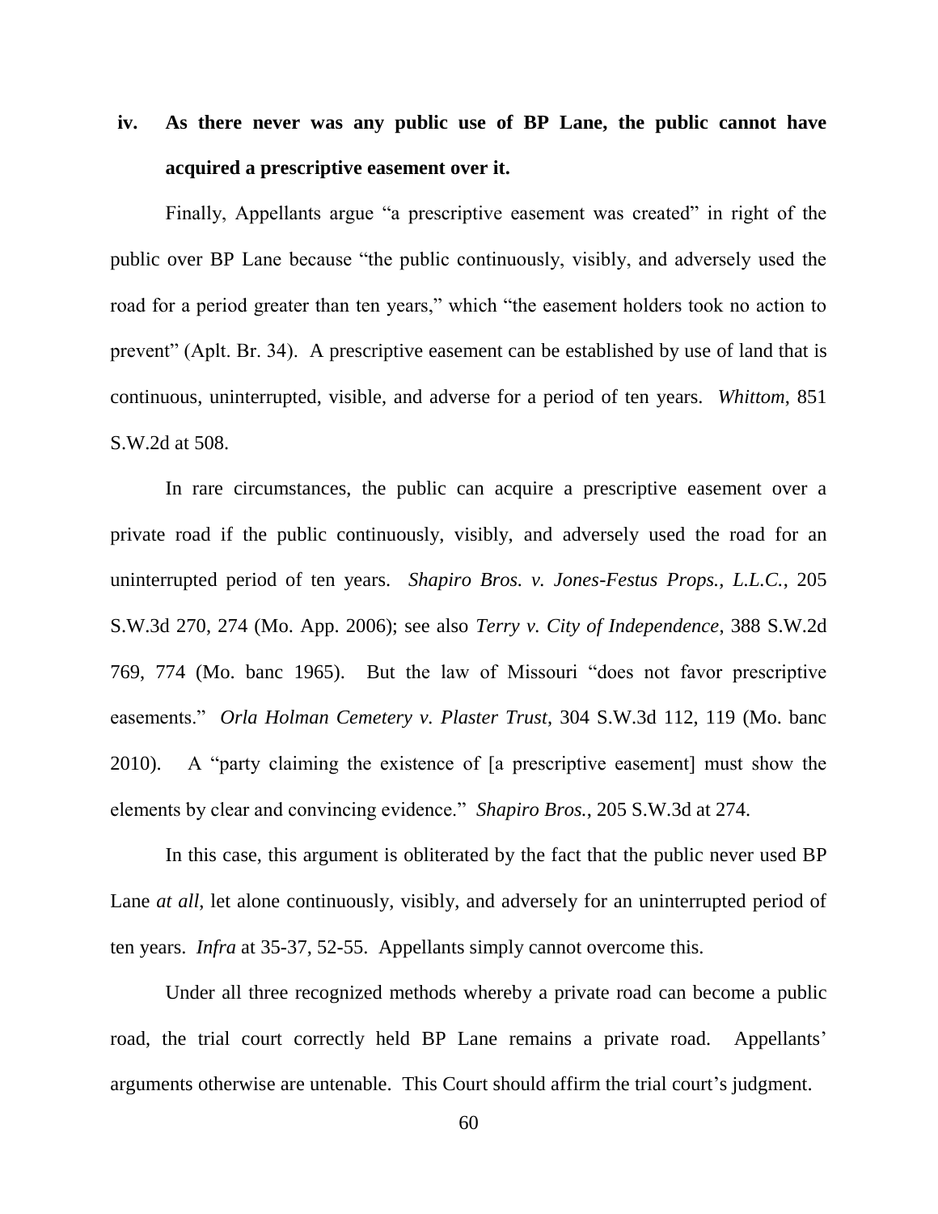### iv. As there never was any public use of BP Lane, the public cannot have acquired a prescriptive easement over it.

Finally, Appellants argue "a prescriptive easement was created" in right of the public over BP Lane because "the public continuously, visibly, and adversely used the road for a period greater than ten years," which "the easement holders took no action to prevent" (Aplt. Br. 34). A prescriptive easement can be established by use of land that is continuous, uninterrupted, visible, and adverse for a period of ten years. *Whittom*, 851 S.W.2d at 508.

In rare circumstances, the public can acquire a prescriptive easement over a private road if the public continuously, visibly, and adversely used the road for an uninterrupted period of ten years. *Shapiro Bros. v. Jones-Festus Props., L.L.C.*, 205 S.W.3d 270, 274 (Mo. App. 2006); see also *Terry v. City of Independence*, 388 S.W.2d 769, 774 (Mo. banc 1965). But the law of Missouri "does not favor prescriptive easements." *Orla Holman Cemetery v. Plaster Trust*, 304 S.W.3d 112, 119 (Mo. banc 2010). A "party claiming the existence of [a prescriptive easement] must show the elements by clear and convincing evidence." *Shapiro Bros.*, 205 S.W.3d at 274.

In this case, this argument is obliterated by the fact that the public never used BP Lane *at all*, let alone continuously, visibly, and adversely for an uninterrupted period of ten years. *Infra* at 35-37, 52-55. Appellants simply cannot overcome this.

Under all three recognized methods whereby a private road can become a public road, the trial court correctly held BP Lane remains a private road. Appellants' arguments otherwise are untenable. This Court should affirm the trial court's judgment.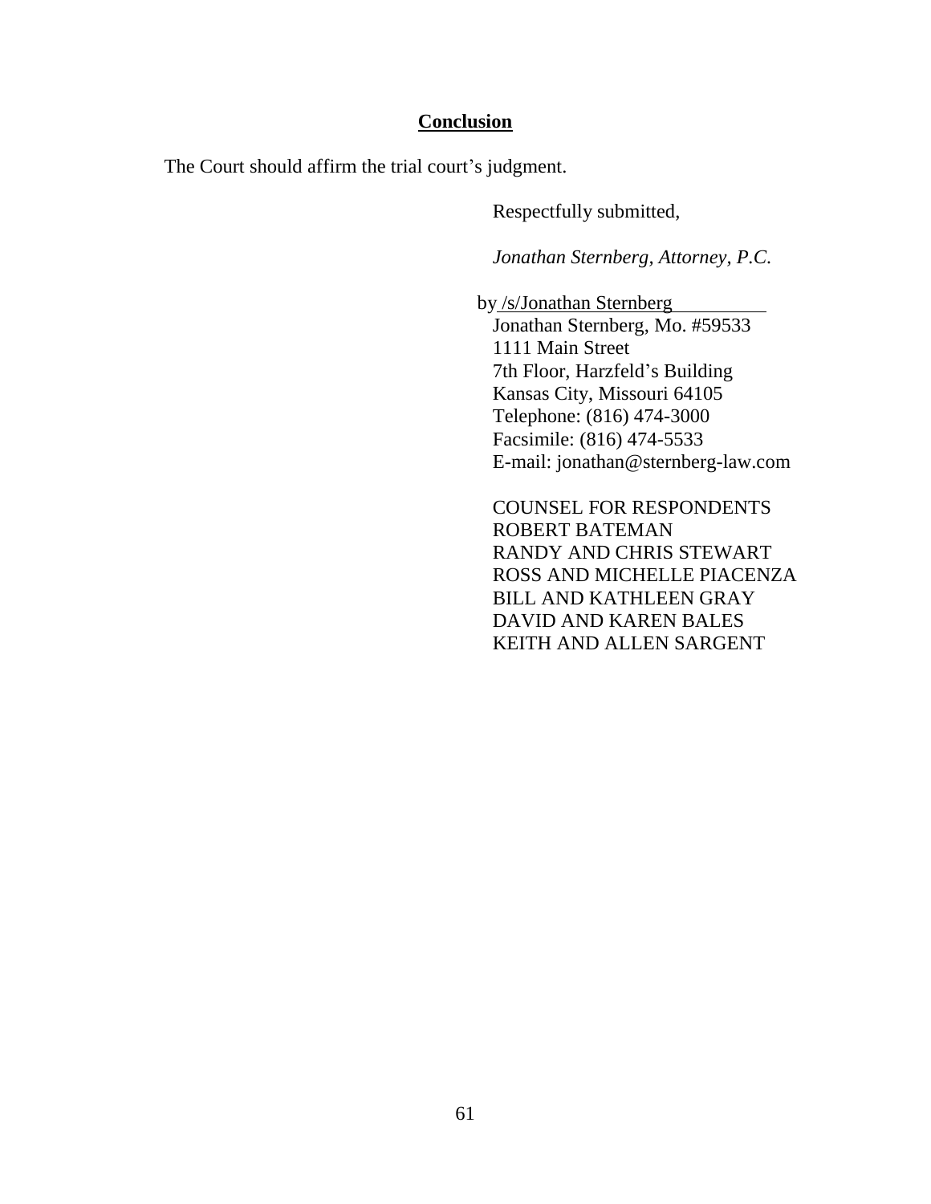## Conclusion

The Court should affirm the trial court's judgment.

Respectfully submitted,

*Jonathan Sternberg, Attorney, P.C.*

by /s/Jonathan Sternberg
Jonathan Sternberg, Mo. #59533
1111 Main Street
7th Floor, Harzfeld's Building
Kansas City, Missouri 64105
Telephone: (816) 474-3000
Facsimile: (816) 474-5533
E-mail: jonathan@sternberg-law.com

COUNSEL FOR RESPONDENTS
ROBERT BATEMAN
RANDY AND CHRIS STEWART
ROSS AND MICHELLE PIACENZA
BILL AND KATHLEEN GRAY
DAVID AND KAREN BALES
KEITH AND ALLEN SARGENT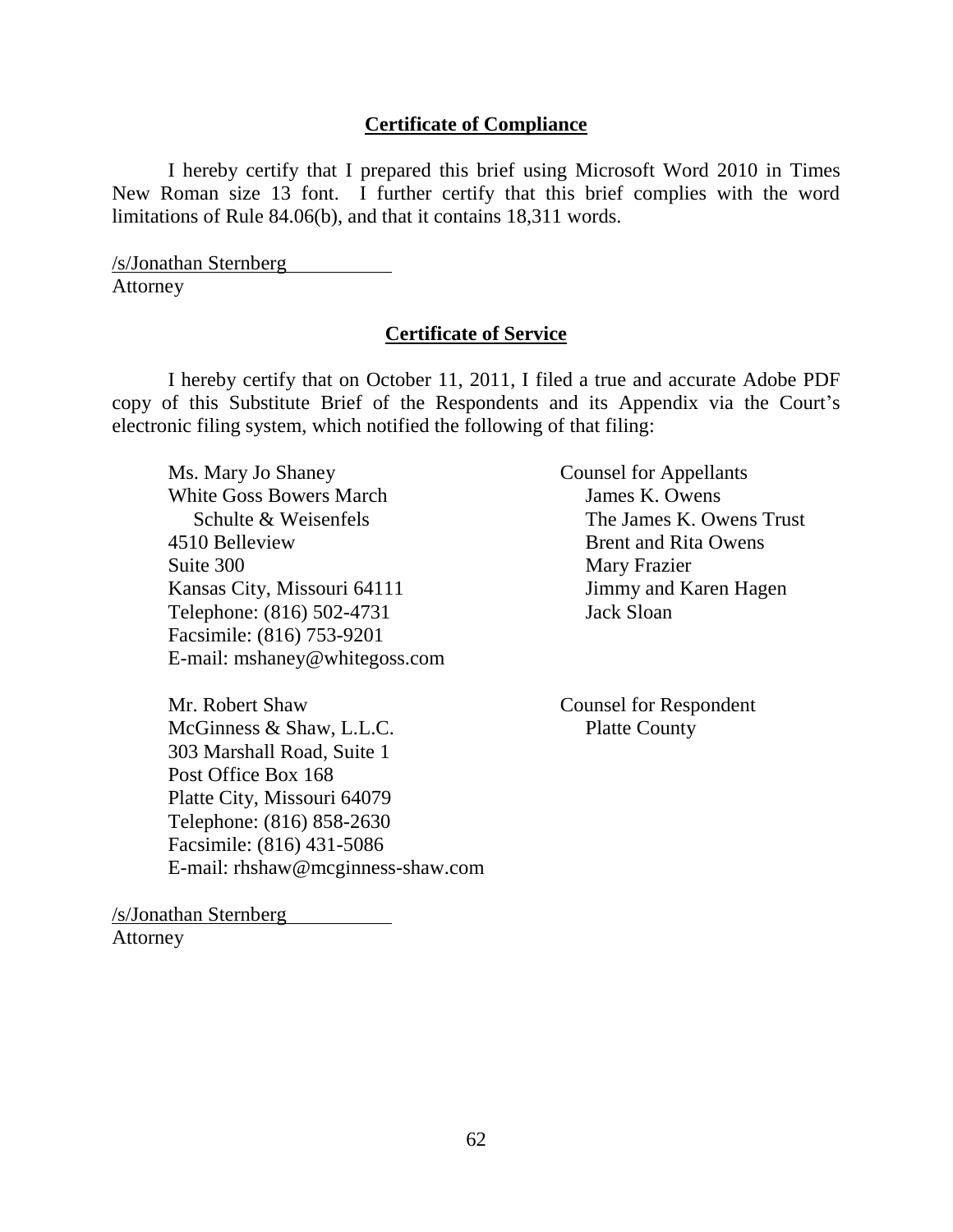## Certificate of Compliance

I hereby certify that I prepared this brief using Microsoft Word 2010 in Times New Roman size 13 font. I further certify that this brief complies with the word limitations of Rule 84.06(b), and that it contains 18,311 words.

/s/Jonathan Sternberg
Attorney

## Certificate of Service

I hereby certify that on October 11, 2011, I filed a true and accurate Adobe PDF copy of this Substitute Brief of the Respondents and its Appendix via the Court's electronic filing system, which notified the following of that filing:

Ms. Mary Jo Shaney
White Goss Bowers March
Schulte & Weisenfels
4510 Belleview
Suite 300
Kansas City, Missouri 64111
Telephone: (816) 502-4731
Facsimile: (816) 753-9201
E-mail: mshaney@whitegoss.com

Counsel for Appellants
James K. Owens
The James K. Owens Trust
Brent and Rita Owens
Mary Frazier
Jimmy and Karen Hagen
Jack Sloan

Mr. Robert Shaw
McGinness & Shaw, L.L.C.
303 Marshall Road, Suite 1
Post Office Box 168
Platte City, Missouri 64079
Telephone: (816) 858-2630
Facsimile: (816) 431-5086
E-mail: rhshaw@mcginness-shaw.com

Counsel for Respondent
Platte County

/s/Jonathan Sternberg
Attorney